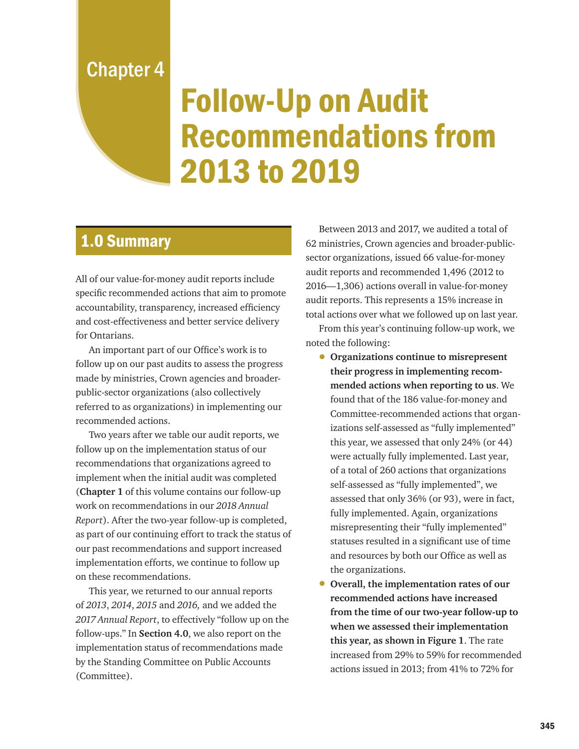Chapter 4

# Follow-Up on Audit Recommendations from 2013 to 2019

## 1.0 Summary

All of our value-for-money audit reports include specific recommended actions that aim to promote accountability, transparency, increased efficiency and cost-effectiveness and better service delivery for Ontarians.

An important part of our Office's work is to follow up on our past audits to assess the progress made by ministries, Crown agencies and broader-public-sector organizations (also collectively referred to as organizations) in implementing our recommended actions.

Two years after we table our audit reports, we follow up on the implementation status of our recommendations that organizations agreed to implement when the initial audit was completed (**Chapter 1** of this volume contains our follow-up work on recommendations in our *2018 Annual Report*). After the two-year follow-up is completed, as part of our continuing effort to track the status of our past recommendations and support increased implementation efforts, we continue to follow up on these recommendations.

This year, we returned to our annual reports of *2013*, *2014*, *2015* and *2016,* and we added the *2017 Annual Report*, to effectively "follow up on the follow-ups." In **Section 4.0**, we also report on the implementation status of recommendations made by the Standing Committee on Public Accounts (Committee).

Between 2013 and 2017, we audited a total of 62 ministries, Crown agencies and broader-public-sector organizations, issued 66 value-for-money audit reports and recommended 1,496 (2012 to 2016—1,306) actions overall in value-for-money audit reports. This represents a 15% increase in total actions over what we followed up on last year.

From this year's continuing follow-up work, we noted the following:

- **Organizations continue to misrepresent their progress in implementing recommended actions when reporting to us**. We found that of the 186 value-for-money and Committee-recommended actions that organizations self-assessed as "fully implemented" this year, we assessed that only 24% (or 44) were actually fully implemented. Last year, of a total of 260 actions that organizations self-assessed as "fully implemented", we assessed that only 36% (or 93), were in fact, fully implemented. Again, organizations misrepresenting their "fully implemented" statuses resulted in a significant use of time and resources by both our Office as well as the organizations.
- **Overall, the implementation rates of our recommended actions have increased from the time of our two-year follow-up to when we assessed their implementation this year, as shown in Figure 1**. The rate increased from 29% to 59% for recommended actions issued in 2013; from 41% to 72% for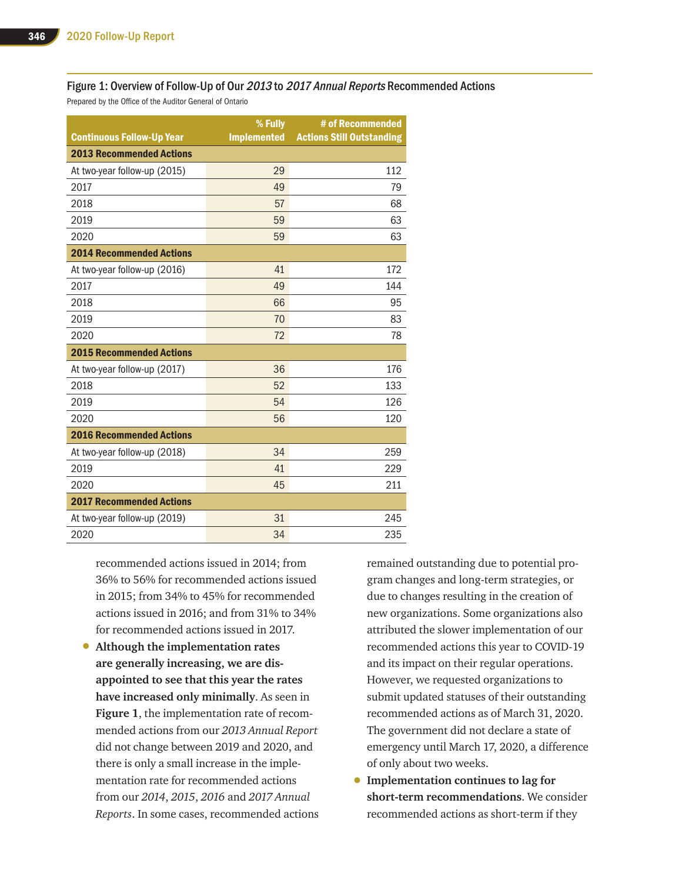Figure 1: Overview of Follow-Up of Our *2013* to *2017 Annual Reports* Recommended Actions

Prepared by the Office of the Auditor General of Ontario

| Continuous Follow-Up Year | % Fully Implemented | # of Recommended Actions Still Outstanding |
|---|---|---|
| **2013 Recommended Actions** | | |
| At two-year follow-up (2015) | 29 | 112 |
| 2017 | 49 | 79 |
| 2018 | 57 | 68 |
| 2019 | 59 | 63 |
| 2020 | 59 | 63 |
| **2014 Recommended Actions** | | |
| At two-year follow-up (2016) | 41 | 172 |
| 2017 | 49 | 144 |
| 2018 | 66 | 95 |
| 2019 | 70 | 83 |
| 2020 | 72 | 78 |
| **2015 Recommended Actions** | | |
| At two-year follow-up (2017) | 36 | 176 |
| 2018 | 52 | 133 |
| 2019 | 54 | 126 |
| 2020 | 56 | 120 |
| **2016 Recommended Actions** | | |
| At two-year follow-up (2018) | 34 | 259 |
| 2019 | 41 | 229 |
| 2020 | 45 | 211 |
| **2017 Recommended Actions** | | |
| At two-year follow-up (2019) | 31 | 245 |
| 2020 | 34 | 235 |

recommended actions issued in 2014; from 36% to 56% for recommended actions issued in 2015; from 34% to 45% for recommended actions issued in 2016; and from 31% to 34% for recommended actions issued in 2017.

- **Although the implementation rates are generally increasing, we are disappointed to see that this year the rates have increased only minimally**. As seen in **Figure 1**, the implementation rate of recommended actions from our *2013 Annual Report* did not change between 2019 and 2020, and there is only a small increase in the implementation rate for recommended actions from our *2014*, *2015*, *2016* and *2017 Annual Reports*. In some cases, recommended actions remained outstanding due to potential program changes and long-term strategies, or due to changes resulting in the creation of new organizations. Some organizations also attributed the slower implementation of our recommended actions this year to COVID-19 and its impact on their regular operations. However, we requested organizations to submit updated statuses of their outstanding recommended actions as of March 31, 2020. The government did not declare a state of emergency until March 17, 2020, a difference of only about two weeks.
- **Implementation continues to lag for short-term recommendations**. We consider recommended actions as short-term if they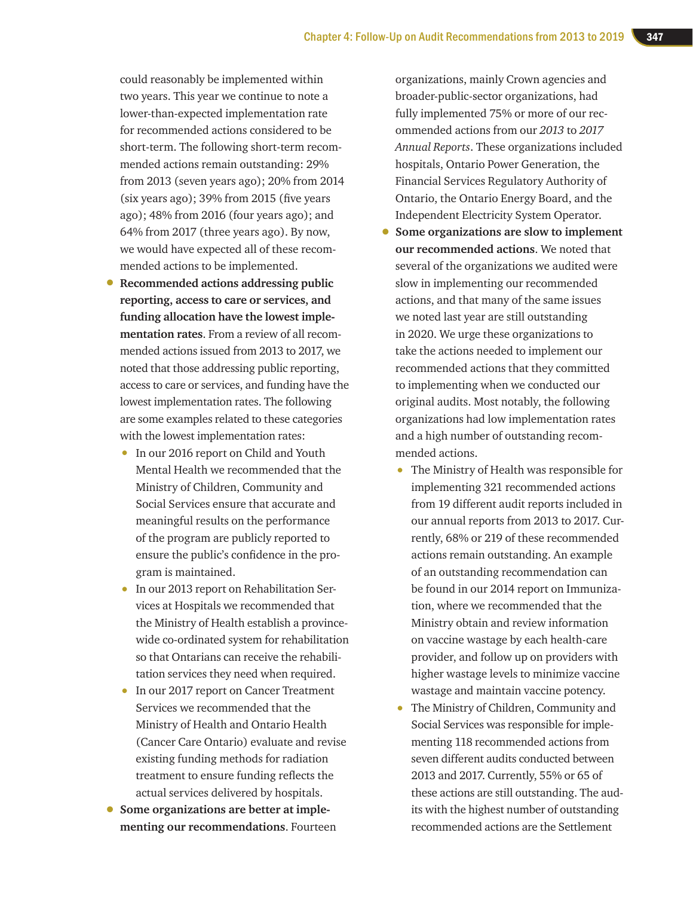could reasonably be implemented within two years. This year we continue to note a lower-than-expected implementation rate for recommended actions considered to be short-term. The following short-term recommended actions remain outstanding: 29% from 2013 (seven years ago); 20% from 2014 (six years ago); 39% from 2015 (five years ago); 48% from 2016 (four years ago); and 64% from 2017 (three years ago). By now, we would have expected all of these recommended actions to be implemented.

- **Recommended actions addressing public reporting, access to care or services, and funding allocation have the lowest implementation rates**. From a review of all recommended actions issued from 2013 to 2017, we noted that those addressing public reporting, access to care or services, and funding have the lowest implementation rates. The following are some examples related to these categories with the lowest implementation rates:
  - In our 2016 report on Child and Youth Mental Health we recommended that the Ministry of Children, Community and Social Services ensure that accurate and meaningful results on the performance of the program are publicly reported to ensure the public's confidence in the program is maintained.
  - In our 2013 report on Rehabilitation Services at Hospitals we recommended that the Ministry of Health establish a province-wide co-ordinated system for rehabilitation so that Ontarians can receive the rehabilitation services they need when required.
  - In our 2017 report on Cancer Treatment Services we recommended that the Ministry of Health and Ontario Health (Cancer Care Ontario) evaluate and revise existing funding methods for radiation treatment to ensure funding reflects the actual services delivered by hospitals.
- **Some organizations are better at implementing our recommendations**. Fourteen organizations, mainly Crown agencies and broader-public-sector organizations, had fully implemented 75% or more of our recommended actions from our *2013* to *2017 Annual Reports*. These organizations included hospitals, Ontario Power Generation, the Financial Services Regulatory Authority of Ontario, the Ontario Energy Board, and the Independent Electricity System Operator.
- **Some organizations are slow to implement our recommended actions**. We noted that several of the organizations we audited were slow in implementing our recommended actions, and that many of the same issues we noted last year are still outstanding in 2020. We urge these organizations to take the actions needed to implement our recommended actions that they committed to implementing when we conducted our original audits. Most notably, the following organizations had low implementation rates and a high number of outstanding recommended actions.
  - The Ministry of Health was responsible for implementing 321 recommended actions from 19 different audit reports included in our annual reports from 2013 to 2017. Currently, 68% or 219 of these recommended actions remain outstanding. An example of an outstanding recommendation can be found in our 2014 report on Immunization, where we recommended that the Ministry obtain and review information on vaccine wastage by each health-care provider, and follow up on providers with higher wastage levels to minimize vaccine wastage and maintain vaccine potency.
  - The Ministry of Children, Community and Social Services was responsible for implementing 118 recommended actions from seven different audits conducted between 2013 and 2017. Currently, 55% or 65 of these actions are still outstanding. The audits with the highest number of outstanding recommended actions are the Settlement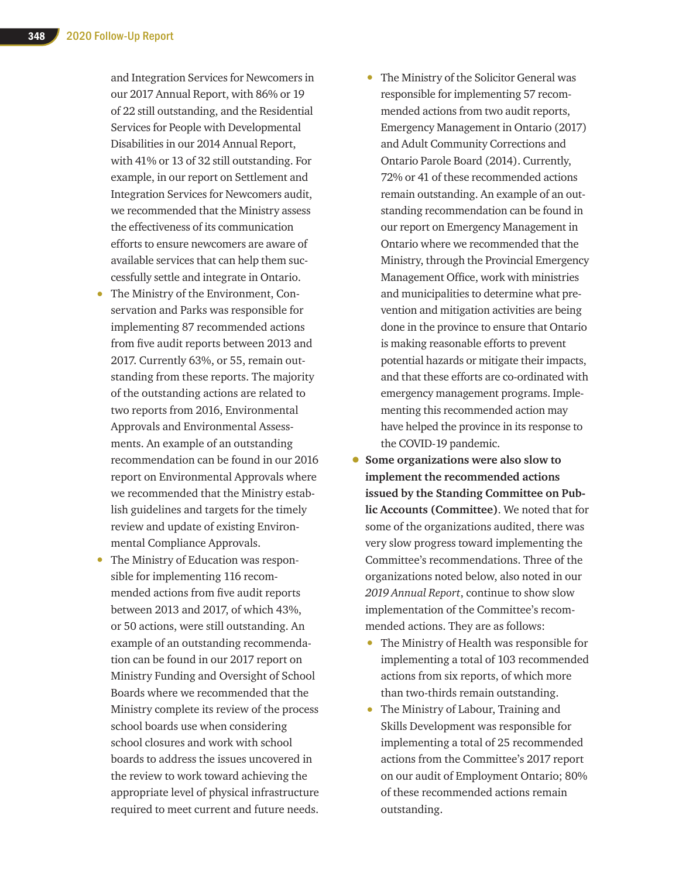and Integration Services for Newcomers in our 2017 Annual Report, with 86% or 19 of 22 still outstanding, and the Residential Services for People with Developmental Disabilities in our 2014 Annual Report, with 41% or 13 of 32 still outstanding. For example, in our report on Settlement and Integration Services for Newcomers audit, we recommended that the Ministry assess the effectiveness of its communication efforts to ensure newcomers are aware of available services that can help them successfully settle and integrate in Ontario.

- The Ministry of the Environment, Conservation and Parks was responsible for implementing 87 recommended actions from five audit reports between 2013 and 2017. Currently 63%, or 55, remain outstanding from these reports. The majority of the outstanding actions are related to two reports from 2016, Environmental Approvals and Environmental Assessments. An example of an outstanding recommendation can be found in our 2016 report on Environmental Approvals where we recommended that the Ministry establish guidelines and targets for the timely review and update of existing Environmental Compliance Approvals.
- The Ministry of Education was responsible for implementing 116 recommended actions from five audit reports between 2013 and 2017, of which 43%, or 50 actions, were still outstanding. An example of an outstanding recommendation can be found in our 2017 report on Ministry Funding and Oversight of School Boards where we recommended that the Ministry complete its review of the process school boards use when considering school closures and work with school boards to address the issues uncovered in the review to work toward achieving the appropriate level of physical infrastructure required to meet current and future needs.
- The Ministry of the Solicitor General was responsible for implementing 57 recommended actions from two audit reports, Emergency Management in Ontario (2017) and Adult Community Corrections and Ontario Parole Board (2014). Currently, 72% or 41 of these recommended actions remain outstanding. An example of an outstanding recommendation can be found in our report on Emergency Management in Ontario where we recommended that the Ministry, through the Provincial Emergency Management Office, work with ministries and municipalities to determine what prevention and mitigation activities are being done in the province to ensure that Ontario is making reasonable efforts to prevent potential hazards or mitigate their impacts, and that these efforts are co-ordinated with emergency management programs. Implementing this recommended action may have helped the province in its response to the COVID-19 pandemic.

- **Some organizations were also slow to implement the recommended actions issued by the Standing Committee on Public Accounts (Committee)**. We noted that for some of the organizations audited, there was very slow progress toward implementing the Committee's recommendations. Three of the organizations noted below, also noted in our *2019 Annual Report*, continue to show slow implementation of the Committee's recommended actions. They are as follows:
  - The Ministry of Health was responsible for implementing a total of 103 recommended actions from six reports, of which more than two-thirds remain outstanding.
  - The Ministry of Labour, Training and Skills Development was responsible for implementing a total of 25 recommended actions from the Committee's 2017 report on our audit of Employment Ontario; 80% of these recommended actions remain outstanding.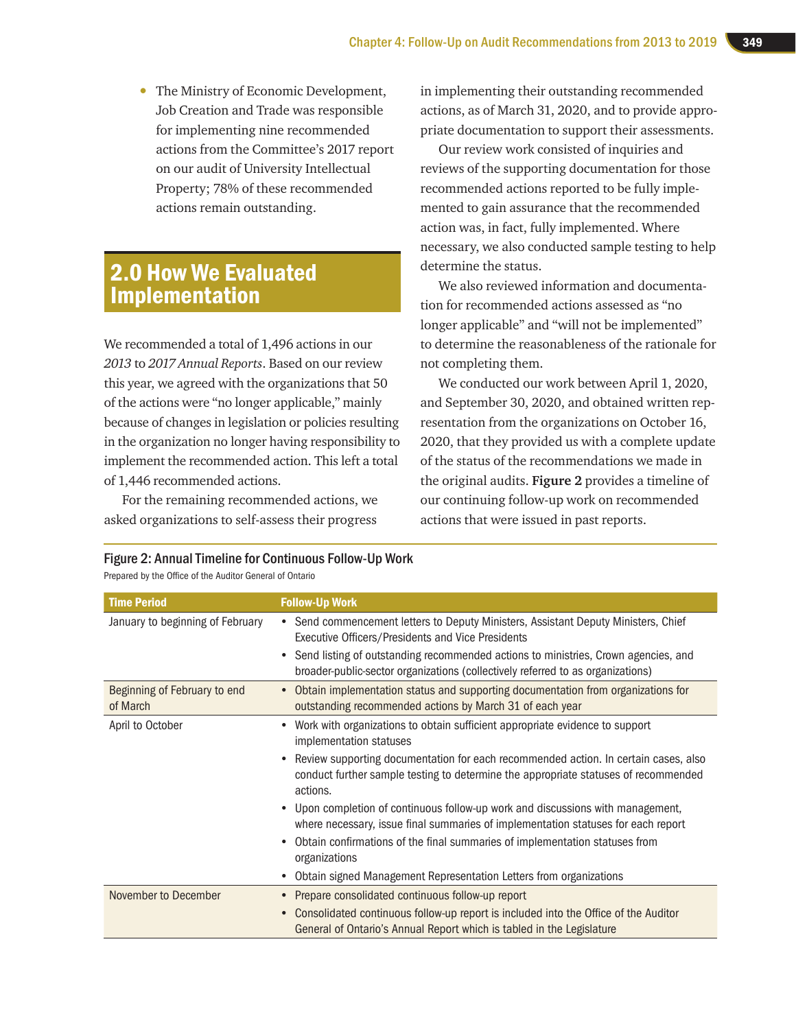- The Ministry of Economic Development, Job Creation and Trade was responsible for implementing nine recommended actions from the Committee's 2017 report on our audit of University Intellectual Property; 78% of these recommended actions remain outstanding.

## 2.0 How We Evaluated Implementation

We recommended a total of 1,496 actions in our *2013* to *2017 Annual Reports*. Based on our review this year, we agreed with the organizations that 50 of the actions were "no longer applicable," mainly because of changes in legislation or policies resulting in the organization no longer having responsibility to implement the recommended action. This left a total of 1,446 recommended actions.

For the remaining recommended actions, we asked organizations to self-assess their progress in implementing their outstanding recommended actions, as of March 31, 2020, and to provide appropriate documentation to support their assessments.

Our review work consisted of inquiries and reviews of the supporting documentation for those recommended actions reported to be fully implemented to gain assurance that the recommended action was, in fact, fully implemented. Where necessary, we also conducted sample testing to help determine the status.

We also reviewed information and documentation for recommended actions assessed as "no longer applicable" and "will not be implemented" to determine the reasonableness of the rationale for not completing them.

We conducted our work between April 1, 2020, and September 30, 2020, and obtained written representation from the organizations on October 16, 2020, that they provided us with a complete update of the status of the recommendations we made in the original audits. **Figure 2** provides a timeline of our continuing follow-up work on recommended actions that were issued in past reports.

**Figure 2: Annual Timeline for Continuous Follow-Up Work**

Prepared by the Office of the Auditor General of Ontario

| Time Period | Follow-Up Work |
|---|---|
| January to beginning of February | • Send commencement letters to Deputy Ministers, Assistant Deputy Ministers, Chief Executive Officers/Presidents and Vice Presidents<br>• Send listing of outstanding recommended actions to ministries, Crown agencies, and broader-public-sector organizations (collectively referred to as organizations) |
| Beginning of February to end of March | • Obtain implementation status and supporting documentation from organizations for outstanding recommended actions by March 31 of each year |
| April to October | • Work with organizations to obtain sufficient appropriate evidence to support implementation statuses<br>• Review supporting documentation for each recommended action. In certain cases, also conduct further sample testing to determine the appropriate statuses of recommended actions.<br>• Upon completion of continuous follow-up work and discussions with management, where necessary, issue final summaries of implementation statuses for each report<br>• Obtain confirmations of the final summaries of implementation statuses from organizations<br>• Obtain signed Management Representation Letters from organizations |
| November to December | • Prepare consolidated continuous follow-up report<br>• Consolidated continuous follow-up report is included into the Office of the Auditor General of Ontario's Annual Report which is tabled in the Legislature |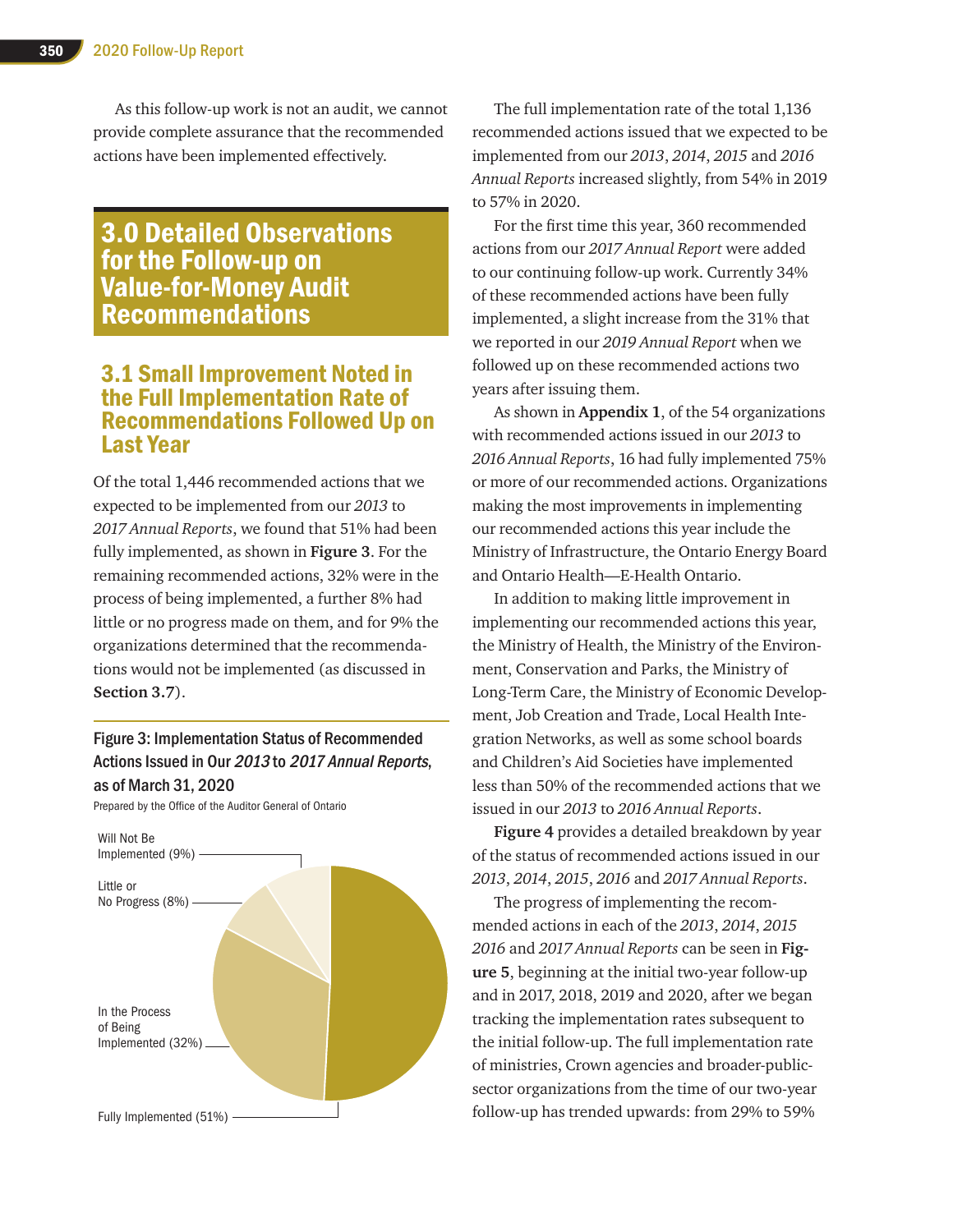As this follow-up work is not an audit, we cannot provide complete assurance that the recommended actions have been implemented effectively.

# 3.0 Detailed Observations for the Follow-up on Value-for-Money Audit Recommendations

## 3.1 Small Improvement Noted in the Full Implementation Rate of Recommendations Followed Up on Last Year

Of the total 1,446 recommended actions that we expected to be implemented from our *2013* to *2017 Annual Reports*, we found that 51% had been fully implemented, as shown in **Figure 3**. For the remaining recommended actions, 32% were in the process of being implemented, a further 8% had little or no progress made on them, and for 9% the organizations determined that the recommendations would not be implemented (as discussed in **Section 3.7**).

**Figure 3: Implementation Status of Recommended Actions Issued in Our *2013* to *2017 Annual Reports*, as of March 31, 2020**

Prepared by the Office of the Auditor General of Ontario

| Status | Percentage |
|---|---|
| Fully Implemented | 51% |
| In the Process of Being Implemented | 32% |
| Little or No Progress | 8% |
| Will Not Be Implemented | 9% |

The full implementation rate of the total 1,136 recommended actions issued that we expected to be implemented from our *2013*, *2014*, *2015* and *2016 Annual Reports* increased slightly, from 54% in 2019 to 57% in 2020.

For the first time this year, 360 recommended actions from our *2017 Annual Report* were added to our continuing follow-up work. Currently 34% of these recommended actions have been fully implemented, a slight increase from the 31% that we reported in our *2019 Annual Report* when we followed up on these recommended actions two years after issuing them.

As shown in **Appendix 1**, of the 54 organizations with recommended actions issued in our *2013* to *2016 Annual Reports*, 16 had fully implemented 75% or more of our recommended actions. Organizations making the most improvements in implementing our recommended actions this year include the Ministry of Infrastructure, the Ontario Energy Board and Ontario Health—E-Health Ontario.

In addition to making little improvement in implementing our recommended actions this year, the Ministry of Health, the Ministry of the Environment, Conservation and Parks, the Ministry of Long-Term Care, the Ministry of Economic Development, Job Creation and Trade, Local Health Integration Networks, as well as some school boards and Children's Aid Societies have implemented less than 50% of the recommended actions that we issued in our *2013* to *2016 Annual Reports*.

**Figure 4** provides a detailed breakdown by year of the status of recommended actions issued in our *2013*, *2014*, *2015*, *2016* and *2017 Annual Reports*.

The progress of implementing the recommended actions in each of the *2013*, *2014*, *2015* *2016* and *2017 Annual Reports* can be seen in **Figure 5**, beginning at the initial two-year follow-up and in 2017, 2018, 2019 and 2020, after we began tracking the implementation rates subsequent to the initial follow-up. The full implementation rate of ministries, Crown agencies and broader-public-sector organizations from the time of our two-year follow-up has trended upwards: from 29% to 59%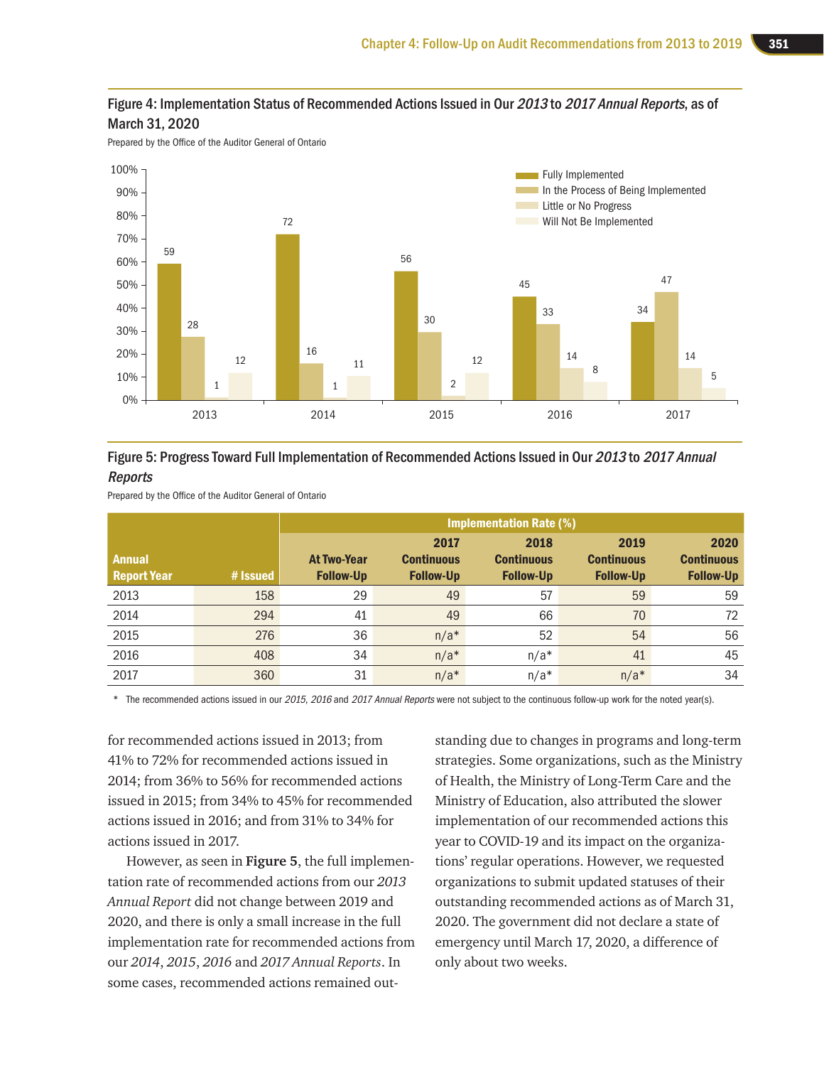**Figure 4: Implementation Status of Recommended Actions Issued in Our *2013* to *2017 Annual Reports*, as of March 31, 2020**

Prepared by the Office of the Auditor General of Ontario

| Year | Fully Implemented | In the Process of Being Implemented | Little or No Progress | Will Not Be Implemented |
|---|---|---|---|---|
| 2013 | 59 | 28 | 1 | 12 |
| 2014 | 72 | 16 | 1 | 11 |
| 2015 | 56 | 30 | 2 | 12 |
| 2016 | 45 | 33 | 14 | 8 |
| 2017 | 34 | 47 | 14 | 5 |

**Figure 5: Progress Toward Full Implementation of Recommended Actions Issued in Our *2013* to *2017 Annual Reports***

Prepared by the Office of the Auditor General of Ontario

| | | Implementation Rate (%) | | | | |
|---|---|---|---|---|---|---|
| **Annual Report Year** | **# Issued** | **At Two-Year Follow-Up** | **2017 Continuous Follow-Up** | **2018 Continuous Follow-Up** | **2019 Continuous Follow-Up** | **2020 Continuous Follow-Up** |
| 2013 | 158 | 29 | 49 | 57 | 59 | 59 |
| 2014 | 294 | 41 | 49 | 66 | 70 | 72 |
| 2015 | 276 | 36 | n/a* | 52 | 54 | 56 |
| 2016 | 408 | 34 | n/a* | n/a* | 41 | 45 |
| 2017 | 360 | 31 | n/a* | n/a* | n/a* | 34 |

\* The recommended actions issued in our *2015*, *2016* and *2017 Annual Reports* were not subject to the continuous follow-up work for the noted year(s).

for recommended actions issued in 2013; from 41% to 72% for recommended actions issued in 2014; from 36% to 56% for recommended actions issued in 2015; from 34% to 45% for recommended actions issued in 2016; and from 31% to 34% for actions issued in 2017.

However, as seen in **Figure 5**, the full implementation rate of recommended actions from our *2013 Annual Report* did not change between 2019 and 2020, and there is only a small increase in the full implementation rate for recommended actions from our *2014*, *2015*, *2016* and *2017 Annual Reports*. In some cases, recommended actions remained outstanding due to changes in programs and long-term strategies. Some organizations, such as the Ministry of Health, the Ministry of Long-Term Care and the Ministry of Education, also attributed the slower implementation of our recommended actions this year to COVID-19 and its impact on the organizations' regular operations. However, we requested organizations to submit updated statuses of their outstanding recommended actions as of March 31, 2020. The government did not declare a state of emergency until March 17, 2020, a difference of only about two weeks.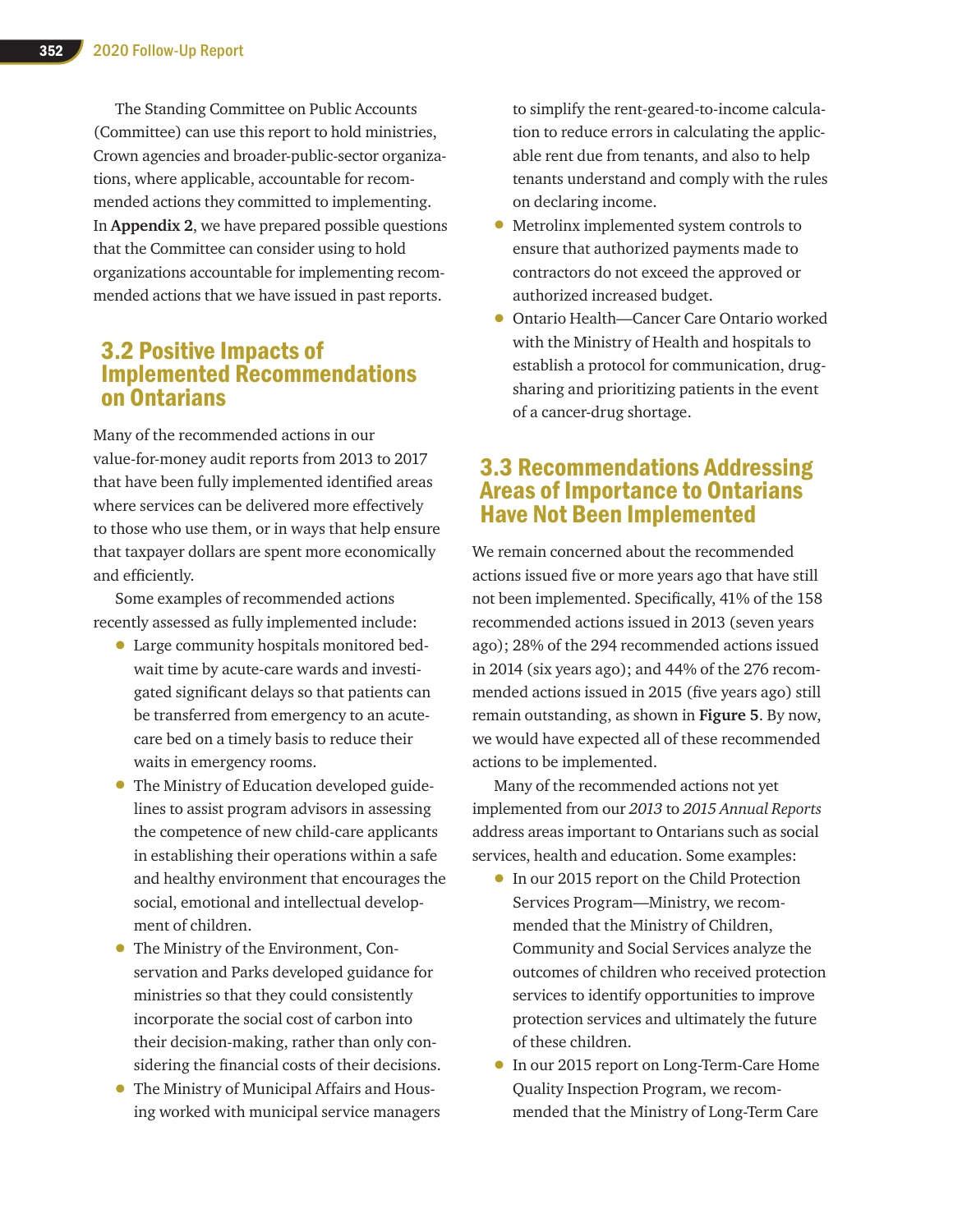The Standing Committee on Public Accounts (Committee) can use this report to hold ministries, Crown agencies and broader-public-sector organizations, where applicable, accountable for recommended actions they committed to implementing. In **Appendix 2**, we have prepared possible questions that the Committee can consider using to hold organizations accountable for implementing recommended actions that we have issued in past reports.

## 3.2 Positive Impacts of Implemented Recommendations on Ontarians

Many of the recommended actions in our value-for-money audit reports from 2013 to 2017 that have been fully implemented identified areas where services can be delivered more effectively to those who use them, or in ways that help ensure that taxpayer dollars are spent more economically and efficiently.

Some examples of recommended actions recently assessed as fully implemented include:

- Large community hospitals monitored bed-wait time by acute-care wards and investigated significant delays so that patients can be transferred from emergency to an acute-care bed on a timely basis to reduce their waits in emergency rooms.
- The Ministry of Education developed guidelines to assist program advisors in assessing the competence of new child-care applicants in establishing their operations within a safe and healthy environment that encourages the social, emotional and intellectual development of children.
- The Ministry of the Environment, Conservation and Parks developed guidance for ministries so that they could consistently incorporate the social cost of carbon into their decision-making, rather than only considering the financial costs of their decisions.
- The Ministry of Municipal Affairs and Housing worked with municipal service managers to simplify the rent-geared-to-income calculation to reduce errors in calculating the applicable rent due from tenants, and also to help tenants understand and comply with the rules on declaring income.
- Metrolinx implemented system controls to ensure that authorized payments made to contractors do not exceed the approved or authorized increased budget.
- Ontario Health—Cancer Care Ontario worked with the Ministry of Health and hospitals to establish a protocol for communication, drug-sharing and prioritizing patients in the event of a cancer-drug shortage.

## 3.3 Recommendations Addressing Areas of Importance to Ontarians Have Not Been Implemented

We remain concerned about the recommended actions issued five or more years ago that have still not been implemented. Specifically, 41% of the 158 recommended actions issued in 2013 (seven years ago); 28% of the 294 recommended actions issued in 2014 (six years ago); and 44% of the 276 recommended actions issued in 2015 (five years ago) still remain outstanding, as shown in **Figure 5**. By now, we would have expected all of these recommended actions to be implemented.

Many of the recommended actions not yet implemented from our *2013* to *2015 Annual Reports* address areas important to Ontarians such as social services, health and education. Some examples:

- In our 2015 report on the Child Protection Services Program—Ministry, we recommended that the Ministry of Children, Community and Social Services analyze the outcomes of children who received protection services to identify opportunities to improve protection services and ultimately the future of these children.
- In our 2015 report on Long-Term-Care Home Quality Inspection Program, we recommended that the Ministry of Long-Term Care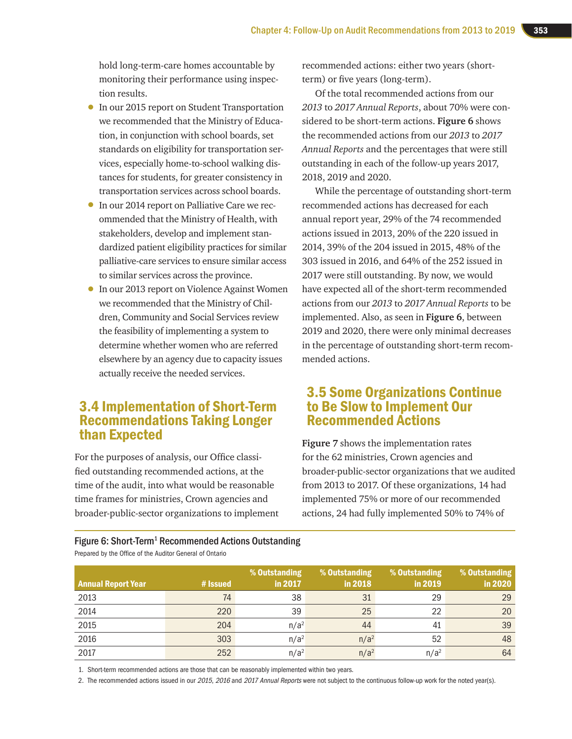hold long-term-care homes accountable by monitoring their performance using inspection results.

- In our 2015 report on Student Transportation we recommended that the Ministry of Education, in conjunction with school boards, set standards on eligibility for transportation services, especially home-to-school walking distances for students, for greater consistency in transportation services across school boards.
- In our 2014 report on Palliative Care we recommended that the Ministry of Health, with stakeholders, develop and implement standardized patient eligibility practices for similar palliative-care services to ensure similar access to similar services across the province.
- In our 2013 report on Violence Against Women we recommended that the Ministry of Children, Community and Social Services review the feasibility of implementing a system to determine whether women who are referred elsewhere by an agency due to capacity issues actually receive the needed services.

## 3.4 Implementation of Short-Term Recommendations Taking Longer than Expected

For the purposes of analysis, our Office classified outstanding recommended actions, at the time of the audit, into what would be reasonable time frames for ministries, Crown agencies and broader-public-sector organizations to implement recommended actions: either two years (short-term) or five years (long-term).

Of the total recommended actions from our *2013* to *2017 Annual Reports*, about 70% were considered to be short-term actions. **Figure 6** shows the recommended actions from our *2013* to *2017 Annual Reports* and the percentages that were still outstanding in each of the follow-up years 2017, 2018, 2019 and 2020.

While the percentage of outstanding short-term recommended actions has decreased for each annual report year, 29% of the 74 recommended actions issued in 2013, 20% of the 220 issued in 2014, 39% of the 204 issued in 2015, 48% of the 303 issued in 2016, and 64% of the 252 issued in 2017 were still outstanding. By now, we would have expected all of the short-term recommended actions from our *2013* to *2017 Annual Reports* to be implemented. Also, as seen in **Figure 6**, between 2019 and 2020, there were only minimal decreases in the percentage of outstanding short-term recommended actions.

## 3.5 Some Organizations Continue to Be Slow to Implement Our Recommended Actions

**Figure 7** shows the implementation rates for the 62 ministries, Crown agencies and broader-public-sector organizations that we audited from 2013 to 2017. Of these organizations, 14 had implemented 75% or more of our recommended actions, 24 had fully implemented 50% to 74% of

**Figure 6: Short-Term[1] Recommended Actions Outstanding**

Prepared by the Office of the Auditor General of Ontario

| Annual Report Year | # Issued | % Outstanding in 2017 | % Outstanding in 2018 | % Outstanding in 2019 | % Outstanding in 2020 |
|---|---|---|---|---|---|
| 2013 | 74 | 38 | 31 | 29 | 29 |
| 2014 | 220 | 39 | 25 | 22 | 20 |
| 2015 | 204 | n/a[2] | 44 | 41 | 39 |
| 2016 | 303 | n/a[2] | n/a[2] | 52 | 48 |
| 2017 | 252 | n/a[2] | n/a[2] | n/a[2] | 64 |

1. Short-term recommended actions are those that can be reasonably implemented within two years.
2. The recommended actions issued in our *2015*, *2016* and *2017 Annual Reports* were not subject to the continuous follow-up work for the noted year(s).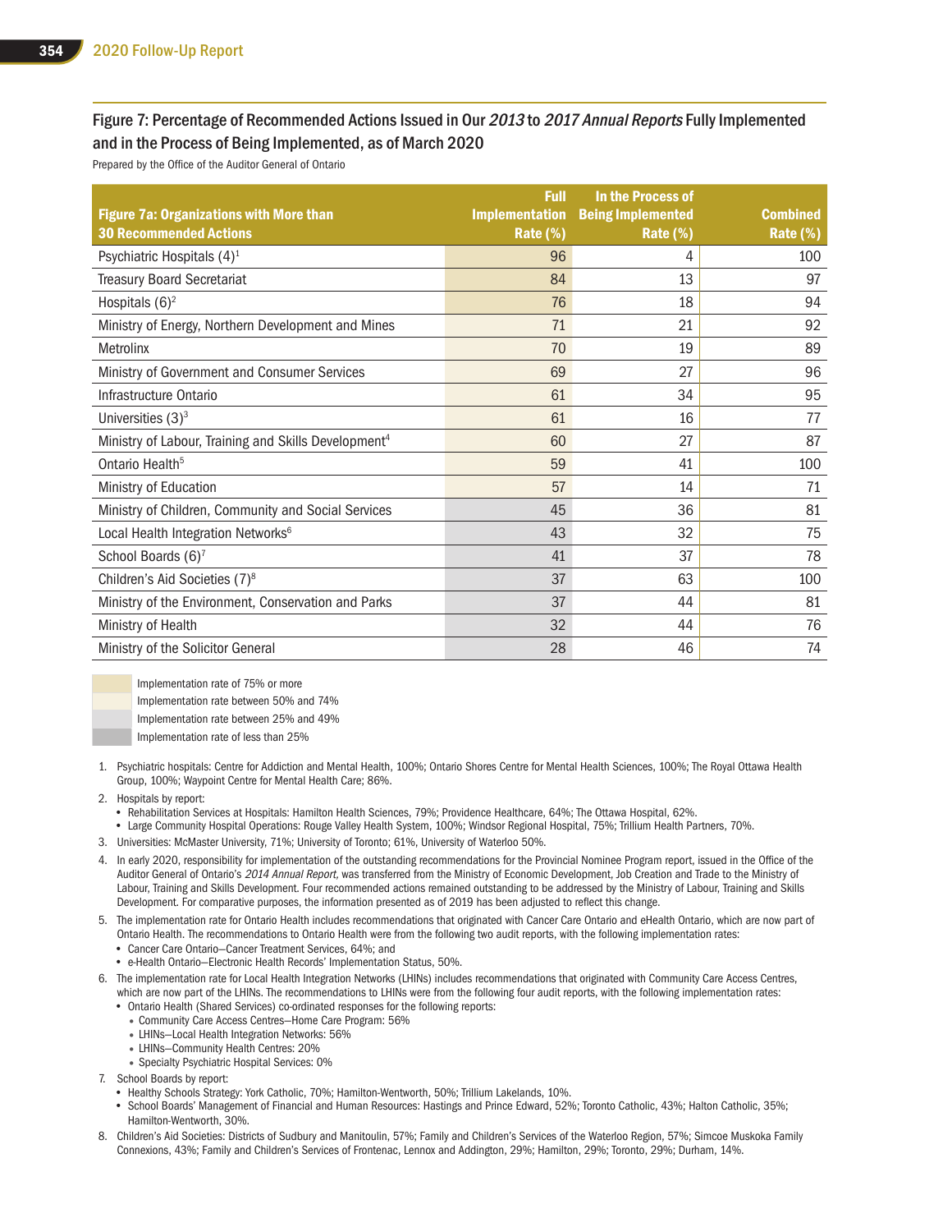## Figure 7: Percentage of Recommended Actions Issued in Our *2013* to *2017 Annual Reports* Fully Implemented and in the Process of Being Implemented, as of March 2020

Prepared by the Office of the Auditor General of Ontario

| Figure 7a: Organizations with More than 30 Recommended Actions | Full Implementation Rate (%) | In the Process of Being Implemented Rate (%) | Combined Rate (%) |
|---|---|---|---|
| Psychiatric Hospitals (4)[1] | 96 | 4 | 100 |
| Treasury Board Secretariat | 84 | 13 | 97 |
| Hospitals (6)[2] | 76 | 18 | 94 |
| Ministry of Energy, Northern Development and Mines | 71 | 21 | 92 |
| Metrolinx | 70 | 19 | 89 |
| Ministry of Government and Consumer Services | 69 | 27 | 96 |
| Infrastructure Ontario | 61 | 34 | 95 |
| Universities (3)[3] | 61 | 16 | 77 |
| Ministry of Labour, Training and Skills Development[4] | 60 | 27 | 87 |
| Ontario Health[5] | 59 | 41 | 100 |
| Ministry of Education | 57 | 14 | 71 |
| Ministry of Children, Community and Social Services | 45 | 36 | 81 |
| Local Health Integration Networks[6] | 43 | 32 | 75 |
| School Boards (6)[7] | 41 | 37 | 78 |
| Children's Aid Societies (7)[8] | 37 | 63 | 100 |
| Ministry of the Environment, Conservation and Parks | 37 | 44 | 81 |
| Ministry of Health | 32 | 44 | 76 |
| Ministry of the Solicitor General | 28 | 46 | 74 |

- Implementation rate of 75% or more
- Implementation rate between 50% and 74%
- Implementation rate between 25% and 49%
- Implementation rate of less than 25%

1. Psychiatric hospitals: Centre for Addiction and Mental Health, 100%; Ontario Shores Centre for Mental Health Sciences, 100%; The Royal Ottawa Health Group, 100%; Waypoint Centre for Mental Health Care; 86%.
2. Hospitals by report:
   - Rehabilitation Services at Hospitals: Hamilton Health Sciences, 79%; Providence Healthcare, 64%; The Ottawa Hospital, 62%.
   - Large Community Hospital Operations: Rouge Valley Health System, 100%; Windsor Regional Hospital, 75%; Trillium Health Partners, 70%.
3. Universities: McMaster University, 71%; University of Toronto; 61%, University of Waterloo 50%.
4. In early 2020, responsibility for implementation of the outstanding recommendations for the Provincial Nominee Program report, issued in the Office of the Auditor General of Ontario's *2014 Annual Report,* was transferred from the Ministry of Economic Development, Job Creation and Trade to the Ministry of Labour, Training and Skills Development. Four recommended actions remained outstanding to be addressed by the Ministry of Labour, Training and Skills Development. For comparative purposes, the information presented as of 2019 has been adjusted to reflect this change.
5. The implementation rate for Ontario Health includes recommendations that originated with Cancer Care Ontario and eHealth Ontario, which are now part of Ontario Health. The recommendations to Ontario Health were from the following two audit reports, with the following implementation rates:
   - Cancer Care Ontario—Cancer Treatment Services, 64%; and
   - e-Health Ontario—Electronic Health Records' Implementation Status, 50%.
6. The implementation rate for Local Health Integration Networks (LHINs) includes recommendations that originated with Community Care Access Centres, which are now part of the LHINs. The recommendations to LHINs were from the following four audit reports, with the following implementation rates:
   - Ontario Health (Shared Services) co-ordinated responses for the following reports:
     - Community Care Access Centres—Home Care Program: 56%
     - LHINs—Local Health Integration Networks: 56%
     - LHINs—Community Health Centres: 20%
     - Specialty Psychiatric Hospital Services: 0%
7. School Boards by report:
   - Healthy Schools Strategy: York Catholic, 70%; Hamilton-Wentworth, 50%; Trillium Lakelands, 10%.
   - School Boards' Management of Financial and Human Resources: Hastings and Prince Edward, 52%; Toronto Catholic, 43%; Halton Catholic, 35%; Hamilton-Wentworth, 30%.
8. Children's Aid Societies: Districts of Sudbury and Manitoulin, 57%; Family and Children's Services of the Waterloo Region, 57%; Simcoe Muskoka Family Connexions, 43%; Family and Children's Services of Frontenac, Lennox and Addington, 29%; Hamilton, 29%; Toronto, 29%; Durham, 14%.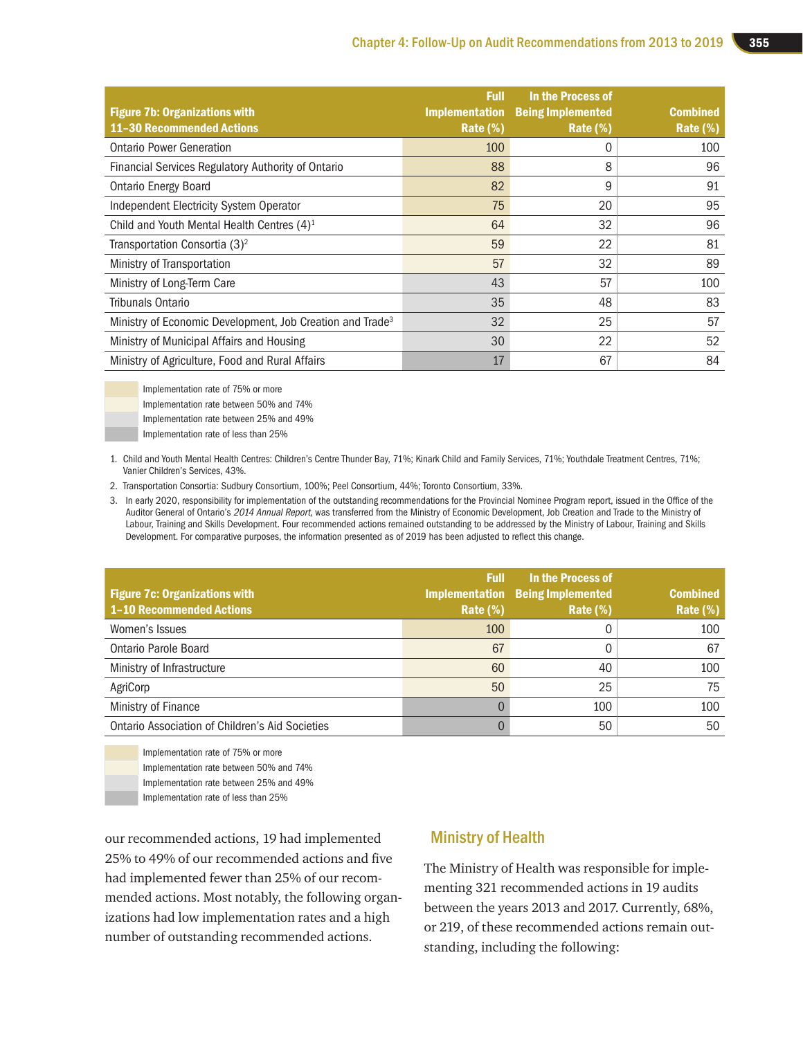| Figure 7b: Organizations with 11–30 Recommended Actions | Full Implementation Rate (%) | In the Process of Being Implemented Rate (%) | Combined Rate (%) |
|---|---|---|---|
| Ontario Power Generation | 100 | 0 | 100 |
| Financial Services Regulatory Authority of Ontario | 88 | 8 | 96 |
| Ontario Energy Board | 82 | 9 | 91 |
| Independent Electricity System Operator | 75 | 20 | 95 |
| Child and Youth Mental Health Centres (4)[1] | 64 | 32 | 96 |
| Transportation Consortia (3)[2] | 59 | 22 | 81 |
| Ministry of Transportation | 57 | 32 | 89 |
| Ministry of Long-Term Care | 43 | 57 | 100 |
| Tribunals Ontario | 35 | 48 | 83 |
| Ministry of Economic Development, Job Creation and Trade[3] | 32 | 25 | 57 |
| Ministry of Municipal Affairs and Housing | 30 | 22 | 52 |
| Ministry of Agriculture, Food and Rural Affairs | 17 | 67 | 84 |

- Implementation rate of 75% or more
- Implementation rate between 50% and 74%
- Implementation rate between 25% and 49%
- Implementation rate of less than 25%

1. Child and Youth Mental Health Centres: Children's Centre Thunder Bay, 71%; Kinark Child and Family Services, 71%; Youthdale Treatment Centres, 71%; Vanier Children's Services, 43%.
2. Transportation Consortia: Sudbury Consortium, 100%; Peel Consortium, 44%; Toronto Consortium, 33%.
3. In early 2020, responsibility for implementation of the outstanding recommendations for the Provincial Nominee Program report, issued in the Office of the Auditor General of Ontario's *2014 Annual Report,* was transferred from the Ministry of Economic Development, Job Creation and Trade to the Ministry of Labour, Training and Skills Development. Four recommended actions remained outstanding to be addressed by the Ministry of Labour, Training and Skills Development. For comparative purposes, the information presented as of 2019 has been adjusted to reflect this change.

| Figure 7c: Organizations with 1–10 Recommended Actions | Full Implementation Rate (%) | In the Process of Being Implemented Rate (%) | Combined Rate (%) |
|---|---|---|---|
| Women's Issues | 100 | 0 | 100 |
| Ontario Parole Board | 67 | 0 | 67 |
| Ministry of Infrastructure | 60 | 40 | 100 |
| AgriCorp | 50 | 25 | 75 |
| Ministry of Finance | 0 | 100 | 100 |
| Ontario Association of Children's Aid Societies | 0 | 50 | 50 |

- Implementation rate of 75% or more
- Implementation rate between 50% and 74%
- Implementation rate between 25% and 49%
- Implementation rate of less than 25%

our recommended actions, 19 had implemented 25% to 49% of our recommended actions and five had implemented fewer than 25% of our recommended actions. Most notably, the following organizations had low implementation rates and a high number of outstanding recommended actions.

## Ministry of Health

The Ministry of Health was responsible for implementing 321 recommended actions in 19 audits between the years 2013 and 2017. Currently, 68%, or 219, of these recommended actions remain outstanding, including the following: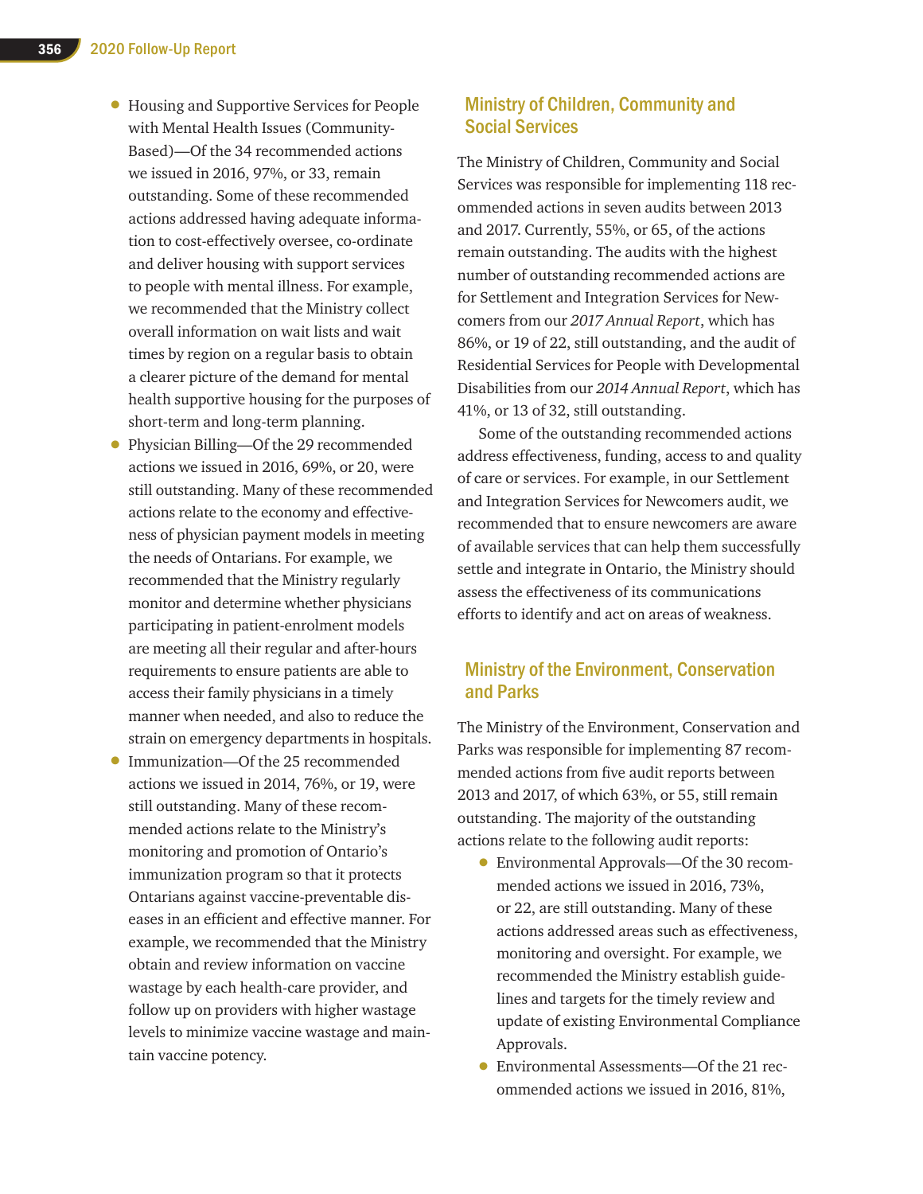- Housing and Supportive Services for People with Mental Health Issues (Community-Based)—Of the 34 recommended actions we issued in 2016, 97%, or 33, remain outstanding. Some of these recommended actions addressed having adequate information to cost-effectively oversee, co-ordinate and deliver housing with support services to people with mental illness. For example, we recommended that the Ministry collect overall information on wait lists and wait times by region on a regular basis to obtain a clearer picture of the demand for mental health supportive housing for the purposes of short-term and long-term planning.
- Physician Billing—Of the 29 recommended actions we issued in 2016, 69%, or 20, were still outstanding. Many of these recommended actions relate to the economy and effectiveness of physician payment models in meeting the needs of Ontarians. For example, we recommended that the Ministry regularly monitor and determine whether physicians participating in patient-enrolment models are meeting all their regular and after-hours requirements to ensure patients are able to access their family physicians in a timely manner when needed, and also to reduce the strain on emergency departments in hospitals.
- Immunization—Of the 25 recommended actions we issued in 2014, 76%, or 19, were still outstanding. Many of these recommended actions relate to the Ministry's monitoring and promotion of Ontario's immunization program so that it protects Ontarians against vaccine-preventable diseases in an efficient and effective manner. For example, we recommended that the Ministry obtain and review information on vaccine wastage by each health-care provider, and follow up on providers with higher wastage levels to minimize vaccine wastage and maintain vaccine potency.

## Ministry of Children, Community and Social Services

The Ministry of Children, Community and Social Services was responsible for implementing 118 recommended actions in seven audits between 2013 and 2017. Currently, 55%, or 65, of the actions remain outstanding. The audits with the highest number of outstanding recommended actions are for Settlement and Integration Services for Newcomers from our *2017 Annual Report*, which has 86%, or 19 of 22, still outstanding, and the audit of Residential Services for People with Developmental Disabilities from our *2014 Annual Report*, which has 41%, or 13 of 32, still outstanding.

Some of the outstanding recommended actions address effectiveness, funding, access to and quality of care or services. For example, in our Settlement and Integration Services for Newcomers audit, we recommended that to ensure newcomers are aware of available services that can help them successfully settle and integrate in Ontario, the Ministry should assess the effectiveness of its communications efforts to identify and act on areas of weakness.

## Ministry of the Environment, Conservation and Parks

The Ministry of the Environment, Conservation and Parks was responsible for implementing 87 recommended actions from five audit reports between 2013 and 2017, of which 63%, or 55, still remain outstanding. The majority of the outstanding actions relate to the following audit reports:

- Environmental Approvals—Of the 30 recommended actions we issued in 2016, 73%, or 22, are still outstanding. Many of these actions addressed areas such as effectiveness, monitoring and oversight. For example, we recommended the Ministry establish guidelines and targets for the timely review and update of existing Environmental Compliance Approvals.
- Environmental Assessments—Of the 21 recommended actions we issued in 2016, 81%,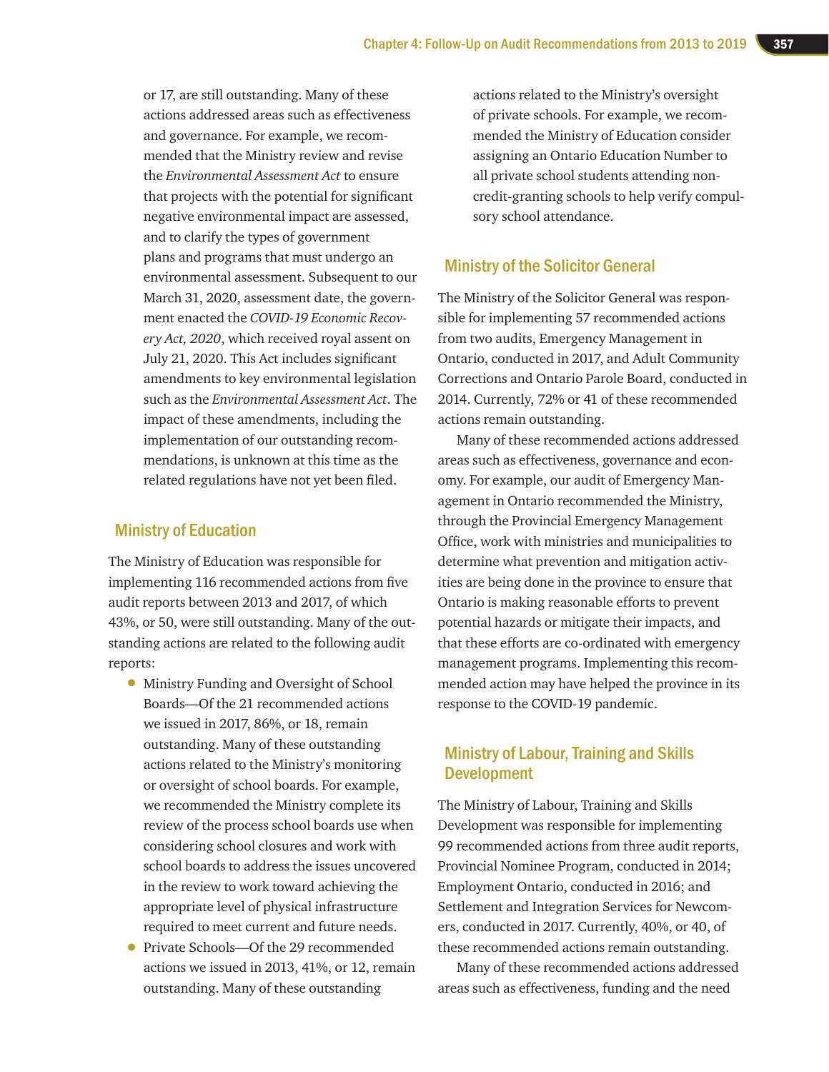or 17, are still outstanding. Many of these actions addressed areas such as effectiveness and governance. For example, we recommended that the Ministry review and revise the *Environmental Assessment Act* to ensure that projects with the potential for significant negative environmental impact are assessed, and to clarify the types of government plans and programs that must undergo an environmental assessment. Subsequent to our March 31, 2020, assessment date, the government enacted the *COVID-19 Economic Recovery Act, 2020*, which received royal assent on July 21, 2020. This Act includes significant amendments to key environmental legislation such as the *Environmental Assessment Act*. The impact of these amendments, including the implementation of our outstanding recommendations, is unknown at this time as the related regulations have not yet been filed.

## Ministry of Education

The Ministry of Education was responsible for implementing 116 recommended actions from five audit reports between 2013 and 2017, of which 43%, or 50, were still outstanding. Many of the outstanding actions are related to the following audit reports:

- Ministry Funding and Oversight of School Boards—Of the 21 recommended actions we issued in 2017, 86%, or 18, remain outstanding. Many of these outstanding actions related to the Ministry's monitoring or oversight of school boards. For example, we recommended the Ministry complete its review of the process school boards use when considering school closures and work with school boards to address the issues uncovered in the review to work toward achieving the appropriate level of physical infrastructure required to meet current and future needs.
- Private Schools—Of the 29 recommended actions we issued in 2013, 41%, or 12, remain outstanding. Many of these outstanding actions related to the Ministry's oversight of private schools. For example, we recommended the Ministry of Education consider assigning an Ontario Education Number to all private school students attending non-credit-granting schools to help verify compulsory school attendance.

## Ministry of the Solicitor General

The Ministry of the Solicitor General was responsible for implementing 57 recommended actions from two audits, Emergency Management in Ontario, conducted in 2017, and Adult Community Corrections and Ontario Parole Board, conducted in 2014. Currently, 72% or 41 of these recommended actions remain outstanding.

Many of these recommended actions addressed areas such as effectiveness, governance and economy. For example, our audit of Emergency Management in Ontario recommended the Ministry, through the Provincial Emergency Management Office, work with ministries and municipalities to determine what prevention and mitigation activities are being done in the province to ensure that Ontario is making reasonable efforts to prevent potential hazards or mitigate their impacts, and that these efforts are co-ordinated with emergency management programs. Implementing this recommended action may have helped the province in its response to the COVID-19 pandemic.

## Ministry of Labour, Training and Skills Development

The Ministry of Labour, Training and Skills Development was responsible for implementing 99 recommended actions from three audit reports, Provincial Nominee Program, conducted in 2014; Employment Ontario, conducted in 2016; and Settlement and Integration Services for Newcomers, conducted in 2017. Currently, 40%, or 40, of these recommended actions remain outstanding.

Many of these recommended actions addressed areas such as effectiveness, funding and the need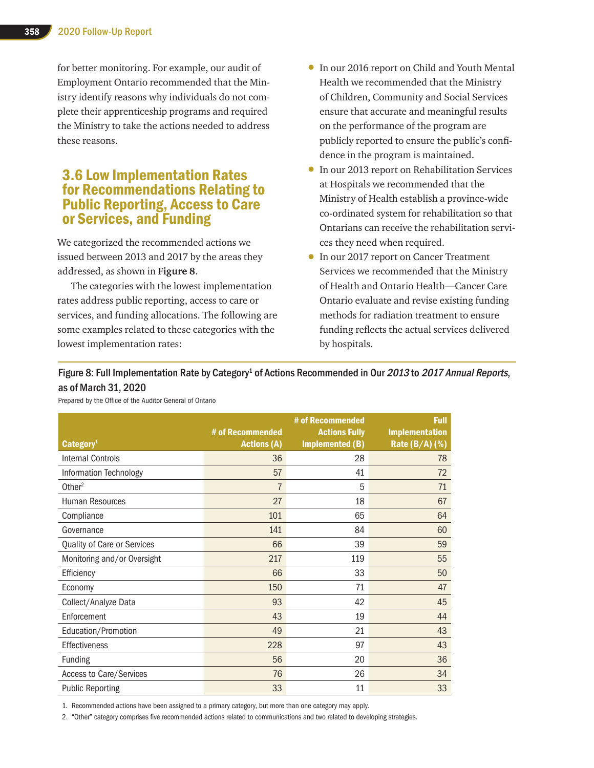for better monitoring. For example, our audit of Employment Ontario recommended that the Ministry identify reasons why individuals do not complete their apprenticeship programs and required the Ministry to take the actions needed to address these reasons.

## 3.6 Low Implementation Rates for Recommendations Relating to Public Reporting, Access to Care or Services, and Funding

We categorized the recommended actions we issued between 2013 and 2017 by the areas they addressed, as shown in **Figure 8**.

The categories with the lowest implementation rates address public reporting, access to care or services, and funding allocations. The following are some examples related to these categories with the lowest implementation rates:

- In our 2016 report on Child and Youth Mental Health we recommended that the Ministry of Children, Community and Social Services ensure that accurate and meaningful results on the performance of the program are publicly reported to ensure the public's confidence in the program is maintained.
- In our 2013 report on Rehabilitation Services at Hospitals we recommended that the Ministry of Health establish a province-wide co-ordinated system for rehabilitation so that Ontarians can receive the rehabilitation services they need when required.
- In our 2017 report on Cancer Treatment Services we recommended that the Ministry of Health and Ontario Health—Cancer Care Ontario evaluate and revise existing funding methods for radiation treatment to ensure funding reflects the actual services delivered by hospitals.

Figure 8: Full Implementation Rate by Category[1] of Actions Recommended in Our *2013* to *2017 Annual Reports*, as of March 31, 2020

Prepared by the Office of the Auditor General of Ontario

| Category[1] | # of Recommended Actions (A) | # of Recommended Actions Fully Implemented (B) | Full Implementation Rate (B/A) (%) |
|---|---|---|---|
| Internal Controls | 36 | 28 | 78 |
| Information Technology | 57 | 41 | 72 |
| Other[2] | 7 | 5 | 71 |
| Human Resources | 27 | 18 | 67 |
| Compliance | 101 | 65 | 64 |
| Governance | 141 | 84 | 60 |
| Quality of Care or Services | 66 | 39 | 59 |
| Monitoring and/or Oversight | 217 | 119 | 55 |
| Efficiency | 66 | 33 | 50 |
| Economy | 150 | 71 | 47 |
| Collect/Analyze Data | 93 | 42 | 45 |
| Enforcement | 43 | 19 | 44 |
| Education/Promotion | 49 | 21 | 43 |
| Effectiveness | 228 | 97 | 43 |
| Funding | 56 | 20 | 36 |
| Access to Care/Services | 76 | 26 | 34 |
| Public Reporting | 33 | 11 | 33 |

1. Recommended actions have been assigned to a primary category, but more than one category may apply.
2. "Other" category comprises five recommended actions related to communications and two related to developing strategies.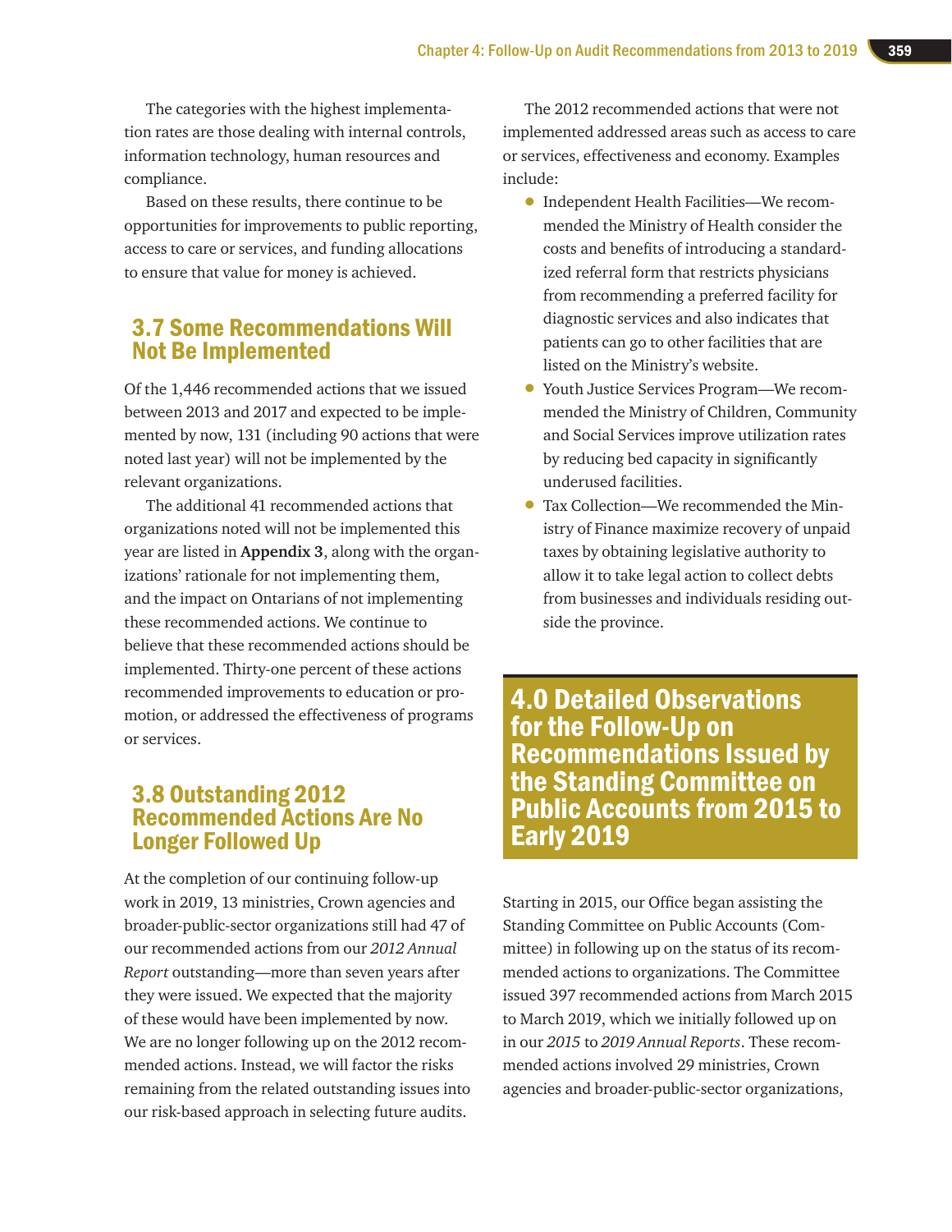The categories with the highest implementation rates are those dealing with internal controls, information technology, human resources and compliance.

Based on these results, there continue to be opportunities for improvements to public reporting, access to care or services, and funding allocations to ensure that value for money is achieved.

## 3.7 Some Recommendations Will Not Be Implemented

Of the 1,446 recommended actions that we issued between 2013 and 2017 and expected to be implemented by now, 131 (including 90 actions that were noted last year) will not be implemented by the relevant organizations.

The additional 41 recommended actions that organizations noted will not be implemented this year are listed in **Appendix 3**, along with the organizations' rationale for not implementing them, and the impact on Ontarians of not implementing these recommended actions. We continue to believe that these recommended actions should be implemented. Thirty-one percent of these actions recommended improvements to education or promotion, or addressed the effectiveness of programs or services.

## 3.8 Outstanding 2012 Recommended Actions Are No Longer Followed Up

At the completion of our continuing follow-up work in 2019, 13 ministries, Crown agencies and broader-public-sector organizations still had 47 of our recommended actions from our *2012 Annual Report* outstanding—more than seven years after they were issued. We expected that the majority of these would have been implemented by now. We are no longer following up on the 2012 recommended actions. Instead, we will factor the risks remaining from the related outstanding issues into our risk-based approach in selecting future audits.

The 2012 recommended actions that were not implemented addressed areas such as access to care or services, effectiveness and economy. Examples include:

- Independent Health Facilities—We recommended the Ministry of Health consider the costs and benefits of introducing a standardized referral form that restricts physicians from recommending a preferred facility for diagnostic services and also indicates that patients can go to other facilities that are listed on the Ministry's website.
- Youth Justice Services Program—We recommended the Ministry of Children, Community and Social Services improve utilization rates by reducing bed capacity in significantly underused facilities.
- Tax Collection—We recommended the Ministry of Finance maximize recovery of unpaid taxes by obtaining legislative authority to allow it to take legal action to collect debts from businesses and individuals residing outside the province.

# 4.0 Detailed Observations for the Follow-Up on Recommendations Issued by the Standing Committee on Public Accounts from 2015 to Early 2019

Starting in 2015, our Office began assisting the Standing Committee on Public Accounts (Committee) in following up on the status of its recommended actions to organizations. The Committee issued 397 recommended actions from March 2015 to March 2019, which we initially followed up on in our *2015* to *2019 Annual Reports*. These recommended actions involved 29 ministries, Crown agencies and broader-public-sector organizations,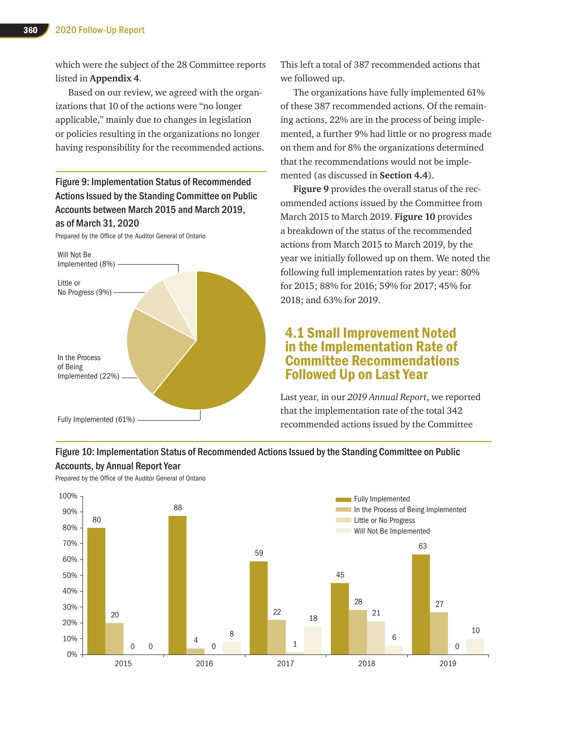which were the subject of the 28 Committee reports listed in **Appendix 4**.

Based on our review, we agreed with the organizations that 10 of the actions were "no longer applicable," mainly due to changes in legislation or policies resulting in the organizations no longer having responsibility for the recommended actions.

**Figure 9: Implementation Status of Recommended Actions Issued by the Standing Committee on Public Accounts between March 2015 and March 2019, as of March 31, 2020**

Prepared by the Office of the Auditor General of Ontario

| Status | % |
|---|---|
| Fully Implemented | 61 |
| In the Process of Being Implemented | 22 |
| Little or No Progress | 9 |
| Will Not Be Implemented | 8 |

This left a total of 387 recommended actions that we followed up.

The organizations have fully implemented 61% of these 387 recommended actions. Of the remaining actions, 22% are in the process of being implemented, a further 9% had little or no progress made on them and for 8% the organizations determined that the recommendations would not be implemented (as discussed in **Section 4.4**).

**Figure 9** provides the overall status of the recommended actions issued by the Committee from March 2015 to March 2019. **Figure 10** provides a breakdown of the status of the recommended actions from March 2015 to March 2019, by the year we initially followed up on them. We noted the following full implementation rates by year: 80% for 2015; 88% for 2016; 59% for 2017; 45% for 2018; and 63% for 2019.

## 4.1 Small Improvement Noted in the Implementation Rate of Committee Recommendations Followed Up on Last Year

Last year, in our *2019 Annual Report*, we reported that the implementation rate of the total 342 recommended actions issued by the Committee

**Figure 10: Implementation Status of Recommended Actions Issued by the Standing Committee on Public Accounts, by Annual Report Year**

Prepared by the Office of the Auditor General of Ontario

| Year | Fully Implemented (%) | In the Process of Being Implemented (%) | Little or No Progress (%) | Will Not Be Implemented (%) |
|---|---|---|---|---|
| 2015 | 80 | 20 | 0 | 0 |
| 2016 | 88 | 4 | 0 | 8 |
| 2017 | 59 | 22 | 1 | 18 |
| 2018 | 45 | 28 | 21 | 6 |
| 2019 | 63 | 27 | 0 | 10 |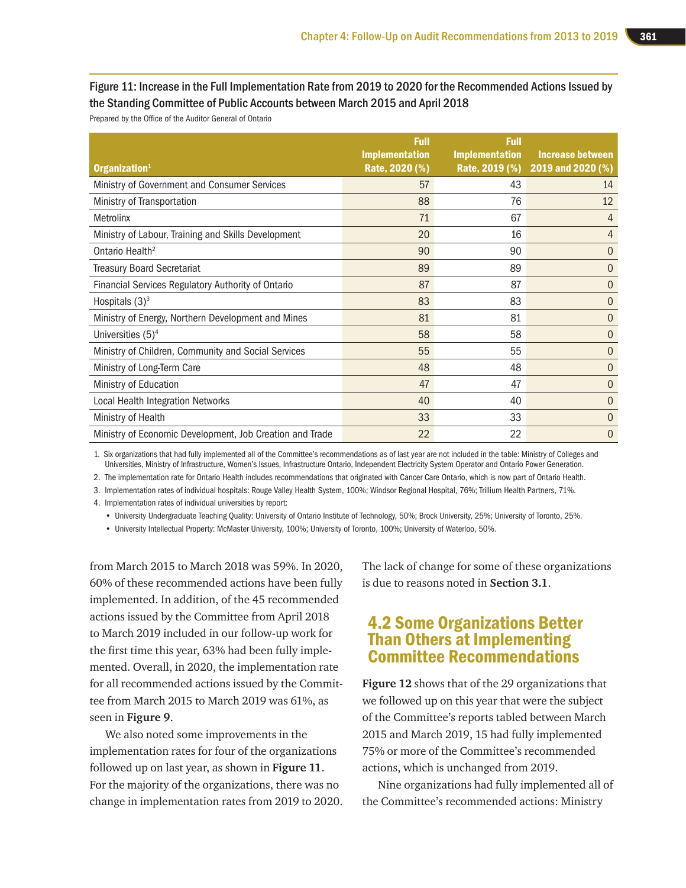Figure 11: Increase in the Full Implementation Rate from 2019 to 2020 for the Recommended Actions Issued by the Standing Committee of Public Accounts between March 2015 and April 2018

Prepared by the Office of the Auditor General of Ontario

| Organization[1] | Full Implementation Rate, 2020 (%) | Full Implementation Rate, 2019 (%) | Increase between 2019 and 2020 (%) |
|---|---|---|---|
| Ministry of Government and Consumer Services | 57 | 43 | 14 |
| Ministry of Transportation | 88 | 76 | 12 |
| Metrolinx | 71 | 67 | 4 |
| Ministry of Labour, Training and Skills Development | 20 | 16 | 4 |
| Ontario Health[2] | 90 | 90 | 0 |
| Treasury Board Secretariat | 89 | 89 | 0 |
| Financial Services Regulatory Authority of Ontario | 87 | 87 | 0 |
| Hospitals (3)[3] | 83 | 83 | 0 |
| Ministry of Energy, Northern Development and Mines | 81 | 81 | 0 |
| Universities (5)[4] | 58 | 58 | 0 |
| Ministry of Children, Community and Social Services | 55 | 55 | 0 |
| Ministry of Long-Term Care | 48 | 48 | 0 |
| Ministry of Education | 47 | 47 | 0 |
| Local Health Integration Networks | 40 | 40 | 0 |
| Ministry of Health | 33 | 33 | 0 |
| Ministry of Economic Development, Job Creation and Trade | 22 | 22 | 0 |

1. Six organizations that had fully implemented all of the Committee's recommendations as of last year are not included in the table: Ministry of Colleges and Universities, Ministry of Infrastructure, Women's Issues, Infrastructure Ontario, Independent Electricity System Operator and Ontario Power Generation.
2. The implementation rate for Ontario Health includes recommendations that originated with Cancer Care Ontario, which is now part of Ontario Health.
3. Implementation rates of individual hospitals: Rouge Valley Health System, 100%; Windsor Regional Hospital, 76%; Trillium Health Partners, 71%.
4. Implementation rates of individual universities by report:
   - University Undergraduate Teaching Quality: University of Ontario Institute of Technology, 50%; Brock University, 25%; University of Toronto, 25%.
   - University Intellectual Property: McMaster University, 100%; University of Toronto, 100%; University of Waterloo, 50%.

from March 2015 to March 2018 was 59%. In 2020, 60% of these recommended actions have been fully implemented. In addition, of the 45 recommended actions issued by the Committee from April 2018 to March 2019 included in our follow-up work for the first time this year, 63% had been fully implemented. Overall, in 2020, the implementation rate for all recommended actions issued by the Committee from March 2015 to March 2019 was 61%, as seen in **Figure 9**.

We also noted some improvements in the implementation rates for four of the organizations followed up on last year, as shown in **Figure 11**. For the majority of the organizations, there was no change in implementation rates from 2019 to 2020. The lack of change for some of these organizations is due to reasons noted in **Section 3.1**.

## 4.2 Some Organizations Better Than Others at Implementing Committee Recommendations

**Figure 12** shows that of the 29 organizations that we followed up on this year that were the subject of the Committee's reports tabled between March 2015 and March 2019, 15 had fully implemented 75% or more of the Committee's recommended actions, which is unchanged from 2019.

Nine organizations had fully implemented all of the Committee's recommended actions: Ministry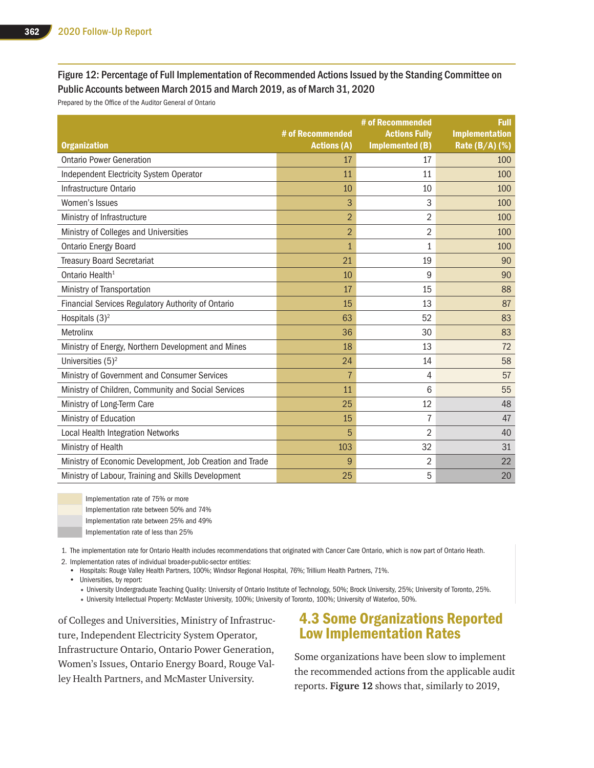Figure 12: Percentage of Full Implementation of Recommended Actions Issued by the Standing Committee on Public Accounts between March 2015 and March 2019, as of March 31, 2020

Prepared by the Office of the Auditor General of Ontario

| Organization | # of Recommended Actions (A) | # of Recommended Actions Fully Implemented (B) | Full Implementation Rate (B/A) (%) |
|---|---|---|---|
| Ontario Power Generation | 17 | 17 | 100 |
| Independent Electricity System Operator | 11 | 11 | 100 |
| Infrastructure Ontario | 10 | 10 | 100 |
| Women's Issues | 3 | 3 | 100 |
| Ministry of Infrastructure | 2 | 2 | 100 |
| Ministry of Colleges and Universities | 2 | 2 | 100 |
| Ontario Energy Board | 1 | 1 | 100 |
| Treasury Board Secretariat | 21 | 19 | 90 |
| Ontario Health[1] | 10 | 9 | 90 |
| Ministry of Transportation | 17 | 15 | 88 |
| Financial Services Regulatory Authority of Ontario | 15 | 13 | 87 |
| Hospitals (3)[2] | 63 | 52 | 83 |
| Metrolinx | 36 | 30 | 83 |
| Ministry of Energy, Northern Development and Mines | 18 | 13 | 72 |
| Universities (5)[2] | 24 | 14 | 58 |
| Ministry of Government and Consumer Services | 7 | 4 | 57 |
| Ministry of Children, Community and Social Services | 11 | 6 | 55 |
| Ministry of Long-Term Care | 25 | 12 | 48 |
| Ministry of Education | 15 | 7 | 47 |
| Local Health Integration Networks | 5 | 2 | 40 |
| Ministry of Health | 103 | 32 | 31 |
| Ministry of Economic Development, Job Creation and Trade | 9 | 2 | 22 |
| Ministry of Labour, Training and Skills Development | 25 | 5 | 20 |

- Implementation rate of 75% or more
- Implementation rate between 50% and 74%
- Implementation rate between 25% and 49%
- Implementation rate of less than 25%

1. The implementation rate for Ontario Health includes recommendations that originated with Cancer Care Ontario, which is now part of Ontario Heath.
2. Implementation rates of individual broader-public-sector entities:
   - Hospitals: Rouge Valley Health Partners, 100%; Windsor Regional Hospital, 76%; Trillium Health Partners, 71%.
   - Universities, by report:
     - University Undergraduate Teaching Quality: University of Ontario Institute of Technology, 50%; Brock University, 25%; University of Toronto, 25%.
     - University Intellectual Property: McMaster University, 100%; University of Toronto, 100%; University of Waterloo, 50%.

of Colleges and Universities, Ministry of Infrastructure, Independent Electricity System Operator, Infrastructure Ontario, Ontario Power Generation, Women's Issues, Ontario Energy Board, Rouge Valley Health Partners, and McMaster University.

## 4.3 Some Organizations Reported Low Implementation Rates

Some organizations have been slow to implement the recommended actions from the applicable audit reports. **Figure 12** shows that, similarly to 2019,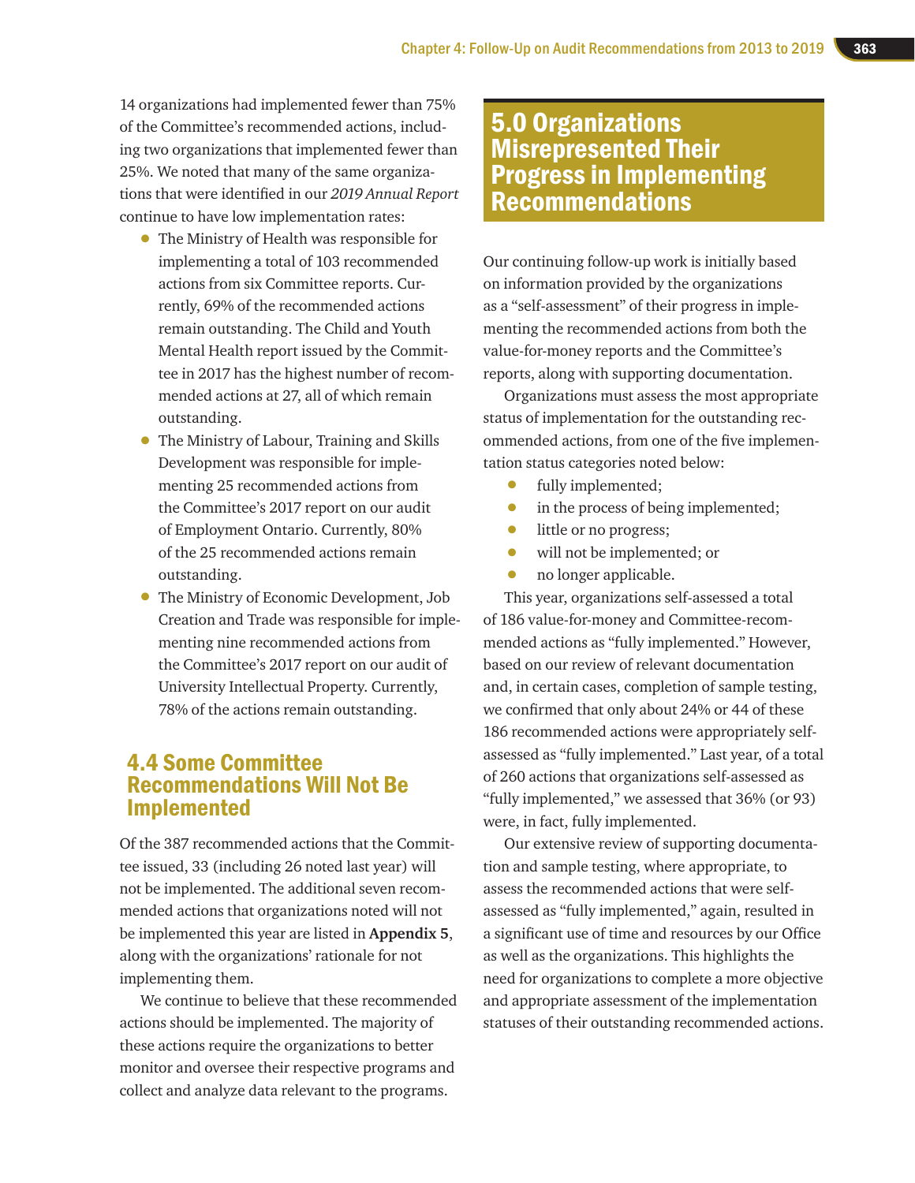14 organizations had implemented fewer than 75% of the Committee's recommended actions, including two organizations that implemented fewer than 25%. We noted that many of the same organizations that were identified in our *2019 Annual Report* continue to have low implementation rates:

- The Ministry of Health was responsible for implementing a total of 103 recommended actions from six Committee reports. Currently, 69% of the recommended actions remain outstanding. The Child and Youth Mental Health report issued by the Committee in 2017 has the highest number of recommended actions at 27, all of which remain outstanding.
- The Ministry of Labour, Training and Skills Development was responsible for implementing 25 recommended actions from the Committee's 2017 report on our audit of Employment Ontario. Currently, 80% of the 25 recommended actions remain outstanding.
- The Ministry of Economic Development, Job Creation and Trade was responsible for implementing nine recommended actions from the Committee's 2017 report on our audit of University Intellectual Property. Currently, 78% of the actions remain outstanding.

### 4.4 Some Committee Recommendations Will Not Be Implemented

Of the 387 recommended actions that the Committee issued, 33 (including 26 noted last year) will not be implemented. The additional seven recommended actions that organizations noted will not be implemented this year are listed in **Appendix 5**, along with the organizations' rationale for not implementing them.

We continue to believe that these recommended actions should be implemented. The majority of these actions require the organizations to better monitor and oversee their respective programs and collect and analyze data relevant to the programs.

## 5.0 Organizations Misrepresented Their Progress in Implementing Recommendations

Our continuing follow-up work is initially based on information provided by the organizations as a "self-assessment" of their progress in implementing the recommended actions from both the value-for-money reports and the Committee's reports, along with supporting documentation.

Organizations must assess the most appropriate status of implementation for the outstanding recommended actions, from one of the five implementation status categories noted below:

- fully implemented;
- in the process of being implemented;
- little or no progress;
- will not be implemented; or
- no longer applicable.

This year, organizations self-assessed a total of 186 value-for-money and Committee-recommended actions as "fully implemented." However, based on our review of relevant documentation and, in certain cases, completion of sample testing, we confirmed that only about 24% or 44 of these 186 recommended actions were appropriately self-assessed as "fully implemented." Last year, of a total of 260 actions that organizations self-assessed as "fully implemented," we assessed that 36% (or 93) were, in fact, fully implemented.

Our extensive review of supporting documentation and sample testing, where appropriate, to assess the recommended actions that were self-assessed as "fully implemented," again, resulted in a significant use of time and resources by our Office as well as the organizations. This highlights the need for organizations to complete a more objective and appropriate assessment of the implementation statuses of their outstanding recommended actions.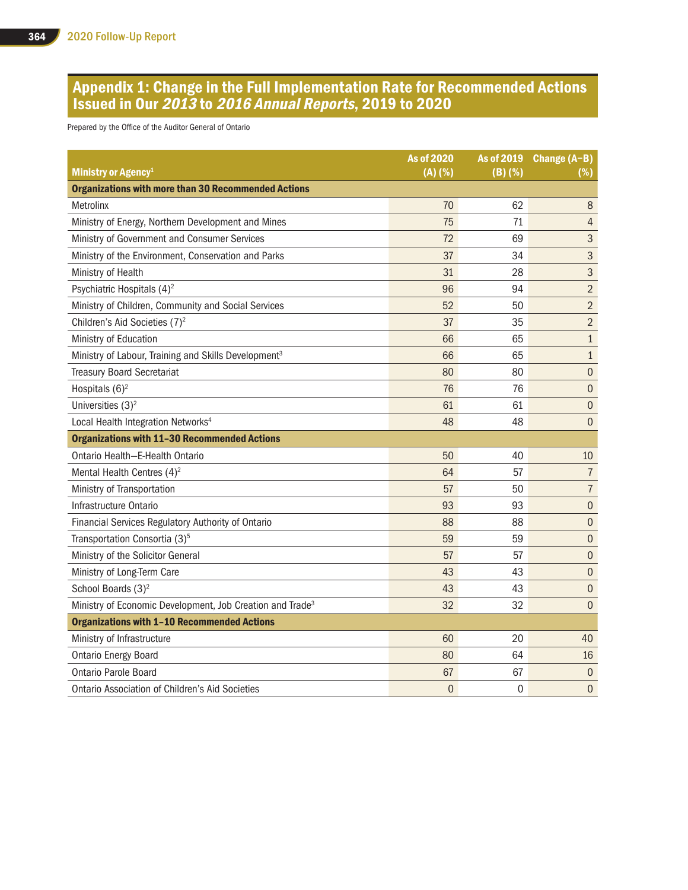## Appendix 1: Change in the Full Implementation Rate for Recommended Actions Issued in Our *2013* to *2016 Annual Reports*, 2019 to 2020

Prepared by the Office of the Auditor General of Ontario

| Ministry or Agency[1] | As of 2020 (A) (%) | As of 2019 (B) (%) | Change (A–B) (%) |
|---|---|---|---|
| **Organizations with more than 30 Recommended Actions** | | | |
| Metrolinx | 70 | 62 | 8 |
| Ministry of Energy, Northern Development and Mines | 75 | 71 | 4 |
| Ministry of Government and Consumer Services | 72 | 69 | 3 |
| Ministry of the Environment, Conservation and Parks | 37 | 34 | 3 |
| Ministry of Health | 31 | 28 | 3 |
| Psychiatric Hospitals (4)[2] | 96 | 94 | 2 |
| Ministry of Children, Community and Social Services | 52 | 50 | 2 |
| Children's Aid Societies (7)[2] | 37 | 35 | 2 |
| Ministry of Education | 66 | 65 | 1 |
| Ministry of Labour, Training and Skills Development[3] | 66 | 65 | 1 |
| Treasury Board Secretariat | 80 | 80 | 0 |
| Hospitals (6)[2] | 76 | 76 | 0 |
| Universities (3)[2] | 61 | 61 | 0 |
| Local Health Integration Networks[4] | 48 | 48 | 0 |
| **Organizations with 11–30 Recommended Actions** | | | |
| Ontario Health—E-Health Ontario | 50 | 40 | 10 |
| Mental Health Centres (4)[2] | 64 | 57 | 7 |
| Ministry of Transportation | 57 | 50 | 7 |
| Infrastructure Ontario | 93 | 93 | 0 |
| Financial Services Regulatory Authority of Ontario | 88 | 88 | 0 |
| Transportation Consortia (3)[5] | 59 | 59 | 0 |
| Ministry of the Solicitor General | 57 | 57 | 0 |
| Ministry of Long-Term Care | 43 | 43 | 0 |
| School Boards (3)[2] | 43 | 43 | 0 |
| Ministry of Economic Development, Job Creation and Trade[3] | 32 | 32 | 0 |
| **Organizations with 1–10 Recommended Actions** | | | |
| Ministry of Infrastructure | 60 | 20 | 40 |
| Ontario Energy Board | 80 | 64 | 16 |
| Ontario Parole Board | 67 | 67 | 0 |
| Ontario Association of Children's Aid Societies | 0 | 0 | 0 |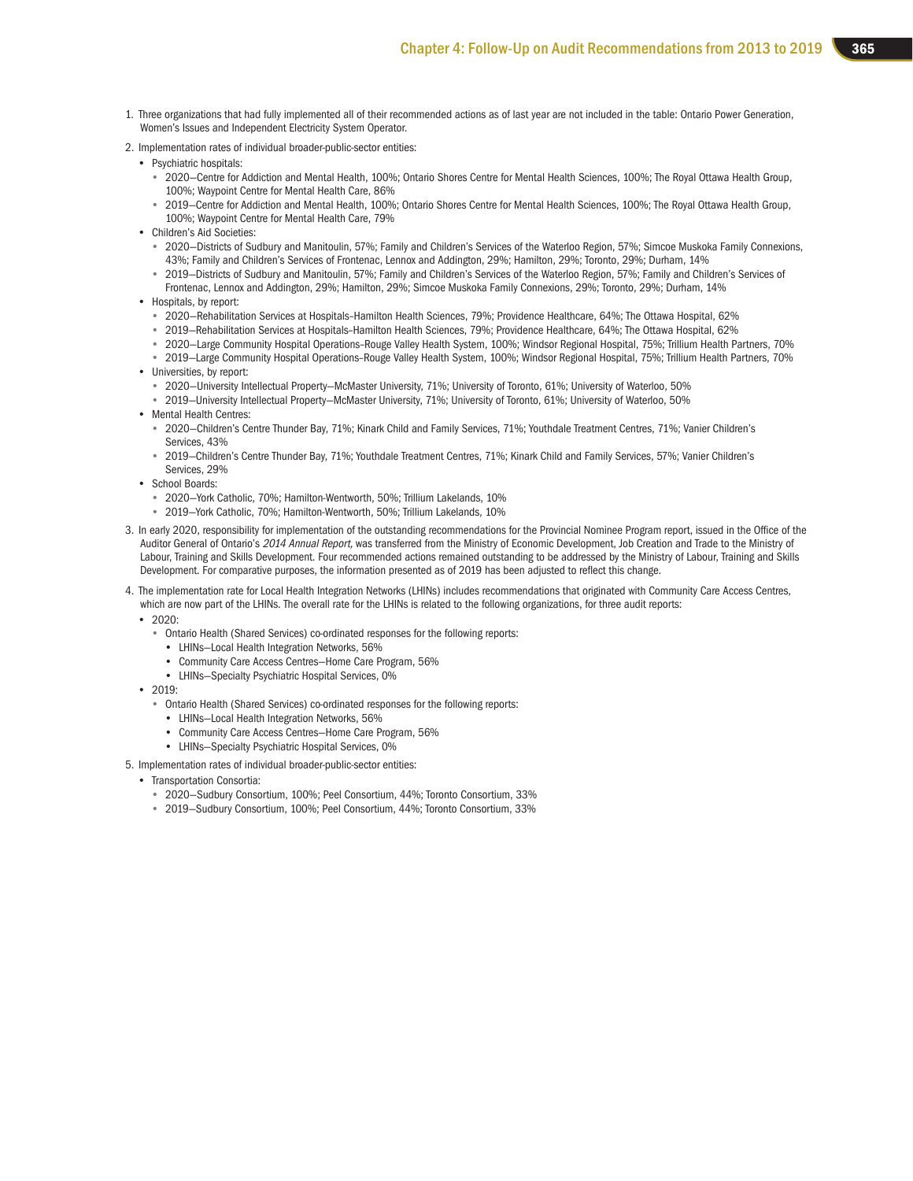1. Three organizations that had fully implemented all of their recommended actions as of last year are not included in the table: Ontario Power Generation, Women's Issues and Independent Electricity System Operator.
2. Implementation rates of individual broader-public-sector entities:
   - Psychiatric hospitals:
     - 2020—Centre for Addiction and Mental Health, 100%; Ontario Shores Centre for Mental Health Sciences, 100%; The Royal Ottawa Health Group, 100%; Waypoint Centre for Mental Health Care, 86%
     - 2019—Centre for Addiction and Mental Health, 100%; Ontario Shores Centre for Mental Health Sciences, 100%; The Royal Ottawa Health Group, 100%; Waypoint Centre for Mental Health Care, 79%
   - Children's Aid Societies:
     - 2020—Districts of Sudbury and Manitoulin, 57%; Family and Children's Services of the Waterloo Region, 57%; Simcoe Muskoka Family Connexions, 43%; Family and Children's Services of Frontenac, Lennox and Addington, 29%; Hamilton, 29%; Toronto, 29%; Durham, 14%
     - 2019—Districts of Sudbury and Manitoulin, 57%; Family and Children's Services of the Waterloo Region, 57%; Family and Children's Services of Frontenac, Lennox and Addington, 29%; Hamilton, 29%; Simcoe Muskoka Family Connexions, 29%; Toronto, 29%; Durham, 14%
   - Hospitals, by report:
     - 2020—Rehabilitation Services at Hospitals–Hamilton Health Sciences, 79%; Providence Healthcare, 64%; The Ottawa Hospital, 62%
     - 2019—Rehabilitation Services at Hospitals–Hamilton Health Sciences, 79%; Providence Healthcare, 64%; The Ottawa Hospital, 62%
     - 2020—Large Community Hospital Operations–Rouge Valley Health System, 100%; Windsor Regional Hospital, 75%; Trillium Health Partners, 70%
     - 2019—Large Community Hospital Operations–Rouge Valley Health System, 100%; Windsor Regional Hospital, 75%; Trillium Health Partners, 70%
   - Universities, by report:
     - 2020—University Intellectual Property–McMaster University, 71%; University of Toronto, 61%; University of Waterloo, 50%
     - 2019—University Intellectual Property–McMaster University, 71%; University of Toronto, 61%; University of Waterloo, 50%
   - Mental Health Centres:
     - 2020—Children's Centre Thunder Bay, 71%; Kinark Child and Family Services, 71%; Youthdale Treatment Centres, 71%; Vanier Children's Services, 43%
     - 2019—Children's Centre Thunder Bay, 71%; Youthdale Treatment Centres, 71%; Kinark Child and Family Services, 57%; Vanier Children's Services, 29%
   - School Boards:
     - 2020—York Catholic, 70%; Hamilton-Wentworth, 50%; Trillium Lakelands, 10%
     - 2019—York Catholic, 70%; Hamilton-Wentworth, 50%; Trillium Lakelands, 10%
3. In early 2020, responsibility for implementation of the outstanding recommendations for the Provincial Nominee Program report, issued in the Office of the Auditor General of Ontario's *2014 Annual Report,* was transferred from the Ministry of Economic Development, Job Creation and Trade to the Ministry of Labour, Training and Skills Development. Four recommended actions remained outstanding to be addressed by the Ministry of Labour, Training and Skills Development. For comparative purposes, the information presented as of 2019 has been adjusted to reflect this change.
4. The implementation rate for Local Health Integration Networks (LHINs) includes recommendations that originated with Community Care Access Centres, which are now part of the LHINs. The overall rate for the LHINs is related to the following organizations, for three audit reports:
   - 2020:
     - Ontario Health (Shared Services) co-ordinated responses for the following reports:
       - LHINs—Local Health Integration Networks, 56%
       - Community Care Access Centres—Home Care Program, 56%
       - LHINs—Specialty Psychiatric Hospital Services, 0%
   - 2019:
     - Ontario Health (Shared Services) co-ordinated responses for the following reports:
       - LHINs—Local Health Integration Networks, 56%
       - Community Care Access Centres—Home Care Program, 56%
       - LHINs—Specialty Psychiatric Hospital Services, 0%
5. Implementation rates of individual broader-public-sector entities:
   - Transportation Consortia:
     - 2020—Sudbury Consortium, 100%; Peel Consortium, 44%; Toronto Consortium, 33%
     - 2019—Sudbury Consortium, 100%; Peel Consortium, 44%; Toronto Consortium, 33%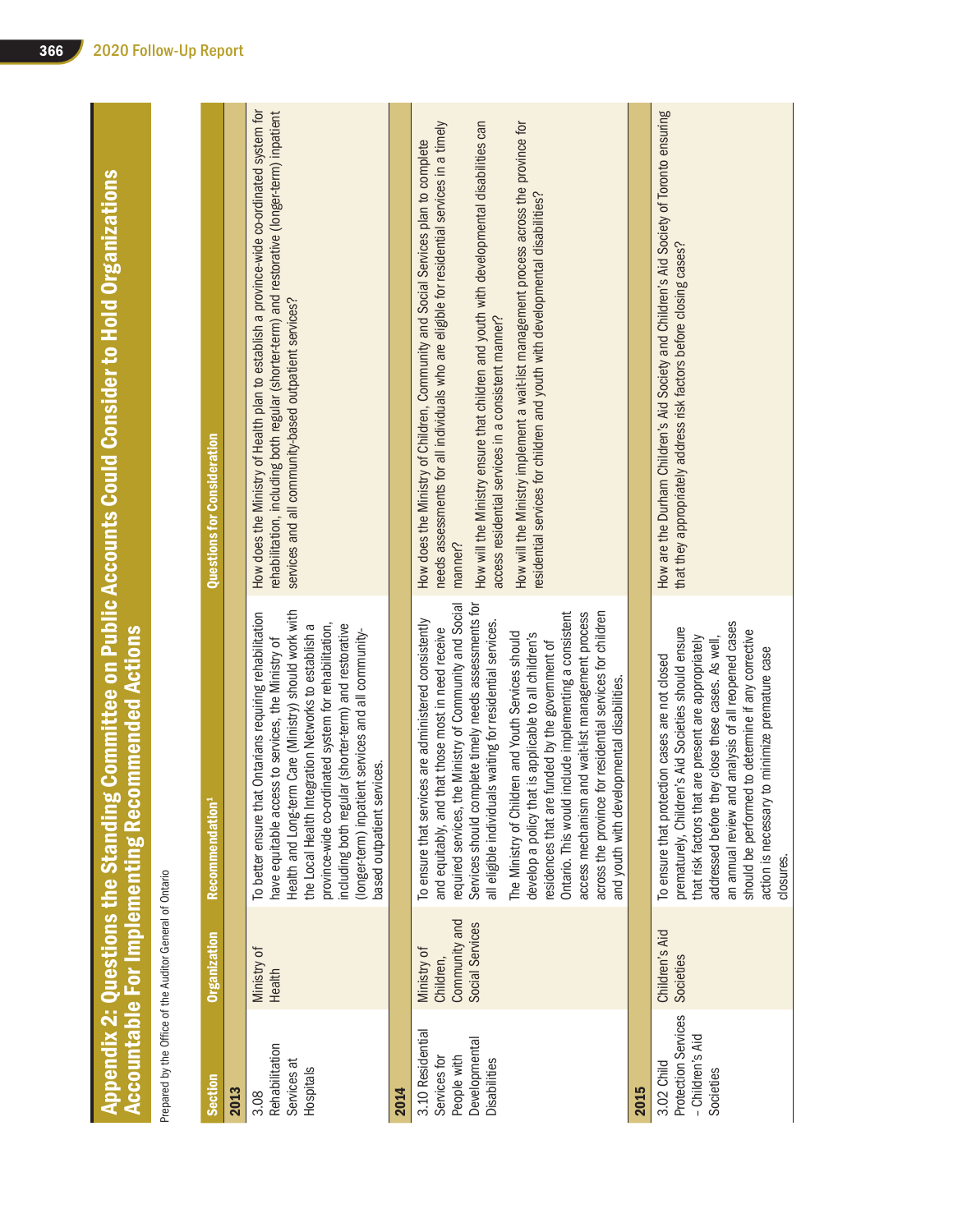# Appendix 2: Questions the Standing Committee on Public Accounts Could Consider to Hold Organizations Accountable For Implementing Recommended Actions

Prepared by the Office of the Auditor General of Ontario

| Section | Organization | Recommendation[1] | Questions for Consideration |
|---|---|---|---|
| **2013** | | | |
| 3.08 Rehabilitation Services at Hospitals | Ministry of Health | To better ensure that Ontarians requiring rehabilitation have equitable access to services, the Ministry of Health and Long-term Care (Ministry) should work with the Local Health Integration Networks to establish a province-wide co-ordinated system for rehabilitation, including both regular (shorter-term) and restorative (longer-term) inpatient services and all community-based outpatient services. | How does the Ministry of Health plan to establish a province-wide co-ordinated system for rehabilitation, including both regular (shorter-term) and restorative (longer-term) inpatient services and all community-based outpatient services? |
| **2014** | | | |
| 3.10 Residential Services for People with Developmental Disabilities | Ministry of Children, Community and Social Services | To ensure that services are administered consistently and equitably, and that those most in need receive required services, the Ministry of Community and Social Services should complete timely needs assessments for all eligible individuals waiting for residential services.<br><br>The Ministry of Children and Youth Services should develop a policy that is applicable to all children's residences that are funded by the government of Ontario. This would include implementing a consistent access mechanism and wait-list management process across the province for residential services for children and youth with developmental disabilities. | How does the Ministry of Children, Community and Social Services plan to complete needs assessments for all individuals who are eligible for residential services in a timely manner?<br><br>How will the Ministry ensure that children and youth with developmental disabilities can access residential services in a consistent manner?<br><br>How will the Ministry implement a wait-list management process across the province for residential services for children and youth with developmental disabilities? |
| **2015** | | | |
| 3.02 Child Protection Services – Children's Aid Societies | Children's Aid Societies | To ensure that protection cases are not closed prematurely, Children's Aid Societies should ensure that risk factors that are present are appropriately addressed before they close these cases. As well, an annual review and analysis of all reopened cases should be performed to determine if any corrective action is necessary to minimize premature case closures. | How are the Durham Children's Aid Society and Children's Aid Society of Toronto ensuring that they appropriately address risk factors before closing cases? |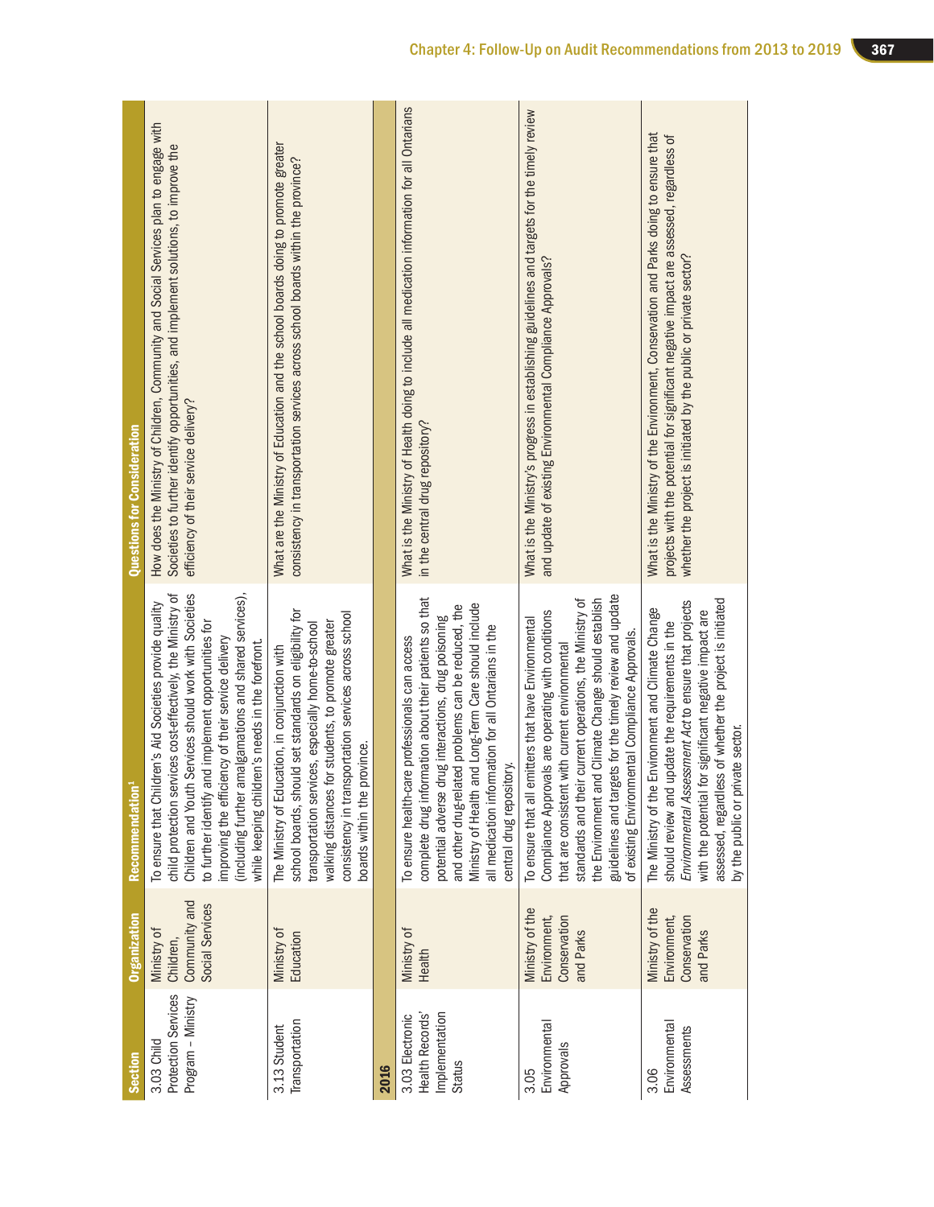| Section | Organization | Recommendation[1] | Questions for Consideration |
|---|---|---|---|
| 3.03 Child Protection Services Program – Ministry | Ministry of Children, Community and Social Services | To ensure that Children's Aid Societies provide quality child protection services cost-effectively, the Ministry of Children and Youth Services should work with Societies to further identify and implement opportunities for improving the efficiency of their service delivery (including further amalgamations and shared services), while keeping children's needs in the forefront. | How does the Ministry of Children, Community and Social Services plan to engage with Societies to further identify opportunities, and implement solutions, to improve the efficiency of their service delivery? |
| 3.13 Student Transportation | Ministry of Education | The Ministry of Education, in conjunction with school boards, should set standards on eligibility for transportation services, especially home-to-school walking distances for students, to promote greater consistency in transportation services across school boards within the province. | What are the Ministry of Education and the school boards doing to promote greater consistency in transportation services across school boards within the province? |
| **2016** | | | |
| 3.03 Electronic Health Records' Implementation Status | Ministry of Health | To ensure health-care professionals can access complete drug information about their patients so that potential adverse drug interactions, drug poisoning and other drug-related problems can be reduced, the Ministry of Health and Long-Term Care should include all medication information for all Ontarians in the central drug repository. | What is the Ministry of Health doing to include all medication information for all Ontarians in the central drug repository? |
| 3.05 Environmental Approvals | Ministry of the Environment, Conservation and Parks | To ensure that all emitters that have Environmental Compliance Approvals are operating with conditions that are consistent with current environmental standards and their current operations, the Ministry of the Environment and Climate Change should establish guidelines and targets for the timely review and update of existing Environmental Compliance Approvals. | What is the Ministry's progress in establishing guidelines and targets for the timely review and update of existing Environmental Compliance Approvals? |
| 3.06 Environmental Assessments | Ministry of the Environment, Conservation and Parks | The Ministry of the Environment and Climate Change should review and update the requirements in the *Environmental Assessment Act* to ensure that projects with the potential for significant negative impact are assessed, regardless of whether the project is initiated by the public or private sector. | What is the Ministry of the Environment, Conservation and Parks doing to ensure that projects with the potential for significant negative impact are assessed, regardless of whether the project is initiated by the public or private sector? |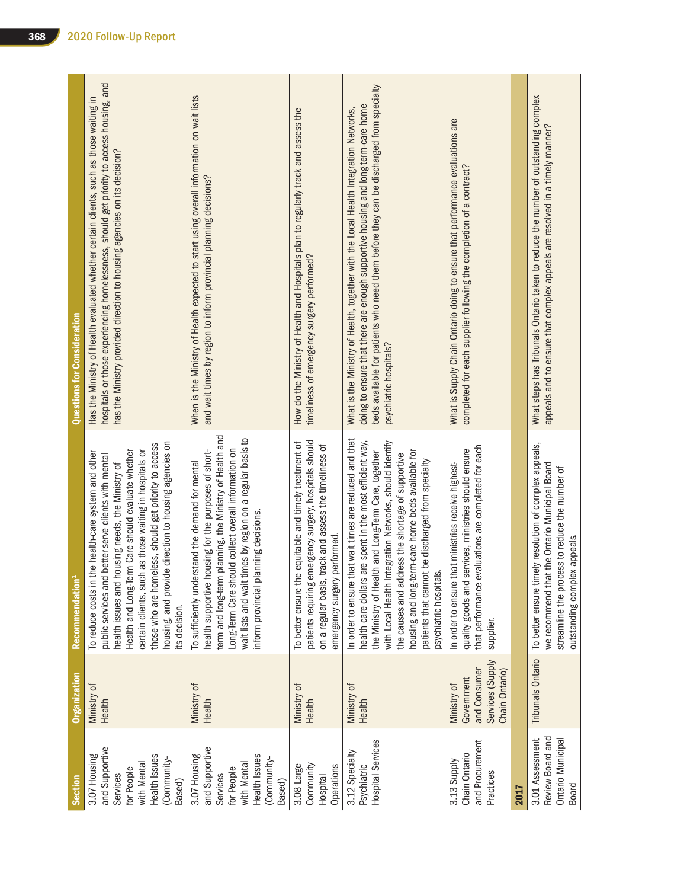| Section | Organization | Recommendation[1] | Questions for Consideration |
|---|---|---|---|
| 3.07 Housing and Supportive Services for People with Mental Health Issues (Community-Based) | Ministry of Health | To reduce costs in the health-care system and other public services and better serve clients with mental health issues and housing needs, the Ministry of Health and Long-Term Care should evaluate whether certain clients, such as those waiting in hospitals or those who are homeless, should get priority to access housing, and provide direction to housing agencies on its decision. | Has the Ministry of Health evaluated whether certain clients, such as those waiting in hospitals or those experiencing homelessness, should get priority to access housing, and has the Ministry provided direction to housing agencies on its decision? |
| 3.07 Housing and Supportive Services for People with Mental Health Issues (Community-Based) | Ministry of Health | To sufficiently understand the demand for mental health supportive housing for the purposes of short-term and long-term planning, the Ministry of Health and Long-Term Care should collect overall information on wait lists and wait times by region on a regular basis to inform provincial planning decisions. | When is the Ministry of Health expected to start using overall information on wait lists and wait times by region to inform provincial planning decisions? |
| 3.08 Large Community Hospital Operations | Ministry of Health | To better ensure the equitable and timely treatment of patients requiring emergency surgery, hospitals should on a regular basis, track and assess the timeliness of emergency surgery performed. | How do the Ministry of Health and Hospitals plan to regularly track and assess the timeliness of emergency surgery performed? |
| 3.12 Specialty Psychiatric Hospital Services | Ministry of Health | In order to ensure that wait times are reduced and that health care dollars are spent in the most efficient way, the Ministry of Health and Long-Term Care, together with Local Health Integration Networks, should identify the causes and address the shortage of supportive housing and long-term-care home beds available for patients that cannot be discharged from specialty psychiatric hospitals. | What is the Ministry of Health, together with the Local Health Integration Networks, doing to ensure that there are enough supportive housing and long-term-care home beds available for patients who need them before they can be discharged from specialty psychiatric hospitals? |
| 3.13 Supply Chain Ontario and Procurement Practices | Ministry of Government and Consumer Services (Supply Chain Ontario) | In order to ensure that ministries receive highest-quality goods and services, ministries should ensure that performance evaluations are completed for each supplier. | What is Supply Chain Ontario doing to ensure that performance evaluations are completed for each supplier following the completion of a contract? |
| **2017** | | | |
| 3.01 Assessment Review Board and Ontario Municipal Board | Tribunals Ontario | To better ensure timely resolution of complex appeals, we recommend that the Ontario Municipal Board streamline the process to reduce the number of outstanding complex appeals. | What steps has Tribunals Ontario taken to reduce the number of outstanding complex appeals and to ensure that complex appeals are resolved in a timely manner? |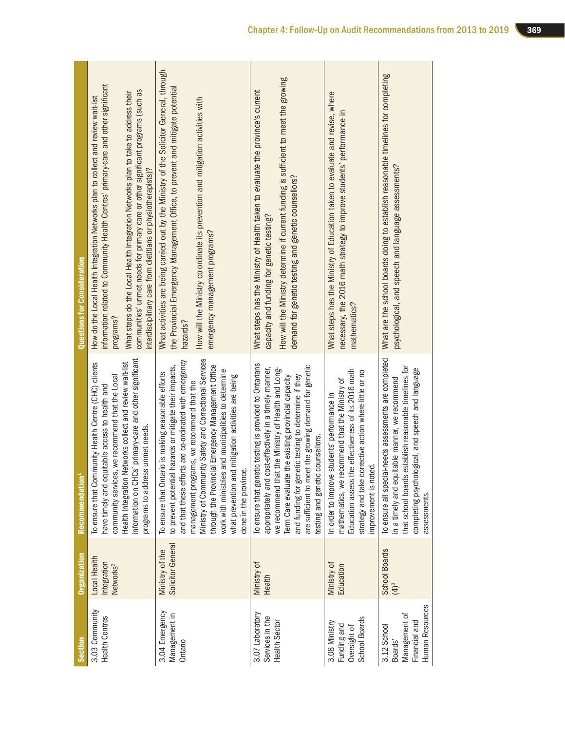| Section | Organization | Recommendation[1] | Questions for Consideration |
|---|---|---|---|
| 3.03 Community Health Centres | Local Health Integration Networks[2] | To ensure that Community Health Centre (CHC) clients have timely and equitable access to health and community services, we recommend that the Local Health Integration Networks collect and review wait-list information on CHCs' primary-care and other significant programs to address unmet needs. | How do the Local Health Integration Networks plan to collect and review wait-list information related to Community Health Centres' primary-care and other significant programs?<br><br>What steps do the Local Health Integration Networks plan to take to address their communities' unmet needs for primary care or other significant programs (such as interdisciplinary care from dietitians or physiotherapists)? |
| 3.04 Emergency Management in Ontario | Ministry of the Solicitor General | To ensure that Ontario is making reasonable efforts to prevent potential hazards or mitigate their impacts, and that these efforts are co-ordinated with emergency management programs, we recommend that the Ministry of Community Safety and Correctional Services through the Provincial Emergency Management Office work with ministries and municipalities to determine what prevention and mitigation activities are being done in the province. | What activities are being carried out by the Ministry of the Solicitor General, through the Provincial Emergency Management Office, to prevent and mitigate potential hazards?<br><br>How will the Ministry co-ordinate its prevention and mitigation activities with emergency management programs? |
| 3.07 Laboratory Services in the Health Sector | Ministry of Health | To ensure that genetic testing is provided to Ontarians appropriately and cost-effectively in a timely manner, we recommend that the Ministry of Health and Long-Term Care evaluate the existing provincial capacity and funding for genetic testing to determine if they are sufficient to meet the growing demand for genetic testing and genetic counsellors. | What steps has the Ministry of Health taken to evaluate the province's current capacity and funding for genetic testing?<br><br>How will the Ministry determine if current funding is sufficient to meet the growing demand for genetic testing and genetic counsellors? |
| 3.08 Ministry Funding and Oversight of School Boards | Ministry of Education | In order to improve students' performance in mathematics, we recommend that the Ministry of Education assess the effectiveness of its 2016 math strategy and take corrective action where little or no improvement is noted. | What steps has the Ministry of Education taken to evaluate and revise, where necessary, the 2016 math strategy to improve students' performance in mathematics? |
| 3.12 School Boards' Management of Financial and Human Resources | School Boards (4)[3] | To ensure all special-needs assessments are completed in a timely and equitable manner, we recommend that school boards establish reasonable timelines for completing psychological, and speech and language assessments. | What are the school boards doing to establish reasonable timelines for completing psychological, and speech and language assessments? |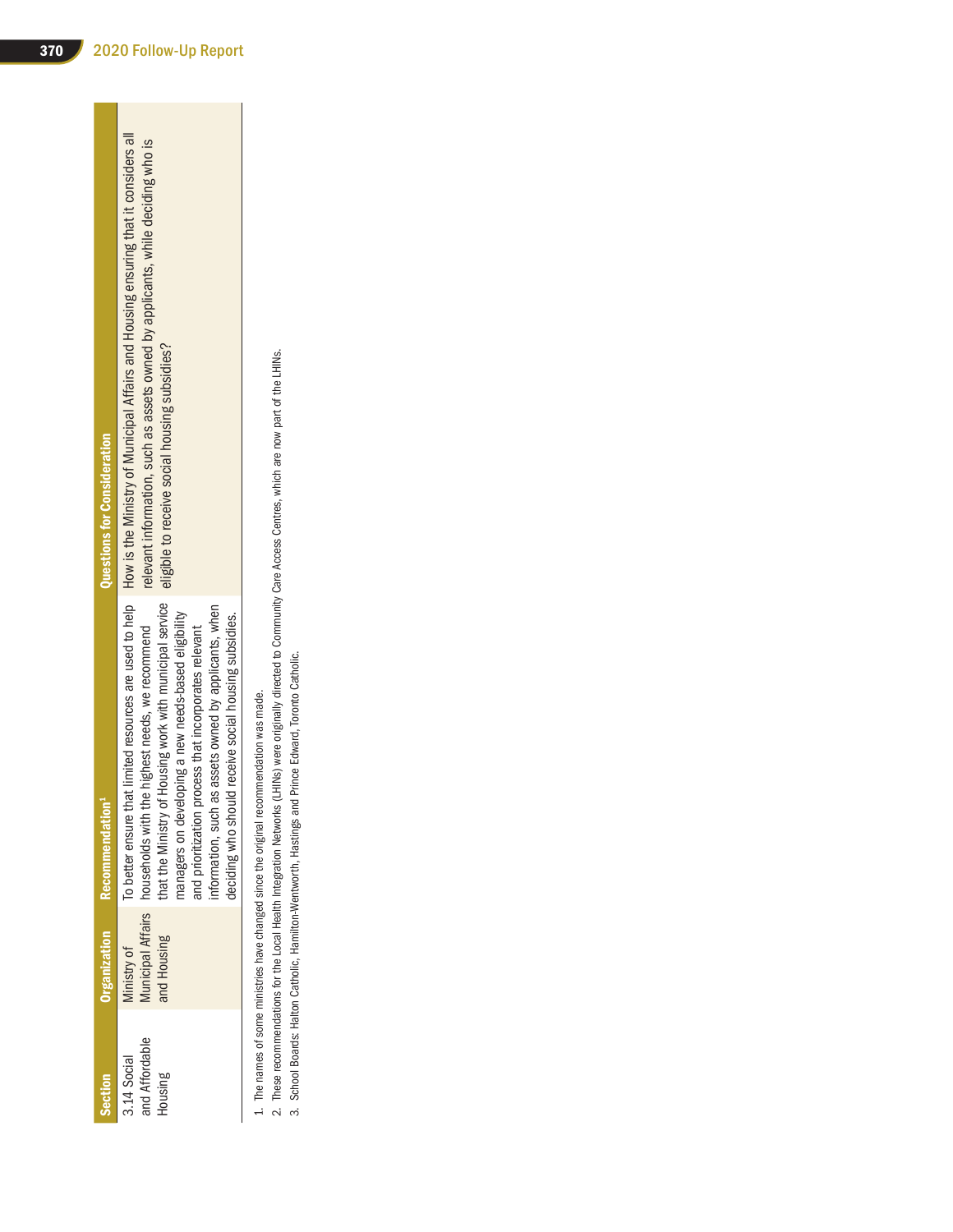| Section | Organization | Recommendation[1] | Questions for Consideration |
|---|---|---|---|
| 3.14 Social and Affordable Housing | Ministry of Municipal Affairs and Housing | To better ensure that limited resources are used to help households with the highest needs, we recommend that the Ministry of Housing work with municipal service managers on developing a new needs-based eligibility and prioritization process that incorporates relevant information, such as assets owned by applicants, when deciding who should receive social housing subsidies. | How is the Ministry of Municipal Affairs and Housing ensuring that it considers all relevant information, such as assets owned by applicants, while deciding who is eligible to receive social housing subsidies? |

1. The names of some ministries have changed since the original recommendation was made.
2. These recommendations for the Local Health Integration Networks (LHINs) were originally directed to Community Care Access Centres, which are now part of the LHINs.
3. School Boards: Halton Catholic, Hamilton-Wentworth, Hastings and Prince Edward, Toronto Catholic.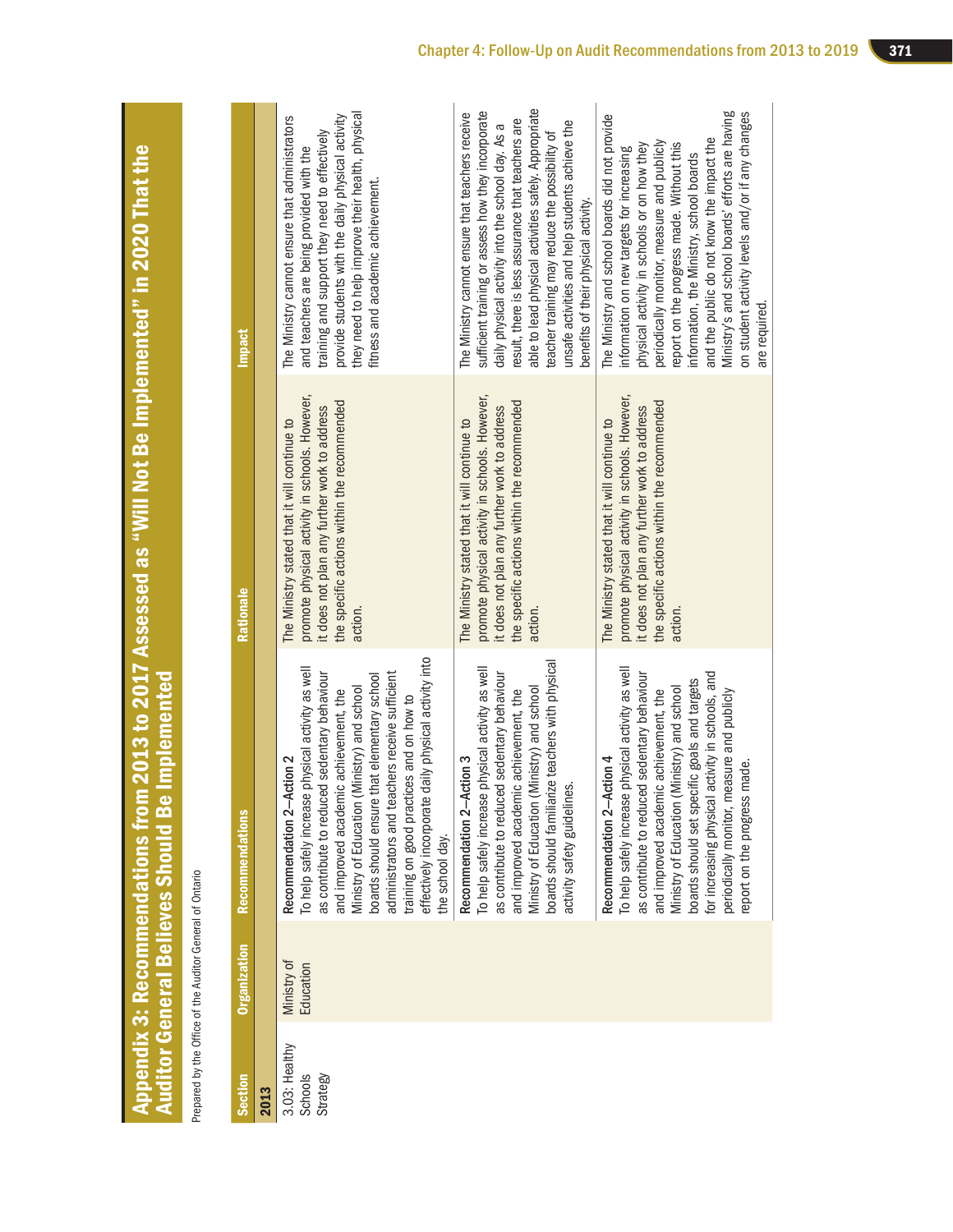## Appendix 3: Recommendations from 2013 to 2017 Assessed as "Will Not Be Implemented" in 2020 That the Auditor General Believes Should Be Implemented

Prepared by the Office of the Auditor General of Ontario

| Section | Organization | Recommendations | Rationale | Impact |
|---|---|---|---|---|
| **2013** | | | | |
| 3.03: Healthy Schools Strategy | Ministry of Education | Recommendation 2–Action 2<br>To help safely increase physical activity as well as contribute to reduced sedentary behaviour and improved academic achievement, the Ministry of Education (Ministry) and school boards should ensure that elementary school administrators and teachers receive sufficient training on good practices and on how to effectively incorporate daily physical activity into the school day. | The Ministry stated that it will continue to promote physical activity in schools. However, it does not plan any further work to address the specific actions within the recommended action. | The Ministry cannot ensure that administrators and teachers are being provided with the training and support they need to effectively provide students with the daily physical activity they need to help improve their health, physical fitness and academic achievement. |
| | | Recommendation 2–Action 3<br>To help safely increase physical activity as well as contribute to reduced sedentary behaviour and improved academic achievement, the Ministry of Education (Ministry) and school boards should familiarize teachers with physical activity safety guidelines. | The Ministry stated that it will continue to promote physical activity in schools. However, it does not plan any further work to address the specific actions within the recommended action. | The Ministry cannot ensure that teachers receive sufficient training or assess how they incorporate daily physical activity into the school day. As a result, there is less assurance that teachers are able to lead physical activities safely. Appropriate teacher training may reduce the possibility of unsafe activities and help students achieve the benefits of their physical activity. |
| | | Recommendation 2–Action 4<br>To help safely increase physical activity as well as contribute to reduced sedentary behaviour and improved academic achievement, the Ministry of Education (Ministry) and school boards should set specific goals and targets for increasing physical activity in schools, and periodically monitor, measure and publicly report on the progress made. | The Ministry stated that it will continue to promote physical activity in schools. However, it does not plan any further work to address the specific actions within the recommended action. | The Ministry and school boards did not provide information on new targets for increasing physical activity in schools or on how they periodically monitor, measure and publicly report on the progress made. Without this information, the Ministry, school boards and the public do not know the impact the Ministry's and school boards' efforts are having on student activity levels and/or if any changes are required. |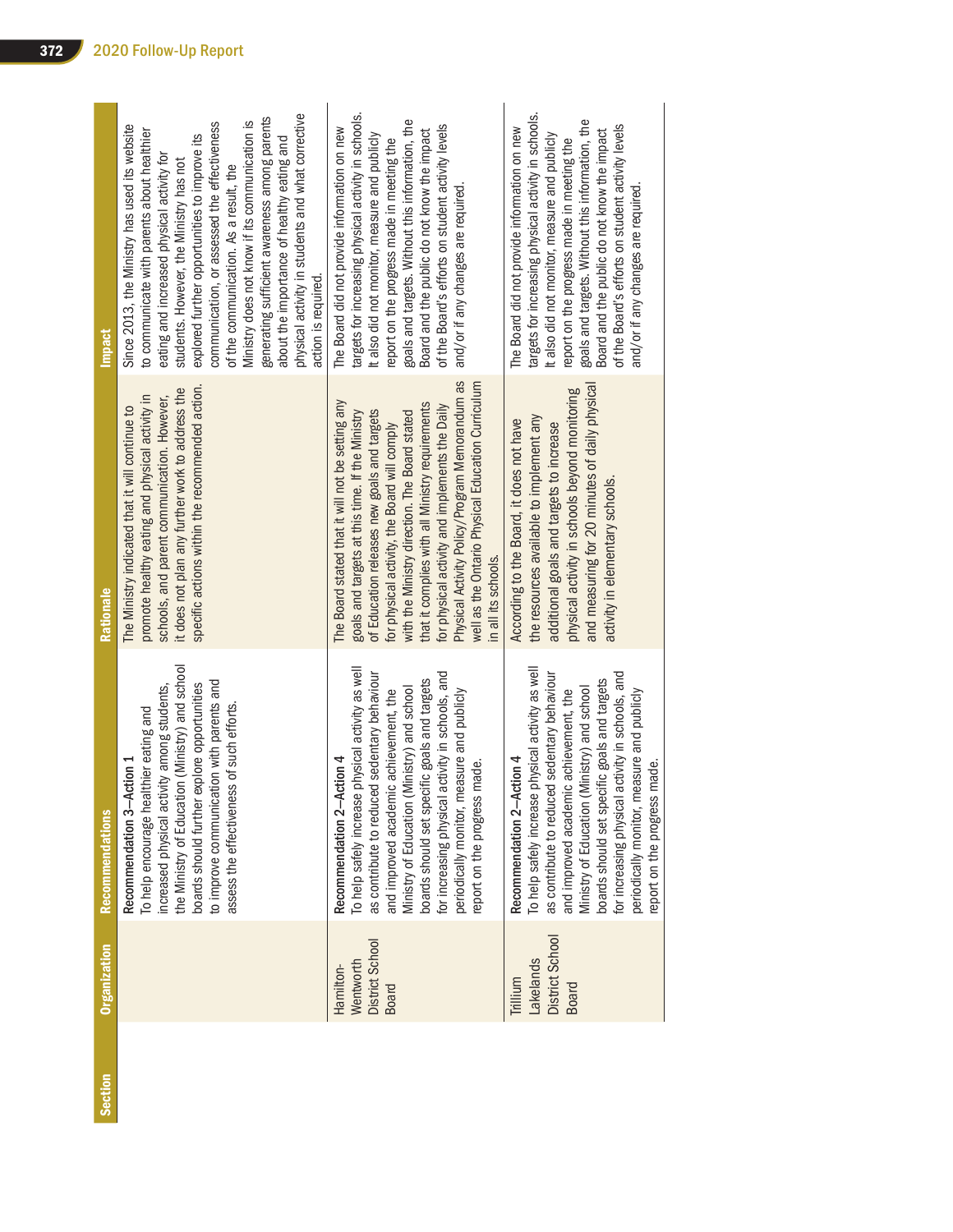| Section | Organization | Recommendations | Rationale | Impact |
|---|---|---|---|---|
| | | Recommendation 3—Action 1<br>To help encourage healthier eating and increased physical activity among students, the Ministry of Education (Ministry) and school boards should further explore opportunities to improve communication with parents and assess the effectiveness of such efforts. | The Ministry indicated that it will continue to promote healthy eating and physical activity in schools, and parent communication. However, it does not plan any further work to address the specific actions within the recommended action. | Since 2013, the Ministry has used its website to communicate with parents about healthier eating and increased physical activity for students. However, the Ministry has not explored further opportunities to improve its communication, or assessed the effectiveness of the communication. As a result, the Ministry does not know if its communication is generating sufficient awareness among parents about the importance of healthy eating and physical activity in students and what corrective action is required. |
| | Hamilton-Wentworth District School Board | Recommendation 2—Action 4<br>To help safely increase physical activity as well as contribute to reduced sedentary behaviour and improved academic achievement, the Ministry of Education (Ministry) and school boards should set specific goals and targets for increasing physical activity in schools, and periodically monitor, measure and publicly report on the progress made. | The Board stated that it will not be setting any goals and targets at this time. If the Ministry of Education releases new goals and targets for physical activity, the Board will comply with the Ministry direction. The Board stated that it complies with all Ministry requirements for physical activity and implements the Daily Physical Activity Policy/Program Memorandum as well as the Ontario Physical Education Curriculum in all its schools. | The Board did not provide information on new targets for increasing physical activity in schools. It also did not monitor, measure and publicly report on the progress made in meeting the goals and targets. Without this information, the Board and the public do not know the impact of the Board's efforts on student activity levels and/or if any changes are required. |
| | Trillium Lakelands District School Board | Recommendation 2—Action 4<br>To help safely increase physical activity as well as contribute to reduced sedentary behaviour and improved academic achievement, the Ministry of Education (Ministry) and school boards should set specific goals and targets for increasing physical activity in schools, and periodically monitor, measure and publicly report on the progress made. | According to the Board, it does not have the resources available to implement any additional goals and targets to increase physical activity in schools beyond monitoring and measuring for 20 minutes of daily physical activity in elementary schools. | The Board did not provide information on new targets for increasing physical activity in schools. It also did not monitor, measure and publicly report on the progress made in meeting the goals and targets. Without this information, the Board and the public do not know the impact of the Board's efforts on student activity levels and/or if any changes are required. |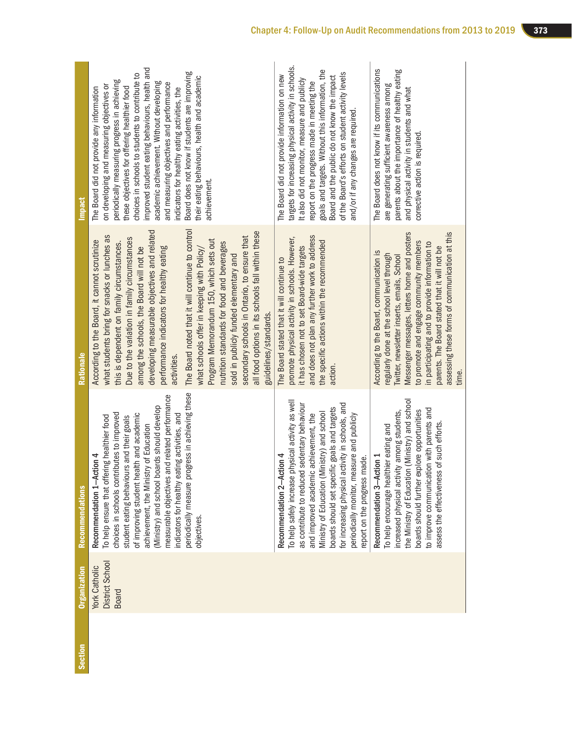| Section | Organization | Recommendations | Rationale | Impact |
|---|---|---|---|---|
| | York Catholic District School Board | Recommendation 1–Action 4<br>To help ensure that offering healthier food choices in schools contributes to improved student eating behaviours and their goals of improving student health and academic achievement, the Ministry of Education (Ministry) and school boards should develop measurable objectives and related performance indicators for healthy eating activities, and periodically measure progress in achieving these objectives. | According to the Board, it cannot scrutinize what students bring for snacks or lunches as this is dependent on family circumstances. Due to the variation in family circumstances among the schools, the Board will not be developing measurable objectives and related performance indicators for healthy eating activities.<br>The Board noted that it will continue to control what schools offer in keeping with Policy/Program Memorandum 150, which sets out nutrition standards for food and beverages sold in publicly funded elementary and secondary schools in Ontario, to ensure that all food options in its schools fall within these guidelines/standards. | The Board did not provide any information on developing and measuring objectives or periodically measuring progress in achieving these objectives for offering healthier food choices in schools to students to contribute to improved student eating behaviours, health and academic achievement. Without developing and measuring objectives and performance indicators for healthy eating activities, the Board does not know if students are improving their eating behaviours, health and academic achievement. |
| | | Recommendation 2–Action 4<br>To help safely increase physical activity as well as contribute to reduced sedentary behaviour and improved academic achievement, the Ministry of Education (Ministry) and school boards should set specific goals and targets for increasing physical activity in schools, and periodically monitor, measure and publicly report on the progress made. | The Board stated that it will continue to promote physical activity in schools. However, it has chosen not to set Board-wide targets and does not plan any further work to address the specific actions within the recommended action. | The Board did not provide information on new targets for increasing physical activity in schools. It also did not monitor, measure and publicly report on the progress made in meeting the goals and targets. Without this information, the Board and the public do not know the impact of the Board's efforts on student activity levels and/or if any changes are required. |
| | | Recommendation 3–Action 1<br>To help encourage healthier eating and increased physical activity among students, the Ministry of Education (Ministry) and school boards should further explore opportunities to improve communication with parents and assess the effectiveness of such efforts. | According to the Board, communication is regularly done at the school level through Twitter, newsletter inserts, emails, School Messenger messages, letters home and posters to promote and engage community members in participating and to provide information to parents. The Board stated that it will not be assessing these forms of communication at this time. | The Board does not know if its communications are generating sufficient awareness among parents about the importance of healthy eating and physical activity in students and what corrective action is required. |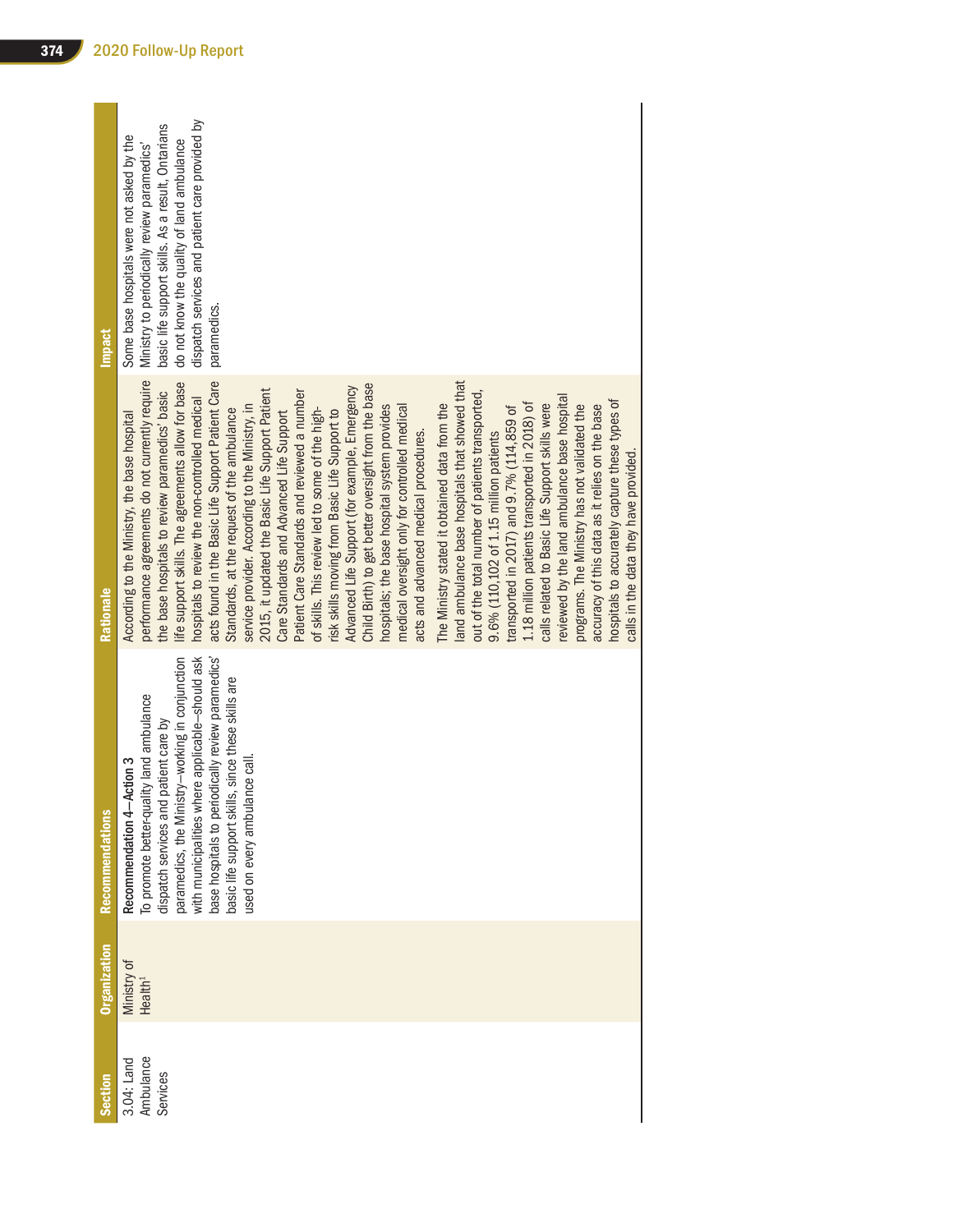| Section | Organization | Recommendations | Rationale | Impact |
|---|---|---|---|---|
| 3.04: Land Ambulance Services | Ministry of Health[1] | Recommendation 4—Action 3<br>To promote better-quality land ambulance dispatch services and patient care by paramedics, the Ministry—working in conjunction with municipalities where applicable—should ask base hospitals to periodically review paramedics' basic life support skills, since these skills are used on every ambulance call. | According to the Ministry, the base hospital performance agreements do not currently require the base hospitals to review paramedics' basic life support skills. The agreements allow for base hospitals to review the non-controlled medical acts found in the Basic Life Support Patient Care Standards, at the request of the ambulance service provider. According to the Ministry, in 2015, it updated the Basic Life Support Patient Care Standards and Advanced Life Support Patient Care Standards and reviewed a number of skills. This review led to some of the high-risk skills moving from Basic Life Support to Advanced Life Support (for example, Emergency Child Birth) to get better oversight from the base hospitals; the base hospital system provides medical oversight only for controlled medical acts and advanced medical procedures.<br>The Ministry stated it obtained data from the land ambulance base hospitals that showed that out of the total number of patients transported, 9.6% (110,102 of 1.15 million patients transported in 2017) and 9.7% (114,859 of 1.18 million patients transported in 2018) of calls related to Basic Life Support skills were reviewed by the land ambulance base hospital programs. The Ministry has not validated the accuracy of this data as it relies on the base hospitals to accurately capture these types of calls in the data they have provided. | Some base hospitals were not asked by the Ministry to periodically review paramedics' basic life support skills. As a result, Ontarians do not know the quality of land ambulance dispatch services and patient care provided by paramedics. |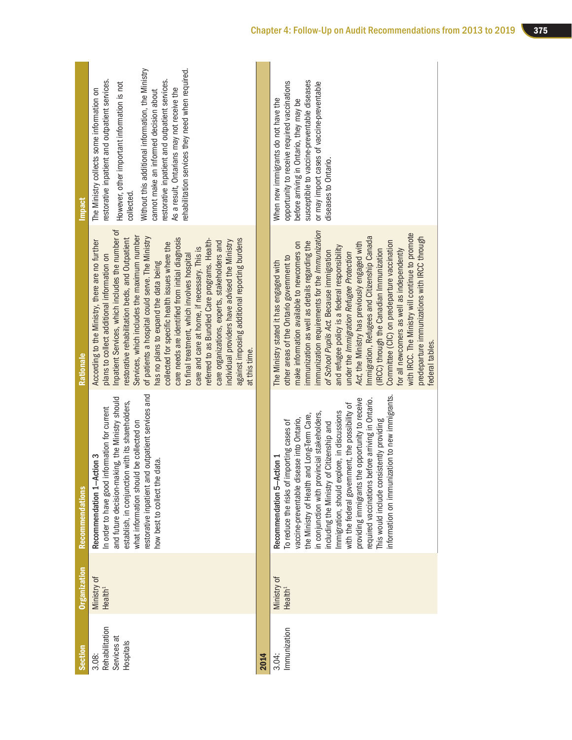| Section | Organization | Recommendations | Rationale | Impact |
|---|---|---|---|---|
| 3.08: Rehabilitation Services at Hospitals | Ministry of Health[1] | Recommendation 1–Action 3<br>In order to have good information for current and future decision-making, the Ministry should establish, in conjunction with its shareholders, what information should be collected on restorative inpatient and outpatient services and how best to collect the data. | According to the Ministry, there are no further plans to collect additional information on Inpatient Services, which includes the number of restorative rehabilitation beds, and Outpatient Services, which includes the maximum number of patients a hospital could serve. The Ministry has no plans to expand the data being collected for specific health issues where the care needs are identified from initial diagnosis to final treatment, which involves hospital care and care at home, if necessary. This is referred to as Bundled Care programs. Health-care organizations, experts, stakeholders and individual providers have advised the Ministry against imposing additional reporting burdens at this time. | The Ministry collects some information on restorative inpatient and outpatient services. However, other important information is not collected.<br>Without this additional information, the Ministry cannot make an informed decision about restorative inpatient and outpatient services. As a result, Ontarians may not receive the rehabilitation services they need when required. |
| **2014** | | | | |
| 3.04: Immunization | Ministry of Health[1] | Recommendation 5–Action 1<br>To reduce the risks of importing cases of vaccine-preventable disease into Ontario, the Ministry of Health and Long-Term Care, in conjunction with provincial stakeholders, including the Ministry of Citizenship and Immigration, should explore, in discussions with the federal government, the possibility of providing immigrants the opportunity to receive required vaccinations before arriving in Ontario. This would include consistently providing information on immunization to new immigrants. | The Ministry stated it has engaged with other areas of the Ontario government to make information available to newcomers on immunization as well as details regarding the immunization requirements for the *Immunization of School Pupils Act*. Because immigration and refugee policy is a federal responsibility under the *Immigration Refugee Protection Act*, the Ministry has previously engaged with Immigration, Refugees and Citizenship Canada (IRCC) through the Canadian Immunization Committee (CIC) on predeparture vaccination for all newcomers as well as independently with IRCC. The Ministry will continue to promote predeparture immunizations with IRCC through federal tables. | When new immigrants do not have the opportunity to receive required vaccinations before arriving in Ontario, they may be susceptible to vaccine-preventable diseases or may import cases of vaccine-preventable diseases to Ontario. |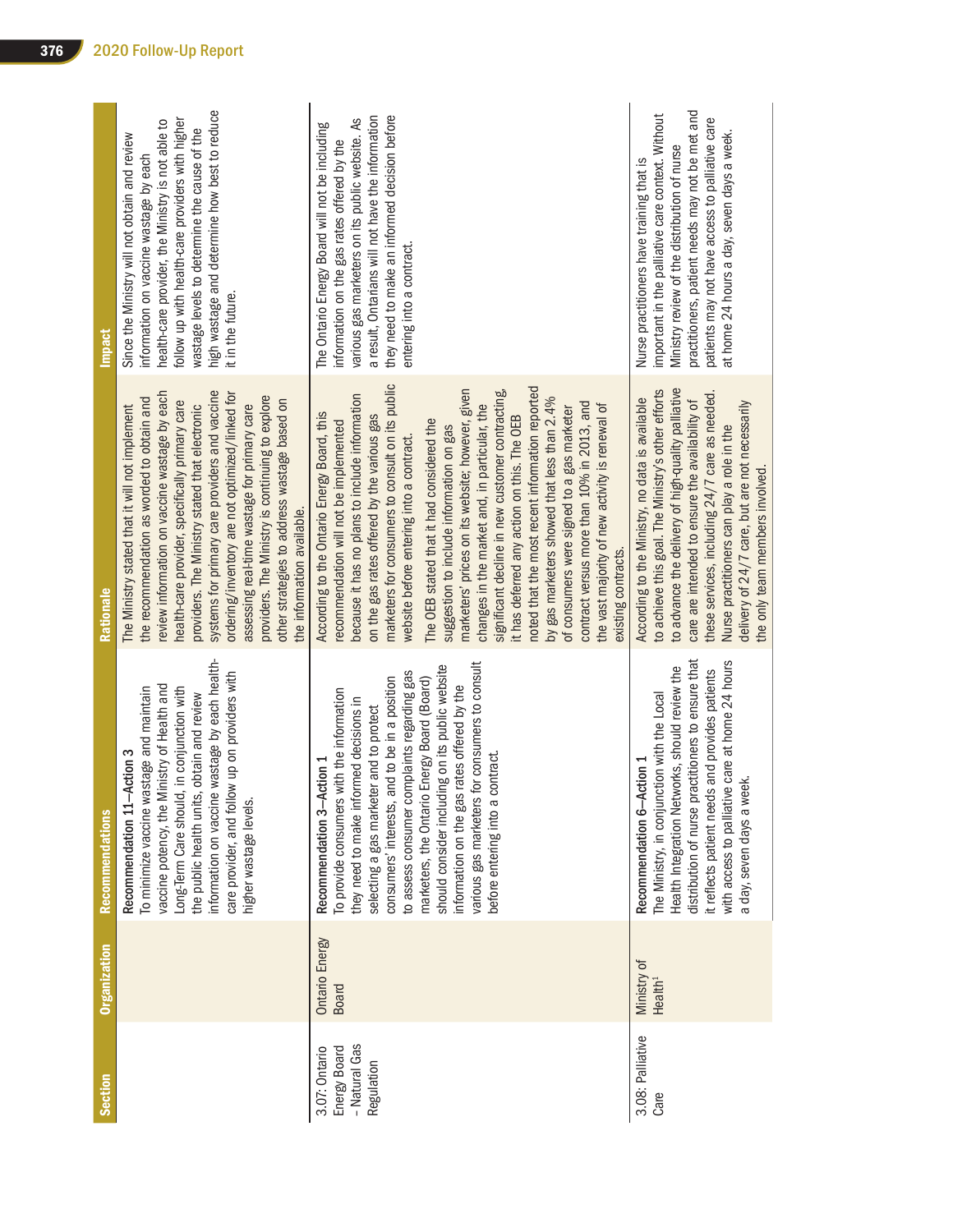| Section | Organization | Recommendations | Rationale | Impact |
|---|---|---|---|---|
| | | Recommendation 11—Action 3<br>To minimize vaccine wastage and maintain vaccine potency, the Ministry of Health and Long-Term Care should, in conjunction with the public health units, obtain and review information on vaccine wastage by each health-care provider, and follow up on providers with higher wastage levels. | The Ministry stated that it will not implement the recommendation as worded to obtain and review information on vaccine wastage by each health-care provider, specifically primary care providers. The Ministry stated that electronic systems for primary care providers and vaccine ordering/inventory are not optimized/linked for assessing real-time wastage for primary care providers. The Ministry is continuing to explore other strategies to address wastage based on the information available. | Since the Ministry will not obtain and review information on vaccine wastage by each health-care provider, the Ministry is not able to follow up with health-care providers with higher wastage levels to determine the cause of the high wastage and determine how best to reduce it in the future. |
| 3.07: Ontario Energy Board - Natural Gas Regulation | Ontario Energy Board | Recommendation 3—Action 1<br>To provide consumers with the information they need to make informed decisions in selecting a gas marketer and to protect consumers' interests, and to be in a position to assess consumer complaints regarding gas marketers, the Ontario Energy Board (Board) should consider including on its public website information on the gas rates offered by the various gas marketers for consumers to consult before entering into a contract. | According to the Ontario Energy Board, this recommendation will not be implemented because it has no plans to include information on the gas rates offered by the various gas marketers for consumers to consult on its public website before entering into a contract.<br><br>The OEB stated that it had considered the suggestion to include information on gas marketers' prices on its website; however, given changes in the market and, in particular, the significant decline in new customer contracting, it has deferred any action on this. The OEB noted that the most recent information reported by gas marketers showed that less than 2.4% of consumers were signed to a gas marketer contract versus more than 10% in 2013, and the vast majority of new activity is renewal of existing contracts. | The Ontario Energy Board will not be including information on the gas rates offered by the various gas marketers on its public website. As a result, Ontarians will not have the information they need to make an informed decision before entering into a contract. |
| 3.08: Palliative Care | Ministry of Health[1] | Recommendation 6—Action 1<br>The Ministry, in conjunction with the Local Health Integration Networks, should review the distribution of nurse practitioners to ensure that it reflects patient needs and provides patients with access to palliative care at home 24 hours a day, seven days a week. | According to the Ministry, no data is available to achieve this goal. The Ministry's other efforts to advance the delivery of high-quality palliative care are intended to ensure the availability of these services, including 24/7 care as needed. Nurse practitioners can play a role in the delivery of 24/7 care, but are not necessarily the only team members involved. | Nurse practitioners have training that is important in the palliative care context. Without Ministry review of the distribution of nurse practitioners, patient needs may not be met and patients may not have access to palliative care at home 24 hours a day, seven days a week. |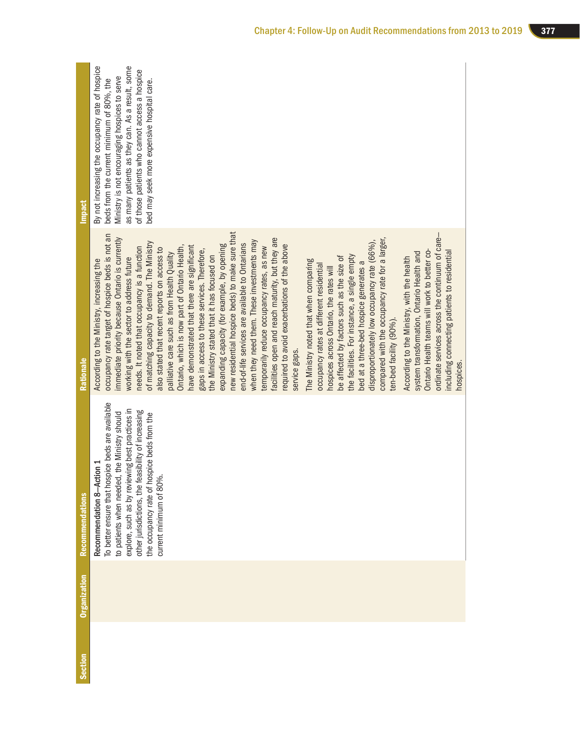| Section | Organization | Recommendations | Rationale | Impact |
|---|---|---|---|---|
| | | Recommendation 8—Action 1<br>To better ensure that hospice beds are available to patients when needed, the Ministry should explore, such as by reviewing best practices in other jurisdictions, the feasibility of increasing the occupancy rate of hospice beds from the current minimum of 80%. | According to the Ministry, increasing the occupancy rate target of hospice beds is not an immediate priority because Ontario is currently working with the sector to address future needs. It noted that occupancy is a function of matching capacity to demand. The Ministry also stated that recent reports on access to palliative care such as from Health Quality Ontario, which is now part of Ontario Health, have demonstrated that there are significant gaps in access to these services. Therefore, the Ministry stated that it has focused on expanding capacity (for example, by opening new residential hospice beds) to make sure that end-of-life services are available to Ontarians when they need them. These investments may temporarily reduce occupancy rates, as new facilities open and reach maturity, but they are required to avoid exacerbations of the above service gaps.<br><br>The Ministry noted that when comparing occupancy rates at different residential hospices across Ontario, the rates will be affected by factors such as the size of the facilities. For instance, a single empty bed at a three-bed hospice generates a disproportionately low occupancy rate (66%), compared with the occupancy rate for a larger, ten-bed facility (90%).<br><br>According to the Ministry, with the health system transformation, Ontario Health and Ontario Health teams will work to better co-ordinate services across the continuum of care—including connecting patients to residential hospices. | By not increasing the occupancy rate of hospice beds from the current minimum of 80%, the Ministry is not encouraging hospices to serve as many patients as they can. As a result, some of those patients who cannot access a hospice bed may seek more expensive hospital care. |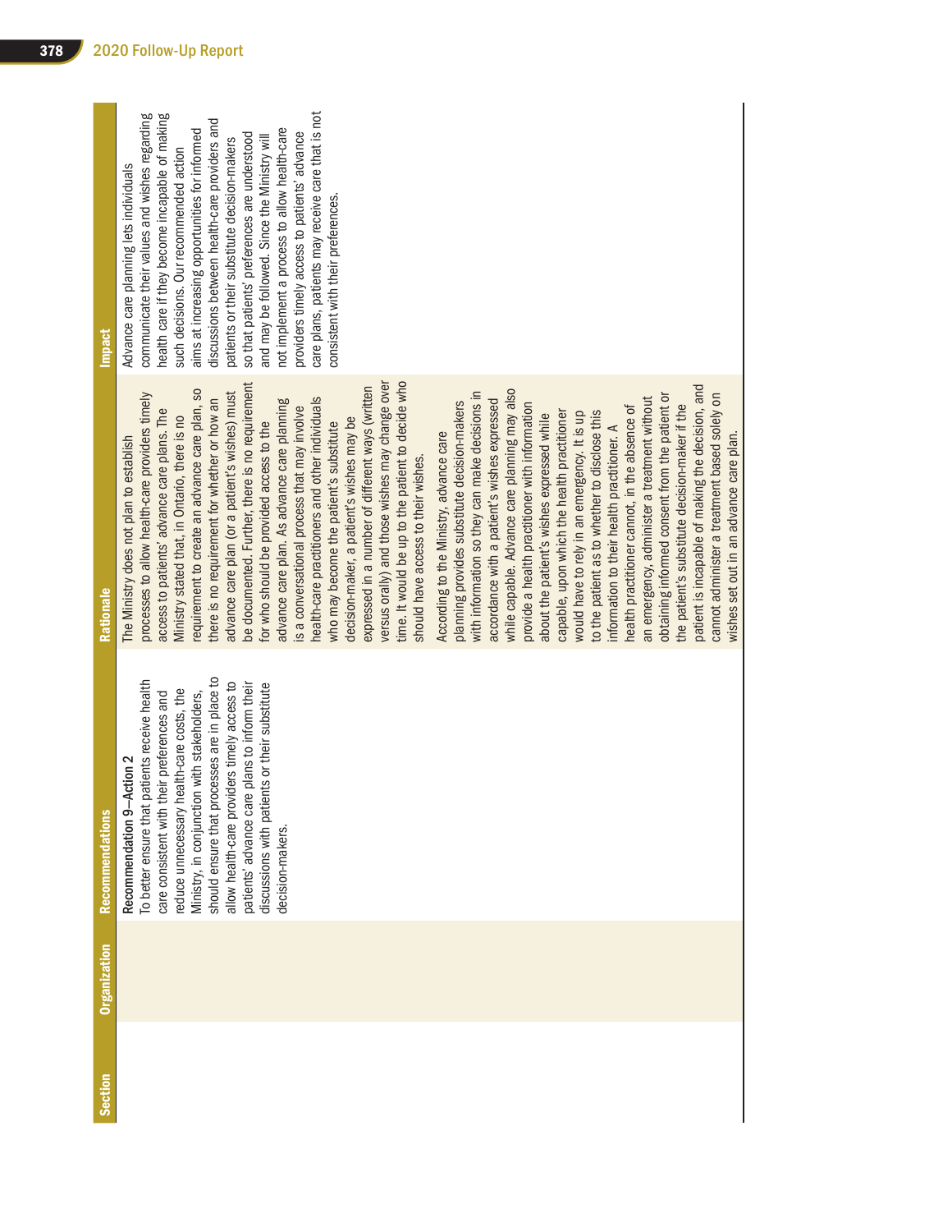| Section | Organization | Recommendations | Rationale | Impact |
|---|---|---|---|---|
| | | Recommendation 9—Action 2<br>To better ensure that patients receive health care consistent with their preferences and reduce unnecessary health-care costs, the Ministry, in conjunction with stakeholders, should ensure that processes are in place to allow health-care providers timely access to patients' advance care plans to inform their discussions with patients or their substitute decision-makers. | The Ministry does not plan to establish processes to allow health-care providers timely access to patients' advance care plans. The Ministry stated that, in Ontario, there is no requirement to create an advance care plan, so there is no requirement for whether or how an advance care plan (or a patient's wishes) must be documented. Further, there is no requirement for who should be provided access to the advance care plan. As advance care planning is a conversational process that may involve health-care practitioners and other individuals who may become the patient's substitute decision-maker, a patient's wishes may be expressed in a number of different ways (written versus orally) and those wishes may change over time. It would be up to the patient to decide who should have access to their wishes.<br><br>According to the Ministry, advance care planning provides substitute decision-makers with information so they can make decisions in accordance with a patient's wishes expressed while capable. Advance care planning may also provide a health practitioner with information about the patient's wishes expressed while capable, upon which the health practitioner would have to rely in an emergency. It is up to the patient as to whether to disclose this information to their health practitioner. A health practitioner cannot, in the absence of an emergency, administer a treatment without obtaining informed consent from the patient or the patient's substitute decision-maker if the patient is incapable of making the decision, and cannot administer a treatment based solely on wishes set out in an advance care plan. | Advance care planning lets individuals communicate their values and wishes regarding health care if they become incapable of making such decisions. Our recommended action aims at increasing opportunities for informed discussions between health-care providers and patients or their substitute decision-makers so that patients' preferences are understood and may be followed. Since the Ministry will not implement a process to allow health-care providers timely access to patients' advance care plans, patients may receive care that is not consistent with their preferences. |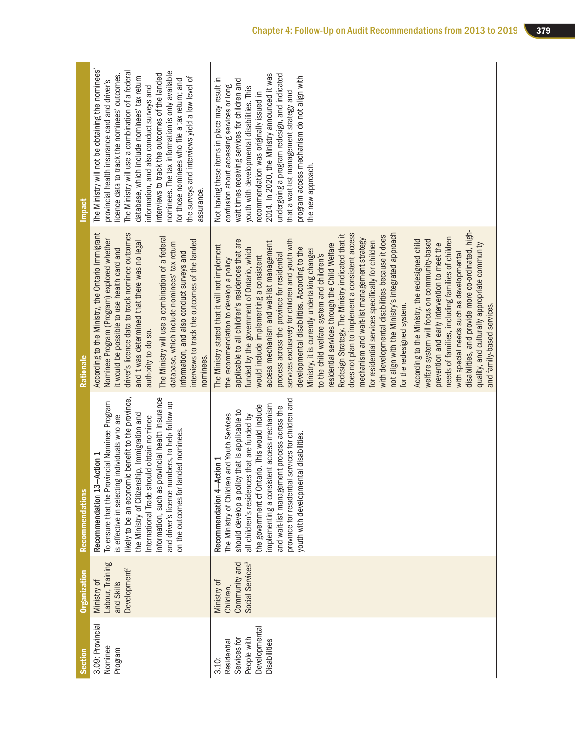| Section | Organization | Recommendations | Rationale | Impact |
| --- | --- | --- | --- | --- |
| 3.09: Provincial Nominee Program | Ministry of Labour, Training and Skills Development[2] | Recommendation 13—Action 1<br>To ensure that the Provincial Nominee Program is effective in selecting individuals who are likely to be an economic benefit to the province, the Ministry of Citizenship, Immigration and International Trade should obtain nominee information, such as provincial health insurance and driver's licence numbers, to help follow up on the outcomes for landed nominees. | According to the Ministry, the Ontario Immigrant Nominee Program (Program) explored whether it would be possible to use health card and driver's licence data to track nominee outcomes and it was determined that there was no legal authority to do so.<br>The Ministry will use a combination of a federal database, which include nominees' tax return information, and also conduct surveys and interviews to track the outcomes of the landed nominees. | The Ministry will not be obtaining the nominees' provincial health insurance card and driver's licence data to track the nominees' outcomes. The Ministry will use a combination of a federal database, which include nominees' tax return information, and also conduct surveys and interviews to track the outcomes of the landed nominees. The tax information is only available for those nominees who file a tax return; and the surveys and interviews yield a low level of assurance. |
| 3.10: Residential Services for People with Developmental Disabilities | Ministry of Children, Community and Social Services[3] | Recommendation 4—Action 1<br>The Ministry of Children and Youth Services should develop a policy that is applicable to all children's residences that are funded by the government of Ontario. This would include implementing a consistent access mechanism and wait-list management process across the province for residential services for children and youth with developmental disabilities. | The Ministry stated that it will not implement the recommendation to develop a policy applicable to all children's residences that are funded by the government of Ontario, which would include implementing a consistent access mechanism and wait-list management process across the province for residential services exclusively for children and youth with developmental disabilities. According to the Ministry, it is currently undertaking changes to the child welfare system and children's residential services through the Child Welfare Redesign Strategy. The Ministry indicated that it does not plan to implement a consistent access mechanism and wait-list management strategy for residential services specifically for children with developmental disabilities because it does not align with the Ministry's integrated approach for the redesigned system.<br>According to the Ministry, the redesigned child welfare system will focus on community-based prevention and early intervention to meet the needs of families, including families of children with special needs such as developmental disabilities, and provide more co-ordinated, high-quality, and culturally appropriate community and family-based services. | Not having these items in place may result in confusion about accessing services or long wait times receiving services for children and youth with developmental disabilities. This recommendation was originally issued in 2014. In 2020, the Ministry announced it was undergoing a program redesign, and indicated that a wait-list management strategy and program access mechanism do not align with the new approach. |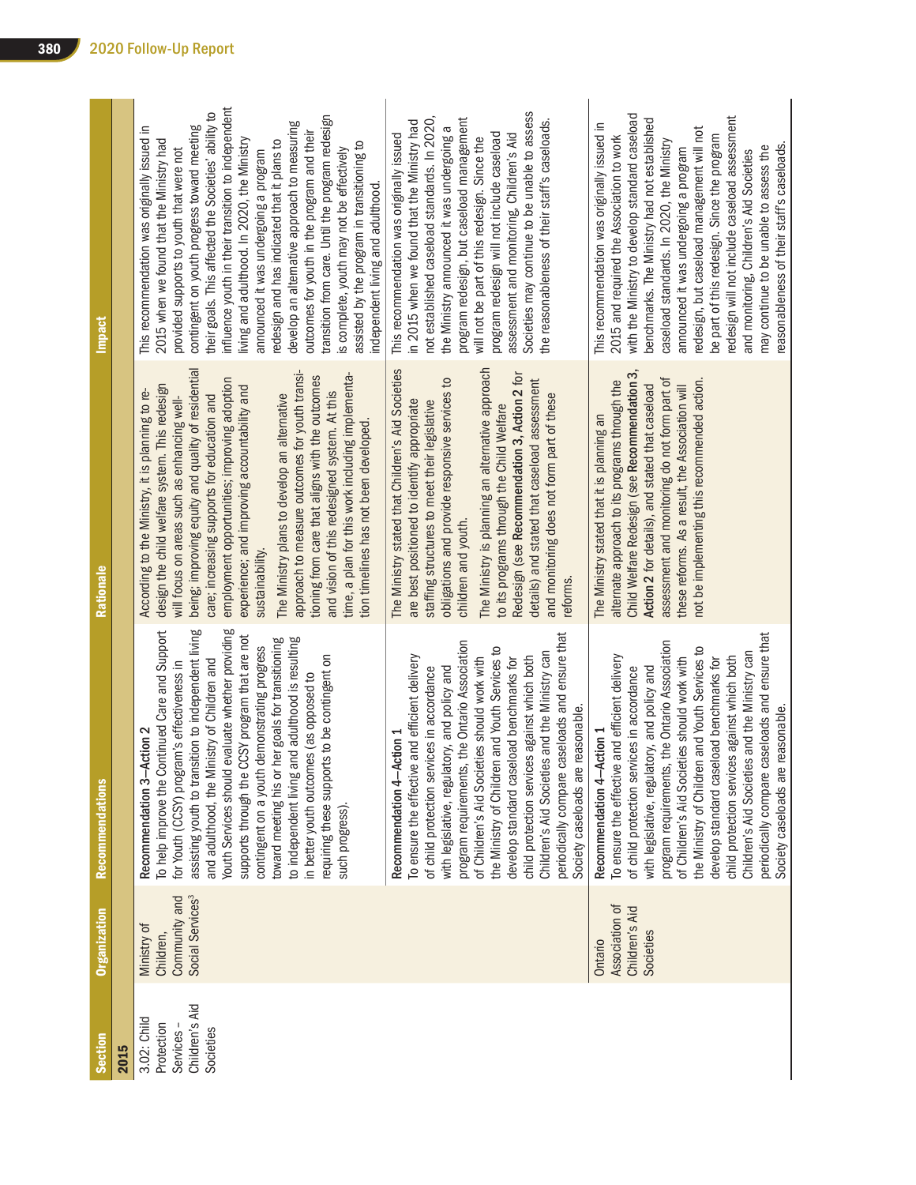| Section | Organization | Recommendations | Rationale | Impact |
|---|---|---|---|---|
| **2015** | | | | |
| 3.02: Child Protection Services – Children's Aid Societies | Ministry of Children, Community and Social Services[3] | Recommendation 3—Action 2<br>To help improve the Continued Care and Support for Youth (CCSY) program's effectiveness in assisting youth to transition to independent living and adulthood, the Ministry of Children and Youth Services should evaluate whether providing supports through the CCSY program that are not contingent on a youth demonstrating progress toward meeting his or her goals for transitioning to independent living and adulthood is resulting in better youth outcomes (as opposed to requiring these supports to be contingent on such progress). | According to the Ministry, it is planning to re-design the child welfare system. This redesign will focus on areas such as enhancing well-being; improving equity and quality of residential care; increasing supports for education and employment opportunities; improving adoption experience; and improving accountability and sustainability.<br>The Ministry plans to develop an alternative approach to measure outcomes for youth transitioning from care that aligns with the outcomes and vision of this redesigned system. At this time, a plan for this work including implementation timelines has not been developed. | This recommendation was originally issued in 2015 when we found that the Ministry had provided supports to youth that were not contingent on youth progress toward meeting their goals. This affected the Societies' ability to influence youth in their transition to independent living and adulthood. In 2020, the Ministry announced it was undergoing a program redesign and has indicated that it plans to develop an alternative approach to measuring outcomes for youth in the program and their transition from care. Until the program redesign is complete, youth may not be effectively assisted by the program in transitioning to independent living and adulthood. |
| | | Recommendation 4—Action 1<br>To ensure the effective and efficient delivery of child protection services in accordance with legislative, regulatory, and policy and program requirements, the Ontario Association of Children's Aid Societies should work with the Ministry of Children and Youth Services to develop standard caseload benchmarks for child protection services against which both Children's Aid Societies and the Ministry can periodically compare caseloads and ensure that Society caseloads are reasonable. | The Ministry stated that Children's Aid Societies are best positioned to identify appropriate staffing structures to meet their legislative obligations and provide responsive services to children and youth.<br>The Ministry is planning an alternative approach to its programs through the Child Welfare Redesign (see **Recommendation 3, Action 2** for details) and stated that caseload assessment and monitoring does not form part of these reforms. | This recommendation was originally issued in 2015 when we found that the Ministry had not established caseload standards. In 2020, the Ministry announced it was undergoing a program redesign, but caseload management will not be part of this redesign. Since the program redesign will not include caseload assessment and monitoring, Children's Aid Societies may continue to be unable to assess the reasonableness of their staff's caseloads. |
| | Ontario Association of Children's Aid Societies | Recommendation 4—Action 1<br>To ensure the effective and efficient delivery of child protection services in accordance with legislative, regulatory, and policy and program requirements, the Ontario Association of Children's Aid Societies should work with the Ministry of Children and Youth Services to develop standard caseload benchmarks for child protection services against which both Children's Aid Societies and the Ministry can periodically compare caseloads and ensure that Society caseloads are reasonable. | The Ministry stated that it is planning an alternate approach to its programs through the Child Welfare Redesign (see **Recommendation 3, Action 2** for details), and stated that caseload assessment and monitoring do not form part of these reforms. As a result, the Association will not be implementing this recommended action. | This recommendation was originally issued in 2015 and required the Association to work with the Ministry to develop standard caseload benchmarks. The Ministry had not established caseload standards. In 2020, the Ministry announced it was undergoing a program redesign, but caseload management will not be part of this redesign. Since the program redesign will not include caseload assessment and monitoring, Children's Aid Societies may continue to be unable to assess the reasonableness of their staff's caseloads. |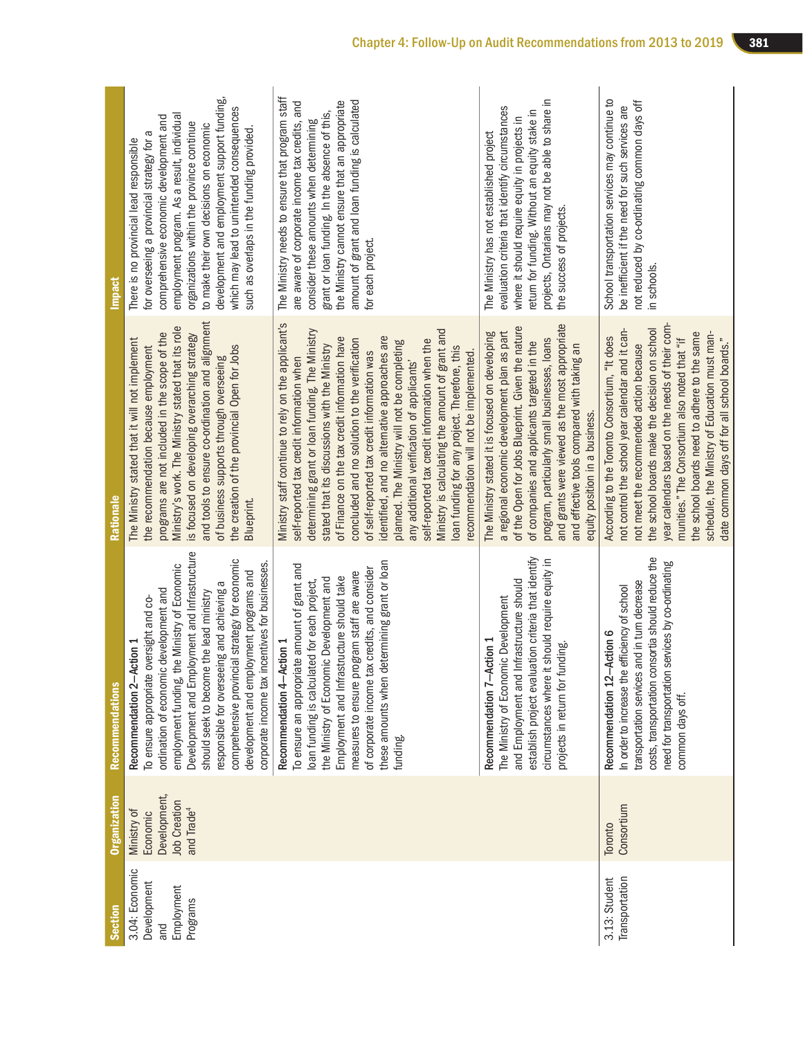| Section | Organization | Recommendations | Rationale | Impact |
|---|---|---|---|---|
| 3.04: Economic Development and Employment Programs | Ministry of Economic Development, Job Creation and Trade[4] | Recommendation 2—Action 1<br>To ensure appropriate oversight and co-ordination of economic development and employment funding, the Ministry of Economic Development and Employment and Infrastructure should seek to become the lead ministry responsible for overseeing and achieving a comprehensive provincial strategy for economic development and employment programs and corporate income tax incentives for businesses. | The Ministry stated that it will not implement the recommendation because employment programs are not included in the scope of the Ministry's work. The Ministry stated that its role is focused on developing overarching strategy and tools to ensure co-ordination and alignment of business supports through overseeing the creation of the provincial Open for Jobs Blueprint. | There is no provincial lead responsible for overseeing a provincial strategy for a comprehensive economic development and employment program. As a result, individual organizations within the province continue to make their own decisions on economic development and employment support funding, which may lead to unintended consequences such as overlaps in the funding provided. |
| | | Recommendation 4—Action 1<br>To ensure an appropriate amount of grant and loan funding is calculated for each project, the Ministry of Economic Development and Employment and Infrastructure should take measures to ensure program staff are aware of corporate income tax credits, and consider these amounts when determining grant or loan funding. | Ministry staff continue to rely on the applicant's self-reported tax credit information when determining grant or loan funding. The Ministry stated that its discussions with the Ministry of Finance on the tax credit information have concluded and no solution to the verification of self-reported tax credit information was identified, and no alternative approaches are planned. The Ministry will not be completing any additional verification of applicants' self-reported tax credit information when the Ministry is calculating the amount of grant and loan funding for any project. Therefore, this recommendation will not be implemented. | The Ministry needs to ensure that program staff are aware of corporate income tax credits, and consider these amounts when determining grant or loan funding. In the absence of this, the Ministry cannot ensure that an appropriate amount of grant and loan funding is calculated for each project. |
| | | Recommendation 7—Action 1<br>The Ministry of Economic Development and Employment and Infrastructure should establish project evaluation criteria that identify circumstances where it should require equity in projects in return for funding. | The Ministry stated it is focused on developing a regional economic development plan as part of the Open for Jobs Blueprint. Given the nature of companies and applicants targeted in the program, particularly small businesses, loans and grants were viewed as the most appropriate and effective tools compared with taking an equity position in a business. | The Ministry has not established project evaluation criteria that identify circumstances where it should require equity in projects in return for funding. Without an equity stake in projects, Ontarians may not be able to share in the success of projects. |
| 3.13: Student Transportation | Toronto Consortium | Recommendation 12—Action 6<br>In order to increase the efficiency of school transportation services and in turn decrease costs, transportation consortia should reduce the need for transportation services by co-ordinating common days off. | According to the Toronto Consortium, "It does not control the school year calendar and it cannot meet the recommended action because the school boards make the decision on school year calendars based on the needs of their communities." The Consortium also noted that "if the school boards need to adhere to the same schedule, the Ministry of Education must mandate common days off for all school boards." | School transportation services may continue to be inefficient if the need for such services are not reduced by co-ordinating common days off in schools. |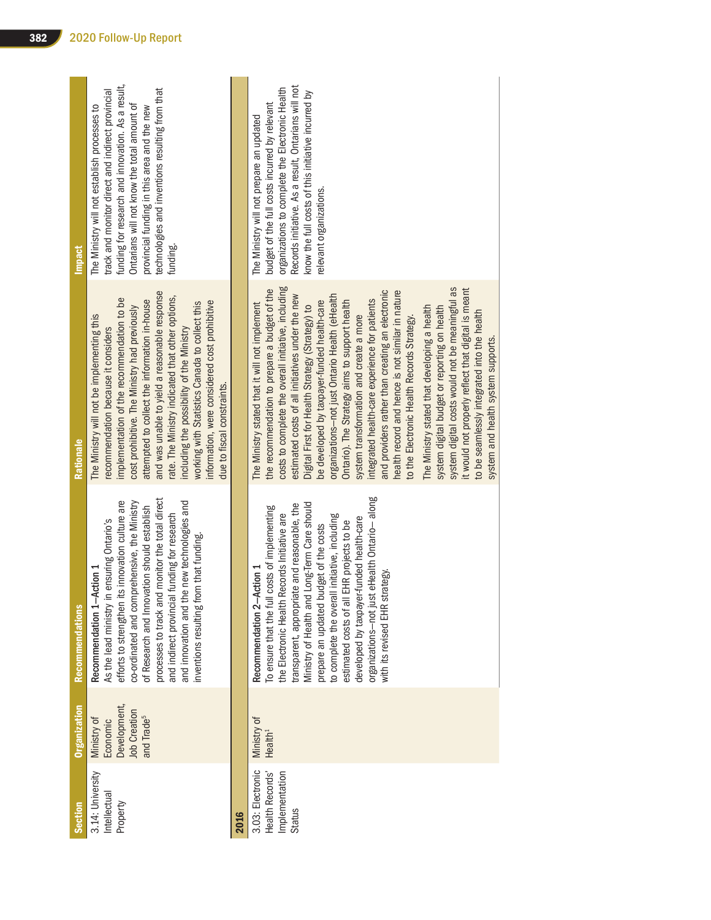| Section | Organization | Recommendations | Rationale | Impact |
|---|---|---|---|---|
| 3.14: University Intellectual Property | Ministry of Economic Development, Job Creation and Trade[5] | Recommendation 1—Action 1<br>As the lead ministry in ensuring Ontario's efforts to strengthen its innovation culture are co-ordinated and comprehensive, the Ministry of Research and Innovation should establish processes to track and monitor the total direct and indirect provincial funding for research and innovation and the new technologies and inventions resulting from that funding. | The Ministry will not be implementing this recommendation because it considers implementation of the recommendation to be cost prohibitive. The Ministry had previously attempted to collect the information in-house and was unable to yield a reasonable response rate. The Ministry indicated that other options, including the possibility of the Ministry working with Statistics Canada to collect this information, were considered cost prohibitive due to fiscal constraints. | The Ministry will not establish processes to track and monitor direct and indirect provincial funding for research and innovation. As a result, Ontarians will not know the total amount of provincial funding in this area and the new technologies and inventions resulting from that funding. |
| **2016** | | | | |
| 3.03: Electronic Health Records' Implementation Status | Ministry of Health[1] | Recommendation 2—Action 1<br>To ensure that the full costs of implementing the Electronic Health Records Initiative are transparent, appropriate and reasonable, the Ministry of Health and Long-Term Care should prepare an updated budget of the costs to complete the overall initiative, including estimated costs of all EHR projects to be developed by taxpayer-funded health-care organizations—not just eHealth Ontario— along with its revised EHR strategy. | The Ministry stated that it will not implement the recommendation to prepare a budget of the costs to complete the overall initiative, including estimated costs of all initiatives under the new Digital First for Health Strategy (Strategy) to be developed by taxpayer-funded health-care organizations—not just Ontario Health (eHealth Ontario). The Strategy aims to support health system transformation and create a more integrated health-care experience for patients and providers rather than creating an electronic health record and hence is not similar in nature to the Electronic Health Records Strategy.<br><br>The Ministry stated that developing a health system digital budget or reporting on health system digital costs would not be meaningful as it would not properly reflect that digital is meant to be seamlessly integrated into the health system and health system supports. | The Ministry will not prepare an updated budget of the full costs incurred by relevant organizations to complete the Electronic Health Records initiative. As a result, Ontarians will not know the full costs of this initiative incurred by relevant organizations. |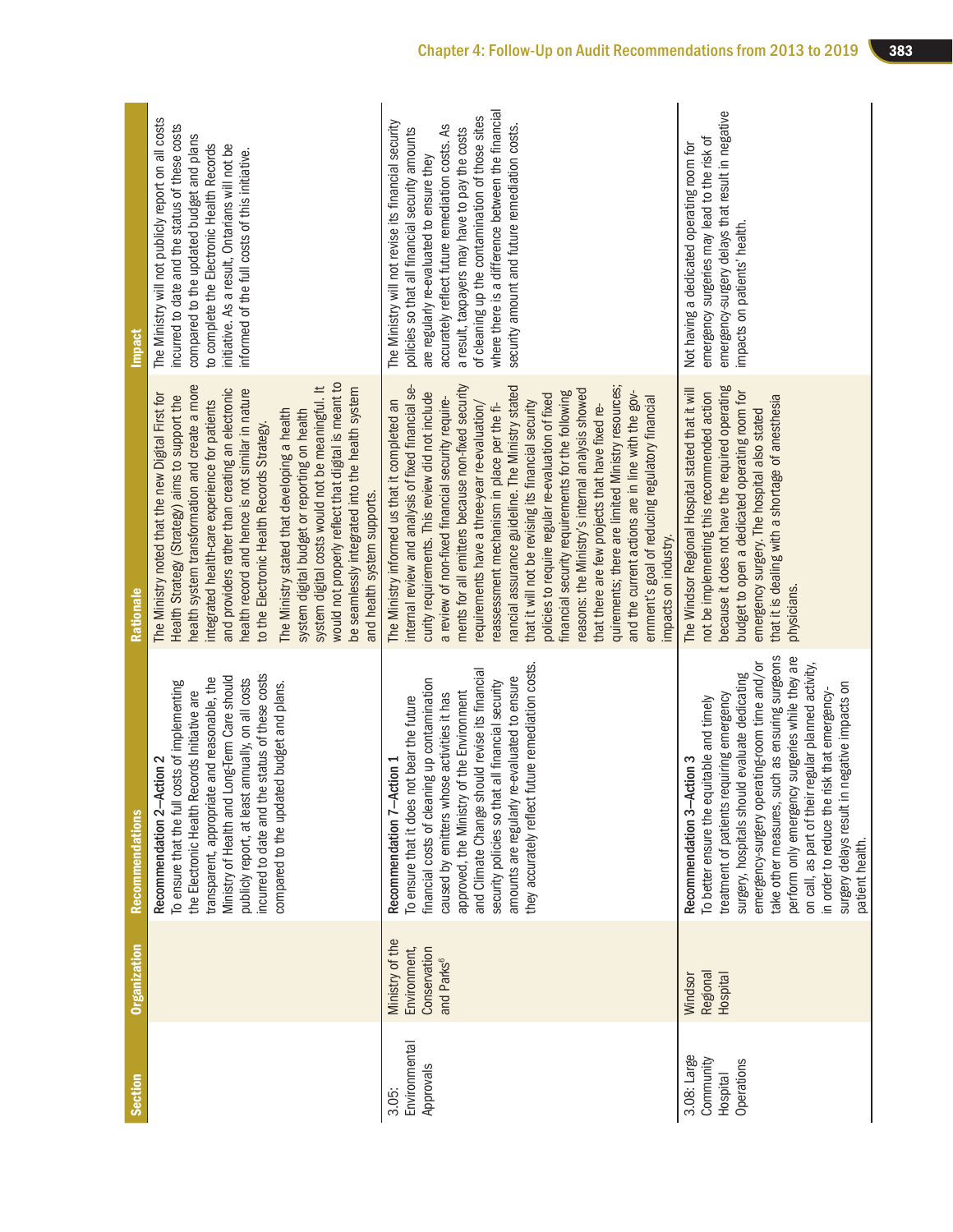| Section | Organization | Recommendations | Rationale | Impact |
|---|---|---|---|---|
| | | Recommendation 2—Action 2<br>To ensure that the full costs of implementing the Electronic Health Records Initiative are transparent, appropriate and reasonable, the Ministry of Health and Long-Term Care should publicly report, at least annually, on all costs incurred to date and the status of these costs compared to the updated budget and plans. | The Ministry noted that the new Digital First for Health Strategy (Strategy) aims to support the health system transformation and create a more integrated health-care experience for patients and providers rather than creating an electronic health record and hence is not similar in nature to the Electronic Health Records Strategy.<br>The Ministry stated that developing a health system digital budget or reporting on health system digital costs would not be meaningful. It would not properly reflect that digital is meant to be seamlessly integrated into the health system and health system supports. | The Ministry will not publicly report on all costs incurred to date and the status of these costs compared to the updated budget and plans to complete the Electronic Health Records initiative. As a result, Ontarians will not be informed of the full costs of this initiative. |
| 3.05: Environmental Approvals | Ministry of the Environment, Conservation and Parks[6] | Recommendation 7—Action 1<br>To ensure that it does not bear the future financial costs of cleaning up contamination caused by emitters whose activities it has approved, the Ministry of the Environment and Climate Change should revise its financial security policies so that all financial security amounts are regularly re-evaluated to ensure they accurately reflect future remediation costs. | The Ministry informed us that it completed an internal review and analysis of fixed financial security requirements. This review did not include a review of non-fixed financial security requirements for all emitters because non-fixed security requirements have a three-year re-evaluation/reassessment mechanism in place per the financial assurance guideline. The Ministry stated that it will not be revising its financial security policies to require regular re-evaluation of fixed financial security requirements for the following reasons: the Ministry's internal analysis showed that there are few projects that have fixed requirements; there are limited Ministry resources; and the current actions are in line with the government's goal of reducing regulatory financial impacts on industry. | The Ministry will not revise its financial security policies so that all financial security amounts are regularly re-evaluated to ensure they accurately reflect future remediation costs. As a result, taxpayers may have to pay the costs of cleaning up the contamination of those sites where there is a difference between the financial security amount and future remediation costs. |
| 3.08: Large Community Hospital Operations | Windsor Regional Hospital | Recommendation 3—Action 3<br>To better ensure the equitable and timely treatment of patients requiring emergency surgery, hospitals should evaluate dedicating emergency-surgery operating-room time and/or take other measures, such as ensuring surgeons perform only emergency surgeries while they are on call, as part of their regular planned activity, in order to reduce the risk that emergency-surgery delays result in negative impacts on patient health. | The Windsor Regional Hospital stated that it will not be implementing this recommended action because it does not have the required operating budget to open a dedicated operating room for emergency surgery. The hospital also stated that it is dealing with a shortage of anesthesia physicians. | Not having a dedicated operating room for emergency surgeries may lead to the risk of emergency-surgery delays that result in negative impacts on patients' health. |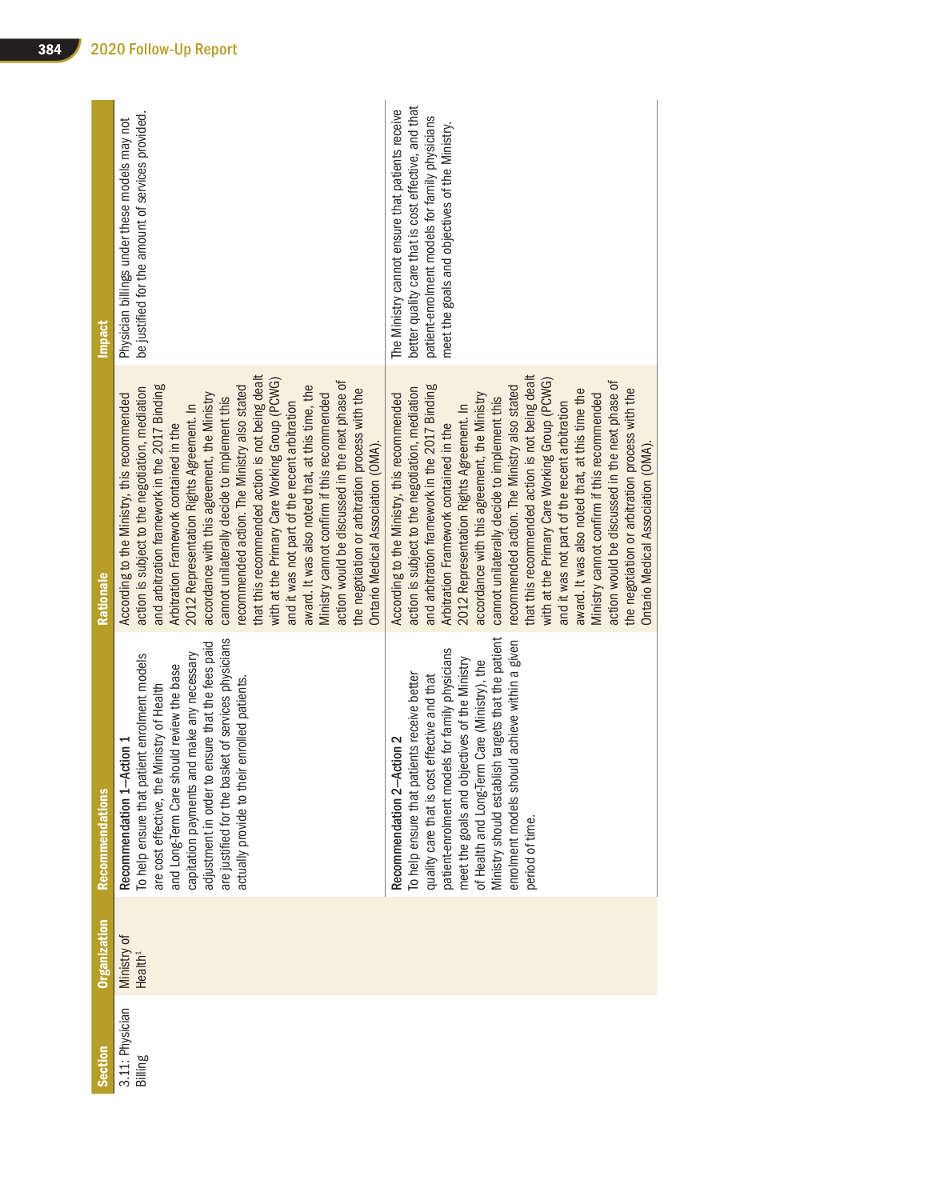| Section | Organization | Recommendations | Rationale | Impact |
|---|---|---|---|---|
| 3.11: Physician Billing | Ministry of Health[1] | Recommendation 1–Action 1<br>To help ensure that patient enrolment models are cost effective, the Ministry of Health and Long-Term Care should review the base capitation payments and make any necessary adjustment in order to ensure that the fees paid are justified for the basket of services physicians actually provide to their enrolled patients. | According to the Ministry, this recommended action is subject to the negotiation, mediation and arbitration framework in the 2017 Binding Arbitration Framework contained in the 2012 Representation Rights Agreement. In accordance with this agreement, the Ministry cannot unilaterally decide to implement this recommended action. The Ministry also stated that this recommended action is not being dealt with at the Primary Care Working Group (PCWG) and it was not part of the recent arbitration award. It was also noted that, at this time, the Ministry cannot confirm if this recommended action would be discussed in the next phase of the negotiation or arbitration process with the Ontario Medical Association (OMA). | Physician billings under these models may not be justified for the amount of services provided. |
| | | Recommendation 2–Action 2<br>To help ensure that patients receive better quality care that is cost effective and that patient-enrolment models for family physicians meet the goals and objectives of the Ministry of Health and Long-Term Care (Ministry), the Ministry should establish targets that the patient enrolment models should achieve within a given period of time. | According to the Ministry, this recommended action is subject to the negotiation, mediation and arbitration framework in the 2017 Binding Arbitration Framework contained in the 2012 Representation Rights Agreement. In accordance with this agreement, the Ministry cannot unilaterally decide to implement this recommended action. The Ministry also stated that this recommended action is not being dealt with at the Primary Care Working Group (PCWG) and it was not part of the recent arbitration award. It was also noted that, at this time the Ministry cannot confirm if this recommended action would be discussed in the next phase of the negotiation or arbitration process with the Ontario Medical Association (OMA). | The Ministry cannot ensure that patients receive better quality care that is cost effective, and that patient-enrolment models for family physicians meet the goals and objectives of the Ministry. |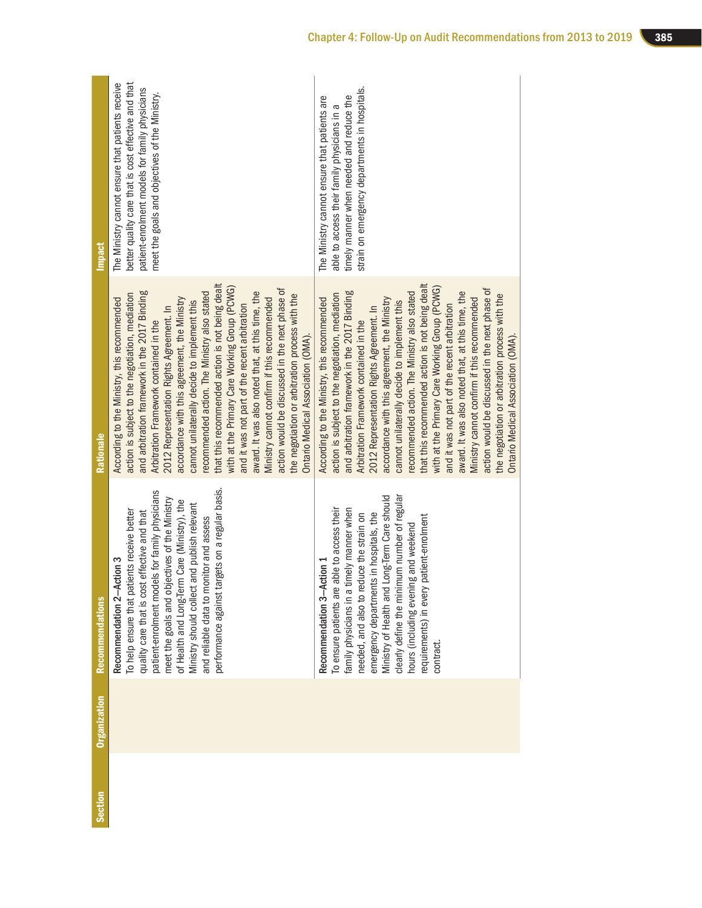| Section | Organization | Recommendations | Rationale | Impact |
|---|---|---|---|---|
| | | Recommendation 2—Action 3<br>To help ensure that patients receive better quality care that is cost effective and that patient-enrolment models for family physicians meet the goals and objectives of the Ministry of Health and Long-Term Care (Ministry), the Ministry should collect and publish relevant and reliable data to monitor and assess performance against targets on a regular basis. | According to the Ministry, this recommended action is subject to the negotiation, mediation and arbitration framework in the 2017 Binding Arbitration Framework contained in the 2012 Representation Rights Agreement. In accordance with this agreement, the Ministry cannot unilaterally decide to implement this recommended action. The Ministry also stated that this recommended action is not being dealt with at the Primary Care Working Group (PCWG) and it was not part of the recent arbitration award. It was also noted that, at this time, the Ministry cannot confirm if this recommended action would be discussed in the next phase of the negotiation or arbitration process with the Ontario Medical Association (OMA). | The Ministry cannot ensure that patients receive better quality care that is cost effective and that patient-enrolment models for family physicians meet the goals and objectives of the Ministry. |
| | | Recommendation 3—Action 1<br>To ensure patients are able to access their family physicians in a timely manner when needed, and also to reduce the strain on emergency departments in hospitals, the Ministry of Health and Long-Term Care should clearly define the minimum number of regular hours (including evening and weekend requirements) in every patient-enrolment contract. | According to the Ministry, this recommended action is subject to the negotiation, mediation and arbitration framework in the 2017 Binding Arbitration Framework contained in the 2012 Representation Rights Agreement. In accordance with this agreement, the Ministry cannot unilaterally decide to implement this recommended action. The Ministry also stated that this recommended action is not being dealt with at the Primary Care Working Group (PCWG) and it was not part of the recent arbitration award. It was also noted that, at this time, the Ministry cannot confirm if this recommended action would be discussed in the next phase of the negotiation or arbitration process with the Ontario Medical Association (OMA). | The Ministry cannot ensure that patients are able to access their family physicians in a timely manner when needed and reduce the strain on emergency departments in hospitals. |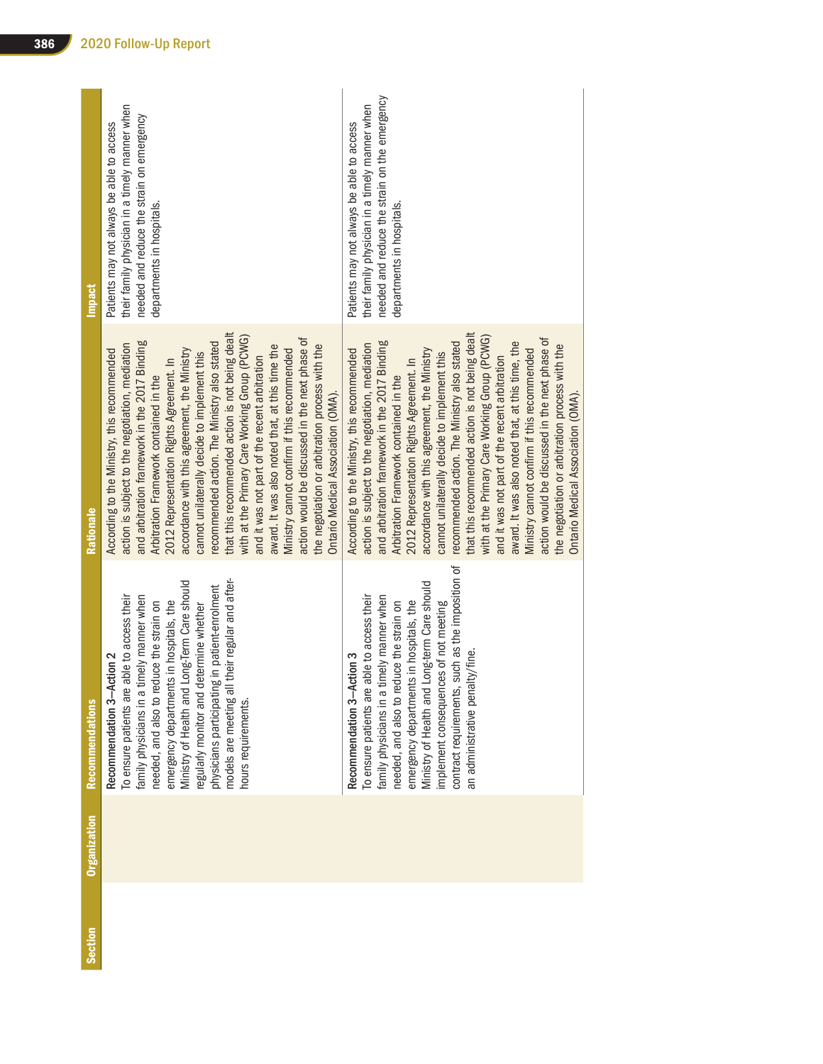| Section | Organization | Recommendations | Rationale | Impact |
|---|---|---|---|---|
| | | Recommendation 3—Action 2<br>To ensure patients are able to access their family physicians in a timely manner when needed, and also to reduce the strain on emergency departments in hospitals, the Ministry of Health and Long-Term Care should regularly monitor and determine whether physicians participating in patient-enrolment models are meeting all their regular and after-hours requirements. | According to the Ministry, this recommended action is subject to the negotiation, mediation and arbitration framework in the 2017 Binding Arbitration Framework contained in the 2012 Representation Rights Agreement. In accordance with this agreement, the Ministry cannot unilaterally decide to implement this recommended action. The Ministry also stated that this recommended action is not being dealt with at the Primary Care Working Group (PCWG) and it was not part of the recent arbitration award. It was also noted that, at this time the Ministry cannot confirm if this recommended action would be discussed in the next phase of the negotiation or arbitration process with the Ontario Medical Association (OMA). | Patients may not always be able to access their family physician in a timely manner when needed and reduce the strain on emergency departments in hospitals. |
| | | Recommendation 3—Action 3<br>To ensure patients are able to access their family physicians in a timely manner when needed, and also to reduce the strain on emergency departments in hospitals, the Ministry of Health and Long-term Care should implement consequences of not meeting contract requirements, such as the imposition of an administrative penalty/fine. | According to the Ministry, this recommended action is subject to the negotiation, mediation and arbitration framework in the 2017 Binding Arbitration Framework contained in the 2012 Representation Rights Agreement. In accordance with this agreement, the Ministry cannot unilaterally decide to implement this recommended action. The Ministry also stated that this recommended action is not being dealt with at the Primary Care Working Group (PCWG) and it was not part of the recent arbitration award. It was also noted that, at this time, the Ministry cannot confirm if this recommended action would be discussed in the next phase of the negotiation or arbitration process with the Ontario Medical Association (OMA). | Patients may not always be able to access their family physician in a timely manner when needed and reduce the strain on the emergency departments in hospitals. |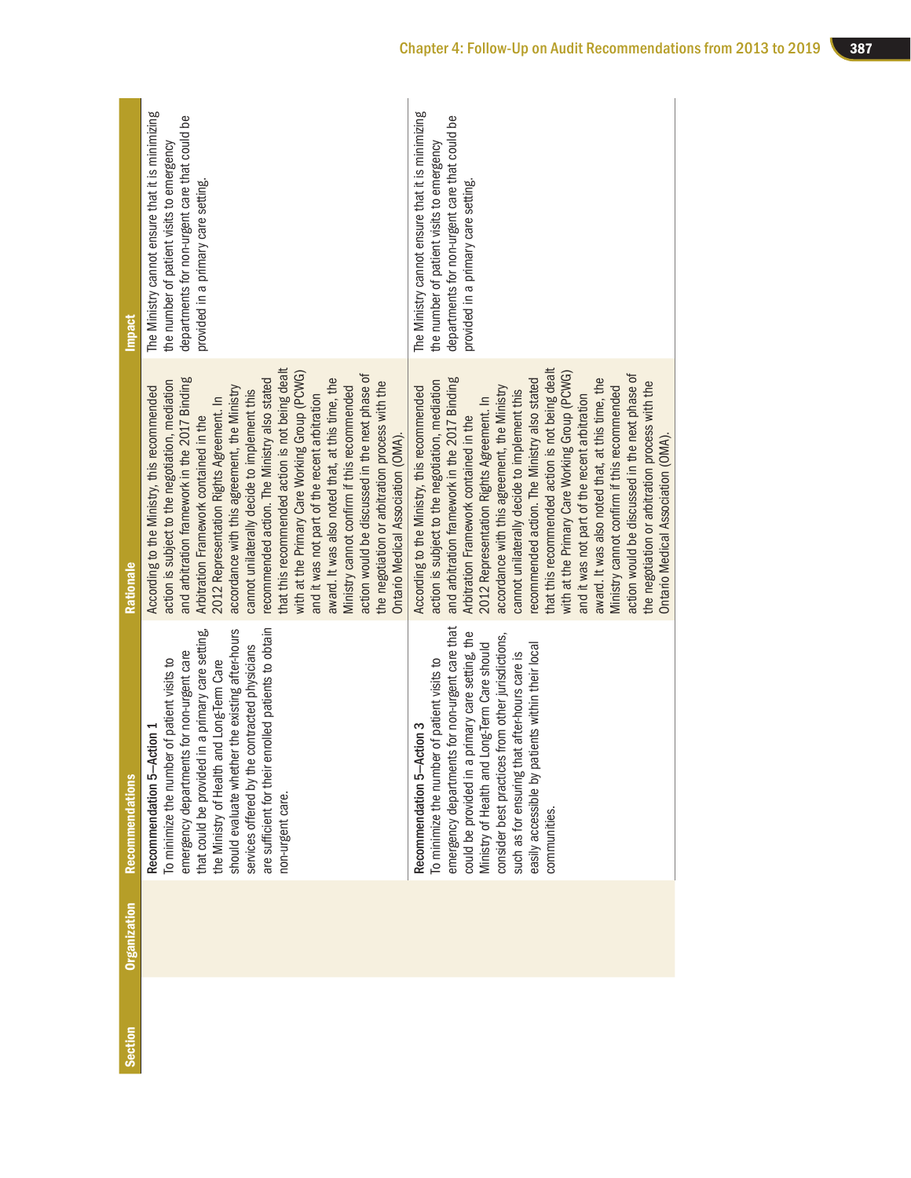| Section | Organization | Recommendations | Rationale | Impact |
|---|---|---|---|---|
| | | Recommendation 5—Action 1<br>To minimize the number of patient visits to emergency departments for non-urgent care that could be provided in a primary care setting, the Ministry of Health and Long-Term Care should evaluate whether the existing after-hours services offered by the contracted physicians are sufficient for their enrolled patients to obtain non-urgent care. | According to the Ministry, this recommended action is subject to the negotiation, mediation and arbitration framework in the 2017 Binding Arbitration Framework contained in the 2012 Representation Rights Agreement. In accordance with this agreement, the Ministry cannot unilaterally decide to implement this recommended action. The Ministry also stated that this recommended action is not being dealt with at the Primary Care Working Group (PCWG) and it was not part of the recent arbitration award. It was also noted that, at this time, the Ministry cannot confirm if this recommended action would be discussed in the next phase of the negotiation or arbitration process with the Ontario Medical Association (OMA). | The Ministry cannot ensure that it is minimizing the number of patient visits to emergency departments for non-urgent care that could be provided in a primary care setting. |
| | | Recommendation 5—Action 3<br>To minimize the number of patient visits to emergency departments for non-urgent care that could be provided in a primary care setting, the Ministry of Health and Long-Term Care should consider best practices from other jurisdictions, such as for ensuring that after-hours care is easily accessible by patients within their local communities. | According to the Ministry, this recommended action is subject to the negotiation, mediation and arbitration framework in the 2017 Binding Arbitration Framework contained in the 2012 Representation Rights Agreement. In accordance with this agreement, the Ministry cannot unilaterally decide to implement this recommended action. The Ministry also stated that this recommended action is not being dealt with at the Primary Care Working Group (PCWG) and it was not part of the recent arbitration award. It was also noted that, at this time, the Ministry cannot confirm if this recommended action would be discussed in the next phase of the negotiation or arbitration process with the Ontario Medical Association (OMA). | The Ministry cannot ensure that it is minimizing the number of patient visits to emergency departments for non-urgent care that could be provided in a primary care setting. |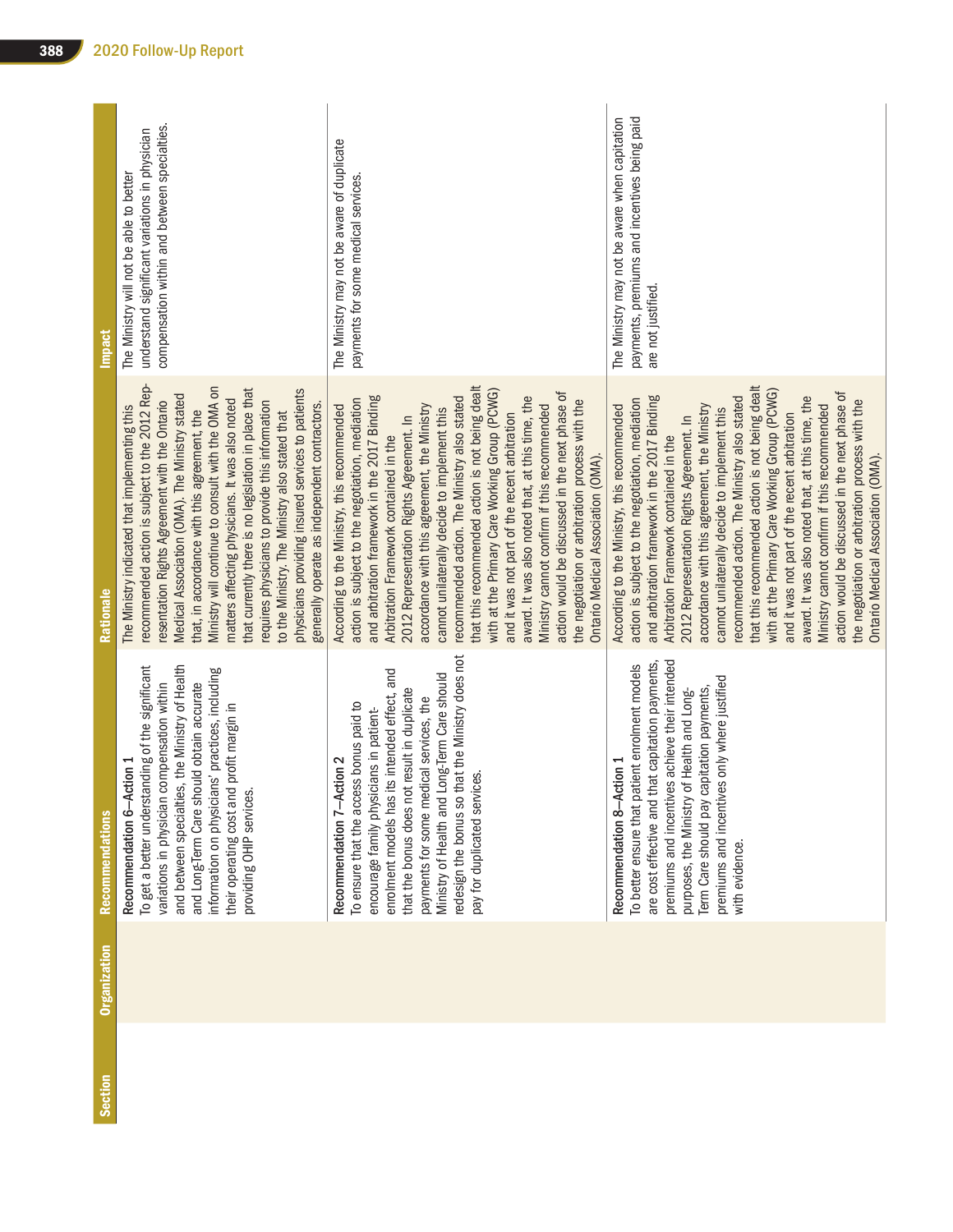| Section | Organization | Recommendations | Rationale | Impact |
|---|---|---|---|---|
| | | Recommendation 6—Action 1<br>To get a better understanding of the significant variations in physician compensation within and between specialties, the Ministry of Health and Long-Term Care should obtain accurate information on physicians' practices, including their operating cost and profit margin in providing OHIP services. | The Ministry indicated that implementing this recommended action is subject to the 2012 Representation Rights Agreement with the Ontario Medical Association (OMA). The Ministry stated that, in accordance with this agreement, the Ministry will continue to consult with the OMA on matters affecting physicians. It was also noted that currently there is no legislation in place that requires physicians to provide this information to the Ministry. The Ministry also stated that physicians providing insured services to patients generally operate as independent contractors. | The Ministry will not be able to better understand significant variations in physician compensation within and between specialties. |
| | | Recommendation 7—Action 2<br>To ensure that the access bonus paid to encourage family physicians in patient-enrolment models has its intended effect, and that the bonus does not result in duplicate payments for some medical services, the Ministry of Health and Long-Term Care should redesign the bonus so that the Ministry does not pay for duplicated services. | According to the Ministry, this recommended action is subject to the negotiation, mediation and arbitration framework in the 2017 Binding Arbitration Framework contained in the 2012 Representation Rights Agreement. In accordance with this agreement, the Ministry cannot unilaterally decide to implement this recommended action. The Ministry also stated that this recommended action is not being dealt with at the Primary Care Working Group (PCWG) and it was not part of the recent arbitration award. It was also noted that, at this time, the Ministry cannot confirm if this recommended action would be discussed in the next phase of the negotiation or arbitration process with the Ontario Medical Association (OMA). | The Ministry may not be aware of duplicate payments for some medical services. |
| | | Recommendation 8—Action 1<br>To better ensure that patient enrolment models are cost effective and that capitation payments, premiums and incentives achieve their intended purposes, the Ministry of Health and Long-Term Care should pay capitation payments, premiums and incentives only where justified with evidence. | According to the Ministry, this recommended action is subject to the negotiation, mediation and arbitration framework in the 2017 Binding Arbitration Framework contained in the 2012 Representation Rights Agreement. In accordance with this agreement, the Ministry cannot unilaterally decide to implement this recommended action. The Ministry also stated that this recommended action is not being dealt with at the Primary Care Working Group (PCWG) and it was not part of the recent arbitration award. It was also noted that, at this time, the Ministry cannot confirm if this recommended action would be discussed in the next phase of the negotiation or arbitration process with the Ontario Medical Association (OMA). | The Ministry may not be aware when capitation payments, premiums and incentives being paid are not justified. |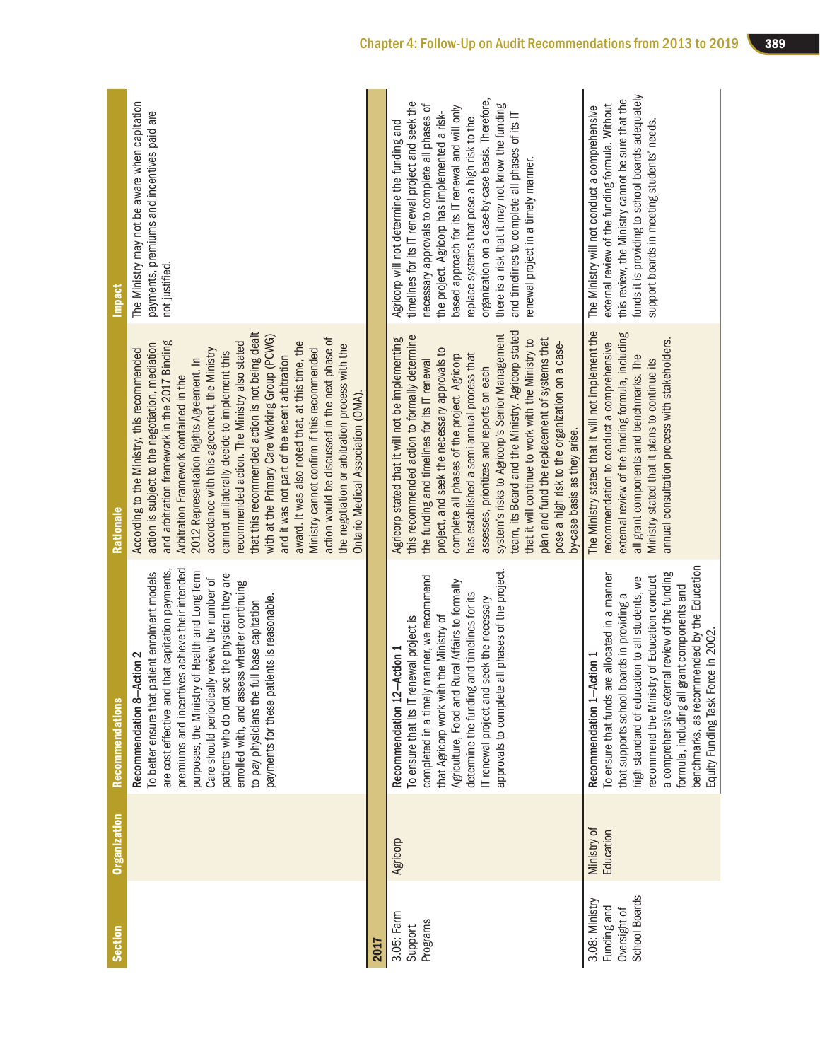| Section | Organization | Recommendations | Rationale | Impact |
|---|---|---|---|---|
| | | Recommendation 8—Action 2<br>To better ensure that patient enrolment models are cost effective and that capitation payments, premiums and incentives achieve their intended purposes, the Ministry of Health and Long-Term Care should periodically review the number of patients who do not see the physician they are enrolled with, and assess whether continuing to pay physicians the full base capitation payments for these patients is reasonable. | According to the Ministry, this recommended action is subject to the negotiation, mediation and arbitration framework in the 2017 Binding Arbitration Framework contained in the 2012 Representation Rights Agreement. In accordance with this agreement, the Ministry cannot unilaterally decide to implement this recommended action. The Ministry also stated that this recommended action is not being dealt with at the Primary Care Working Group (PCWG) and it was not part of the recent arbitration award. It was also noted that, at this time, the Ministry cannot confirm if this recommended action would be discussed in the next phase of the negotiation or arbitration process with the Ontario Medical Association (OMA). | The Ministry may not be aware when capitation payments, premiums and incentives paid are not justified. |
| **2017** | | | | |
| 3.05: Farm Support Programs | Agricorp | Recommendation 12—Action 1<br>To ensure that its IT renewal project is completed in a timely manner, we recommend that Agricorp work with the Ministry of Agriculture, Food and Rural Affairs to formally determine the funding and timelines for its IT renewal project and seek the necessary approvals to complete all phases of the project. | Agricorp stated that it will not be implementing this recommended action to formally determine the funding and timelines for its IT renewal project, and seek the necessary approvals to complete all phases of the project. Agricorp has established a semi-annual process that assesses, prioritizes and reports on each system's risks to Agricorp's Senior Management team, its Board and the Ministry. Agricorp stated that it will continue to work with the Ministry to plan and fund the replacement of systems that pose a high risk to the organization on a case-by-case basis as they arise. | Agricorp will not determine the funding and timelines for its IT renewal project and seek the necessary approvals to complete all phases of the project. Agricorp has implemented a risk-based approach for its IT renewal and will only replace systems that pose a high risk to the organization on a case-by-case basis. Therefore, there is a risk that it may not know the funding and timelines to complete all phases of its IT renewal project in a timely manner. |
| 3.08: Ministry Funding and Oversight of School Boards | Ministry of Education | Recommendation 1—Action 1<br>To ensure that funds are allocated in a manner that supports school boards in providing a high standard of education to all students, we recommend the Ministry of Education conduct a comprehensive external review of the funding formula, including all grant components and benchmarks, as recommended by the Education Equity Funding Task Force in 2002. | The Ministry stated that it will not implement the recommendation to conduct a comprehensive external review of the funding formula, including all grant components and benchmarks. The Ministry stated that it plans to continue its annual consultation process with stakeholders. | The Ministry will not conduct a comprehensive external review of the funding formula. Without this review, the Ministry cannot be sure that the funds it is providing to school boards adequately support boards in meeting students' needs. |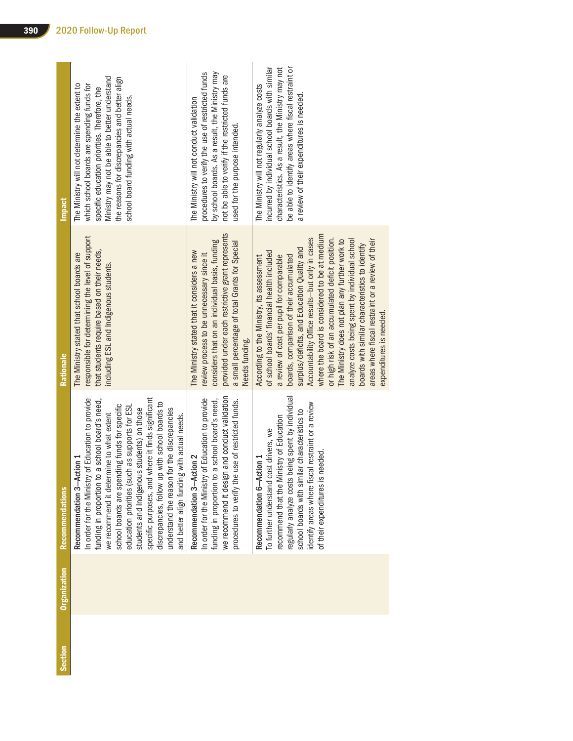| Section | Organization | Recommendations | Rationale | Impact |
|---|---|---|---|---|
| | | Recommendation 3—Action 1<br>In order for the Ministry of Education to provide funding in proportion to a school board's need, we recommend it determine to what extent school boards are spending funds for specific education priorities (such as supports for ESL students and Indigenous students) on those specific purposes, and where it finds significant discrepancies, follow up with school boards to understand the reason for the discrepancies and better align funding with actual needs. | The Ministry stated that school boards are responsible for determining the level of support that students require based on their needs, including ESL and Indigenous students. | The Ministry will not determine the extent to which school boards are spending funds for specific education priorities. Therefore, the Ministry may not be able to better understand the reasons for discrepancies and better align school board funding with actual needs. |
| | | Recommendation 3—Action 2<br>In order for the Ministry of Education to provide funding in proportion to a school board's need, we recommend it design and conduct validation procedures to verify the use of restricted funds. | The Ministry stated that it considers a new review process to be unnecessary since it considers that on an individual basis, funding provided under each restrictive grant represents a small percentage of total Grants for Special Needs funding. | The Ministry will not conduct validation procedures to verify the use of restricted funds by school boards. As a result, the Ministry may not be able to verify if the restricted funds are used for the purpose intended. |
| | | Recommendation 6—Action 1<br>To further understand cost drivers, we recommend that the Ministry of Education regularly analyze costs being spent by individual school boards with similar characteristics to identify areas where fiscal restraint or a review of their expenditures is needed. | According to the Ministry, its assessment of school boards' financial health included a review of cost per pupil for comparable boards, comparison of their accumulated surplus/deficits, and Education Quality and Accountability Office results—but only in cases where the board is considered to be at medium or high risk of an accumulated deficit position. The Ministry does not plan any further work to analyze costs being spent by individual school boards with similar characteristics to identify areas where fiscal restraint or a review of their expenditures is needed. | The Ministry will not regularly analyze costs incurred by individual school boards with similar characteristics. As a result, the Ministry may not be able to identify areas where fiscal restraint or a review of their expenditures is needed. |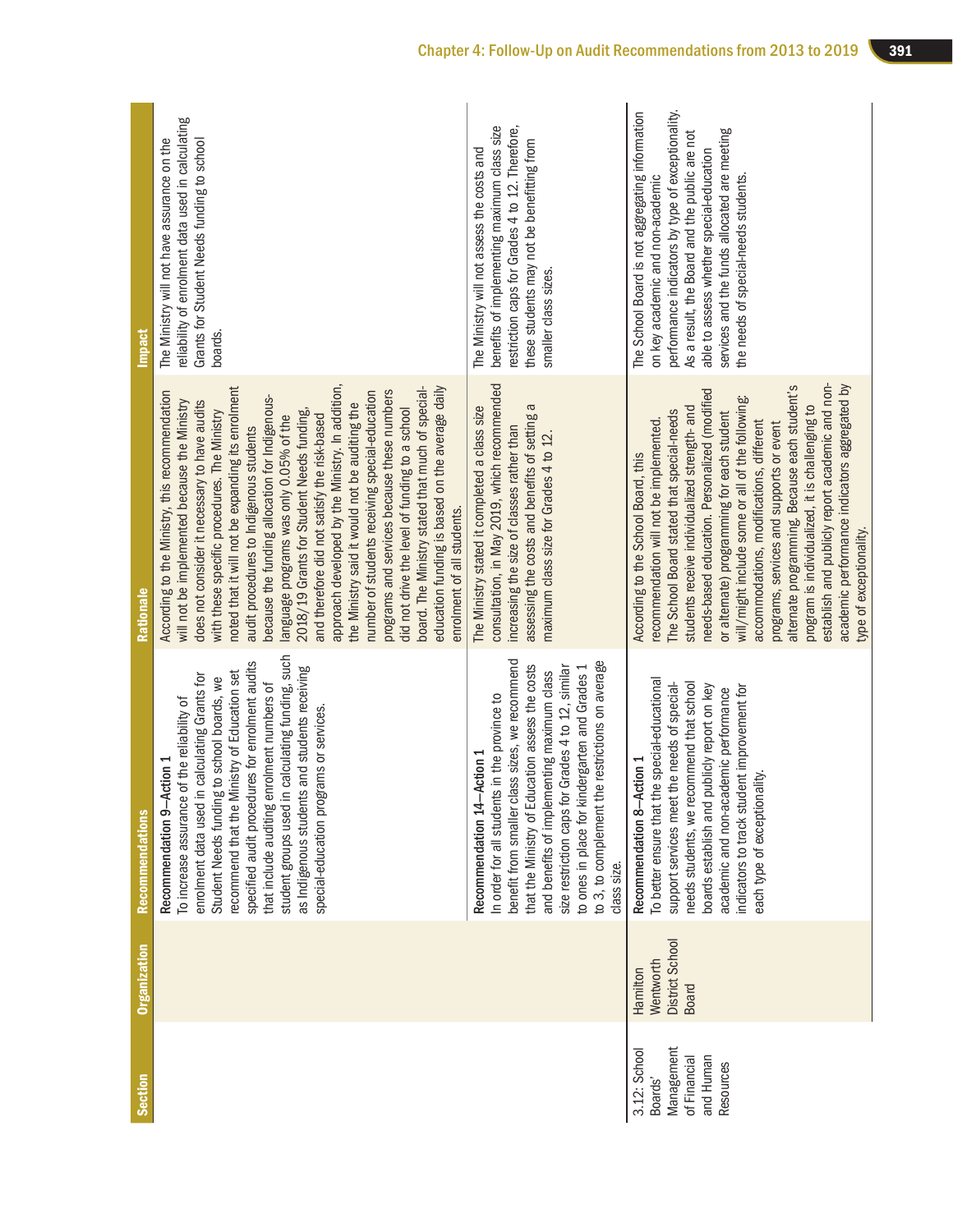| Section | Organization | Recommendations | Rationale | Impact |
|---|---|---|---|---|
| | | Recommendation 9—Action 1<br>To increase assurance of the reliability of enrolment data used in calculating Grants for Student Needs funding to school boards, we recommend that the Ministry of Education set specified audit procedures for enrolment audits that include auditing enrolment numbers of student groups used in calculating funding, such as Indigenous students and students receiving special-education programs or services. | According to the Ministry, this recommendation will not be implemented because the Ministry does not consider it necessary to have audits with these specific procedures. The Ministry noted that it will not be expanding its enrolment audit procedures to Indigenous students because the funding allocation for Indigenous-language programs was only 0.05% of the 2018/19 Grants for Student Needs funding, and therefore did not satisfy the risk-based approach developed by the Ministry. In addition, the Ministry said it would not be auditing the number of students receiving special-education programs and services because these numbers did not drive the level of funding to a school board. The Ministry stated that much of special-education funding is based on the average daily enrolment of all students. | The Ministry will not have assurance on the reliability of enrolment data used in calculating Grants for Student Needs funding to school boards. |
| | | Recommendation 14—Action 1<br>In order for all students in the province to benefit from smaller class sizes, we recommend that the Ministry of Education assess the costs and benefits of implementing maximum class size restriction caps for Grades 4 to 12, similar to ones in place for kindergarten and Grades 1 to 3, to complement the restrictions on average class size. | The Ministry stated it completed a class size consultation, in May 2019, which recommended increasing the size of classes rather than assessing the costs and benefits of setting a maximum class size for Grades 4 to 12. | The Ministry will not assess the costs and benefits of implementing maximum class size restriction caps for Grades 4 to 12. Therefore, these students may not be benefitting from smaller class sizes. |
| 3.12: School Boards' Management of Financial and Human Resources | Hamilton Wentworth District School Board | Recommendation 8—Action 1<br>To better ensure that the special-educational support services meet the needs of special-needs students, we recommend that school boards establish and publicly report on key academic and non-academic performance indicators to track student improvement for each type of exceptionality. | According to the School Board, this recommendation will not be implemented. The School Board stated that special-needs students receive individualized strength- and needs-based education. Personalized (modified or alternate) programming for each student will/might include some or all of the following: accommodations, modifications, different programs, services and supports or event alternate programming. Because each student's program is individualized, it is challenging to establish and publicly report academic and non-academic performance indicators aggregated by type of exceptionality. | The School Board is not aggregating information on key academic and non-academic performance indicators by type of exceptionality. As a result, the Board and the public are not able to assess whether special-education services and the funds allocated are meeting the needs of special-needs students. |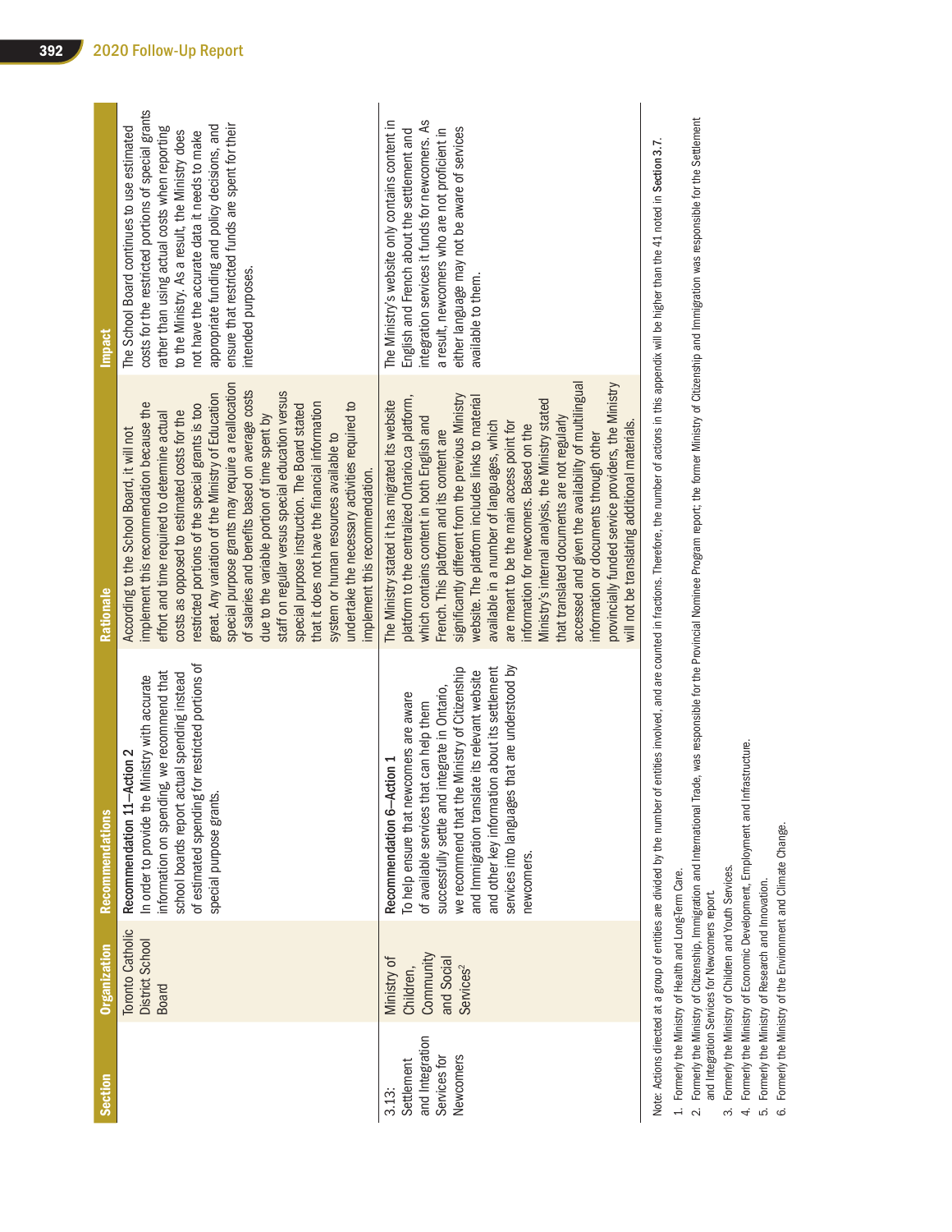| Section | Organization | Recommendations | Rationale | Impact |
|---|---|---|---|---|
| | Toronto Catholic District School Board | Recommendation 11—Action 2<br>In order to provide the Ministry with accurate information on spending, we recommend that school boards report actual spending instead of estimated spending for restricted portions of special purpose grants. | According to the School Board, it will not implement this recommendation because the effort and time required to determine actual costs as opposed to estimated costs for the restricted portions of the special grants is too great. Any variation of the Ministry of Education special purpose grants may require a reallocation of salaries and benefits based on average costs due to the variable portion of time spent by staff on regular versus special education versus special purpose instruction. The Board stated that it does not have the financial information system or human resources available to undertake the necessary activities required to implement this recommendation. | The School Board continues to use estimated costs for the restricted portions of special grants rather than using actual costs when reporting to the Ministry. As a result, the Ministry does not have the accurate data it needs to make appropriate funding and policy decisions, and ensure that restricted funds are spent for their intended purposes. |
| 3.13: Settlement and Integration Services for Newcomers | Ministry of Children, Community and Social Services[2] | Recommendation 6—Action 1<br>To help ensure that newcomers are aware of available services that can help them successfully settle and integrate in Ontario, we recommend that the Ministry of Citizenship and Immigration translate its relevant website and other key information about its settlement services into languages that are understood by newcomers. | The Ministry stated it has migrated its website platform to the centralized Ontario.ca platform, which contains content in both English and French. This platform and its content are significantly different from the previous Ministry website. The platform includes links to material available in a number of languages, which are meant to be the main access point for information for newcomers. Based on the Ministry's internal analysis, the Ministry stated that translated documents are not regularly accessed and given the availability of multilingual information or documents through other provincially funded service providers, the Ministry will not be translating additional materials. | The Ministry's website only contains content in English and French about the settlement and integration services it funds for newcomers. As a result, newcomers who are not proficient in either language may not be aware of services available to them. |

Note: Actions directed at a group of entities are divided by the number of entities involved, and are counted in fractions. Therefore, the number of actions in this appendix will be higher than the 41 noted in **Section 3.7**.

1. Formerly the Ministry of Health and Long-Term Care.
2. Formerly the Ministry of Citizenship, Immigration and International Trade, was responsible for the Provincial Nominee Program report; the former Ministry of Citizenship and Immigration was responsible for the Settlement and Integration Services for Newcomers report.
3. Formerly the Ministry of Children and Youth Services.
4. Formerly the Ministry of Economic Development, Employment and Infrastructure.
5. Formerly the Ministry of Research and Innovation.
6. Formerly the Ministry of the Environment and Climate Change.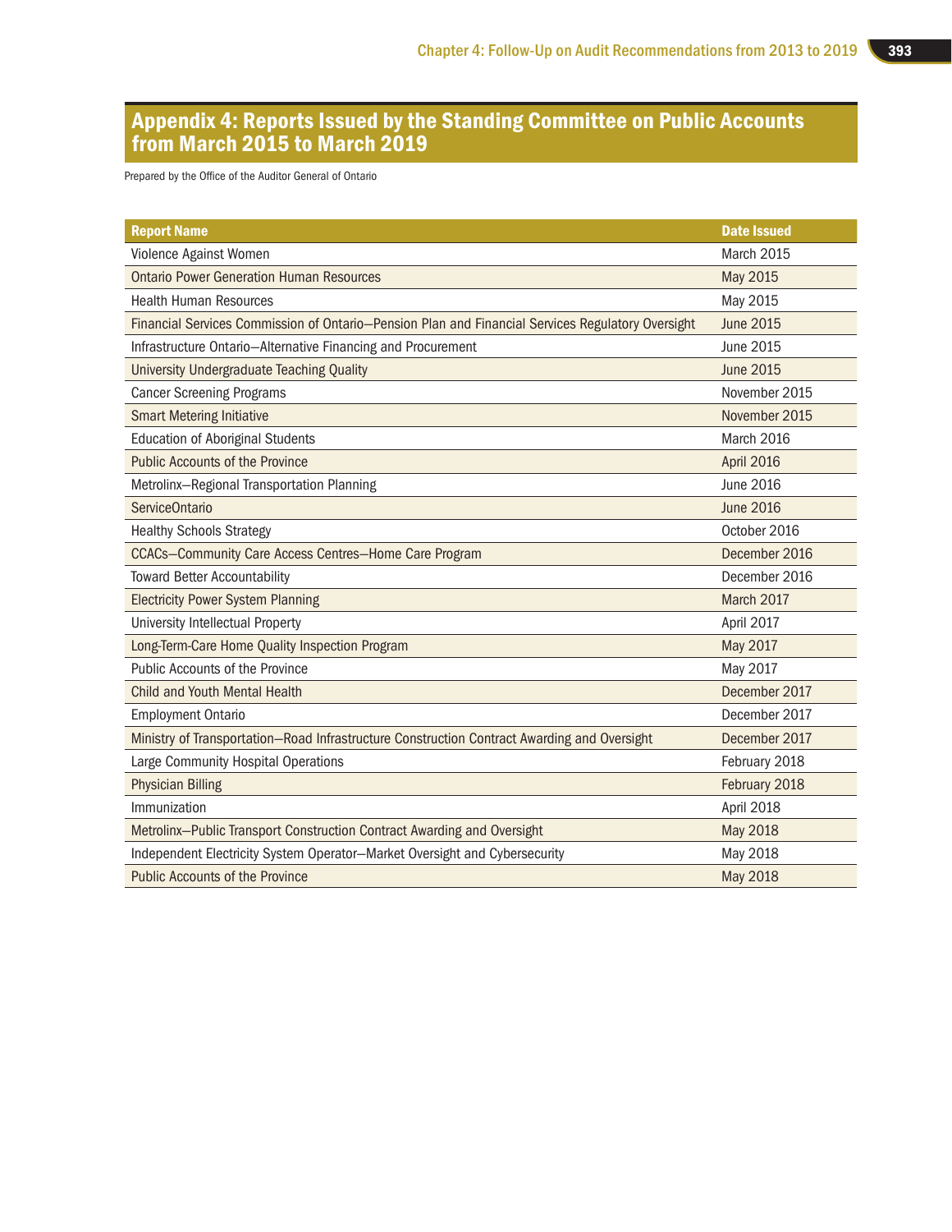## Appendix 4: Reports Issued by the Standing Committee on Public Accounts from March 2015 to March 2019

Prepared by the Office of the Auditor General of Ontario

| Report Name | Date Issued |
|---|---|
| Violence Against Women | March 2015 |
| Ontario Power Generation Human Resources | May 2015 |
| Health Human Resources | May 2015 |
| Financial Services Commission of Ontario—Pension Plan and Financial Services Regulatory Oversight | June 2015 |
| Infrastructure Ontario—Alternative Financing and Procurement | June 2015 |
| University Undergraduate Teaching Quality | June 2015 |
| Cancer Screening Programs | November 2015 |
| Smart Metering Initiative | November 2015 |
| Education of Aboriginal Students | March 2016 |
| Public Accounts of the Province | April 2016 |
| Metrolinx—Regional Transportation Planning | June 2016 |
| ServiceOntario | June 2016 |
| Healthy Schools Strategy | October 2016 |
| CCACs—Community Care Access Centres—Home Care Program | December 2016 |
| Toward Better Accountability | December 2016 |
| Electricity Power System Planning | March 2017 |
| University Intellectual Property | April 2017 |
| Long-Term-Care Home Quality Inspection Program | May 2017 |
| Public Accounts of the Province | May 2017 |
| Child and Youth Mental Health | December 2017 |
| Employment Ontario | December 2017 |
| Ministry of Transportation—Road Infrastructure Construction Contract Awarding and Oversight | December 2017 |
| Large Community Hospital Operations | February 2018 |
| Physician Billing | February 2018 |
| Immunization | April 2018 |
| Metrolinx—Public Transport Construction Contract Awarding and Oversight | May 2018 |
| Independent Electricity System Operator—Market Oversight and Cybersecurity | May 2018 |
| Public Accounts of the Province | May 2018 |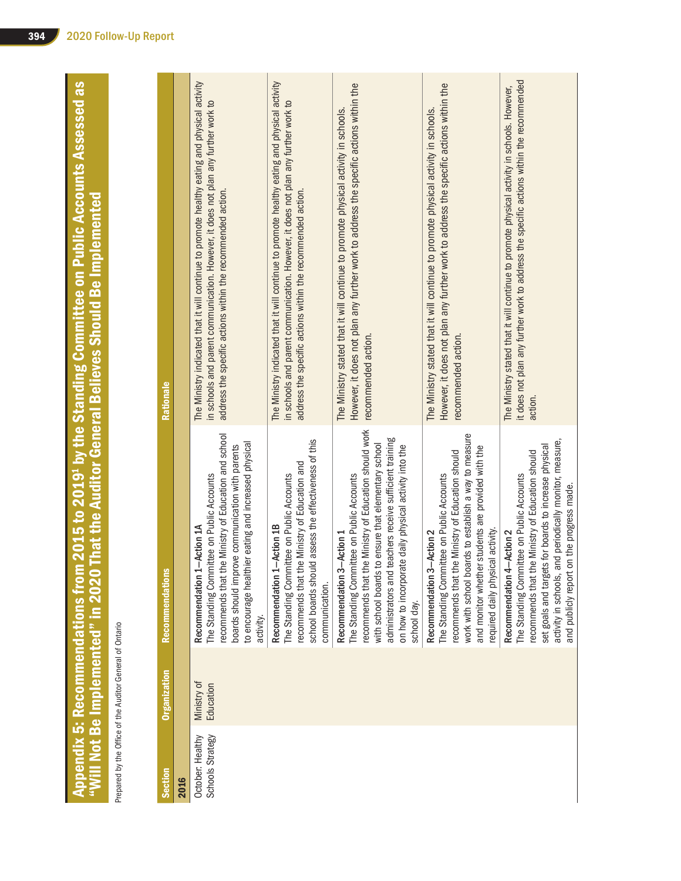# Appendix 5: Recommendations from 2015 to 2019[1] by the Standing Committee on Public Accounts Assessed as "Will Not Be Implemented" in 2020 That the Auditor General Believes Should Be Implemented

Prepared by the Office of the Auditor General of Ontario

| Section | Organization | Recommendations | Rationale |
|---|---|---|---|
| **2016** | | | |
| October: Healthy Schools Strategy | Ministry of Education | Recommendation 1—Action 1A<br>The Standing Committee on Public Accounts recommends that the Ministry of Education and school boards should improve communication with parents to encourage healthier eating and increased physical activity. | The Ministry indicated that it will continue to promote healthy eating and physical activity in schools and parent communication. However, it does not plan any further work to address the specific actions within the recommended action. |
| | | Recommendation 1—Action 1B<br>The Standing Committee on Public Accounts recommends that the Ministry of Education and school boards should assess the effectiveness of this communication. | The Ministry indicated that it will continue to promote healthy eating and physical activity in schools and parent communication. However, it does not plan any further work to address the specific actions within the recommended action. |
| | | Recommendation 3—Action 1<br>The Standing Committee on Public Accounts recommends that the Ministry of Education should work with school boards to ensure that elementary school administrators and teachers receive sufficient training on how to incorporate daily physical activity into the school day. | The Ministry stated that it will continue to promote physical activity in schools. However, it does not plan any further work to address the specific actions within the recommended action. |
| | | Recommendation 3—Action 2<br>The Standing Committee on Public Accounts recommends that the Ministry of Education should work with school boards to establish a way to measure and monitor whether students are provided with the required daily physical activity. | The Ministry stated that it will continue to promote physical activity in schools. However, it does not plan any further work to address the specific actions within the recommended action. |
| | | Recommendation 4—Action 2<br>The Standing Committee on Public Accounts recommends that the Ministry of Education should set goals and targets for boards to increase physical activity in schools, and periodically monitor, measure, and publicly report on the progress made. | The Ministry stated that it will continue to promote physical activity in schools. However, it does not plan any further work to address the specific actions within the recommended action. |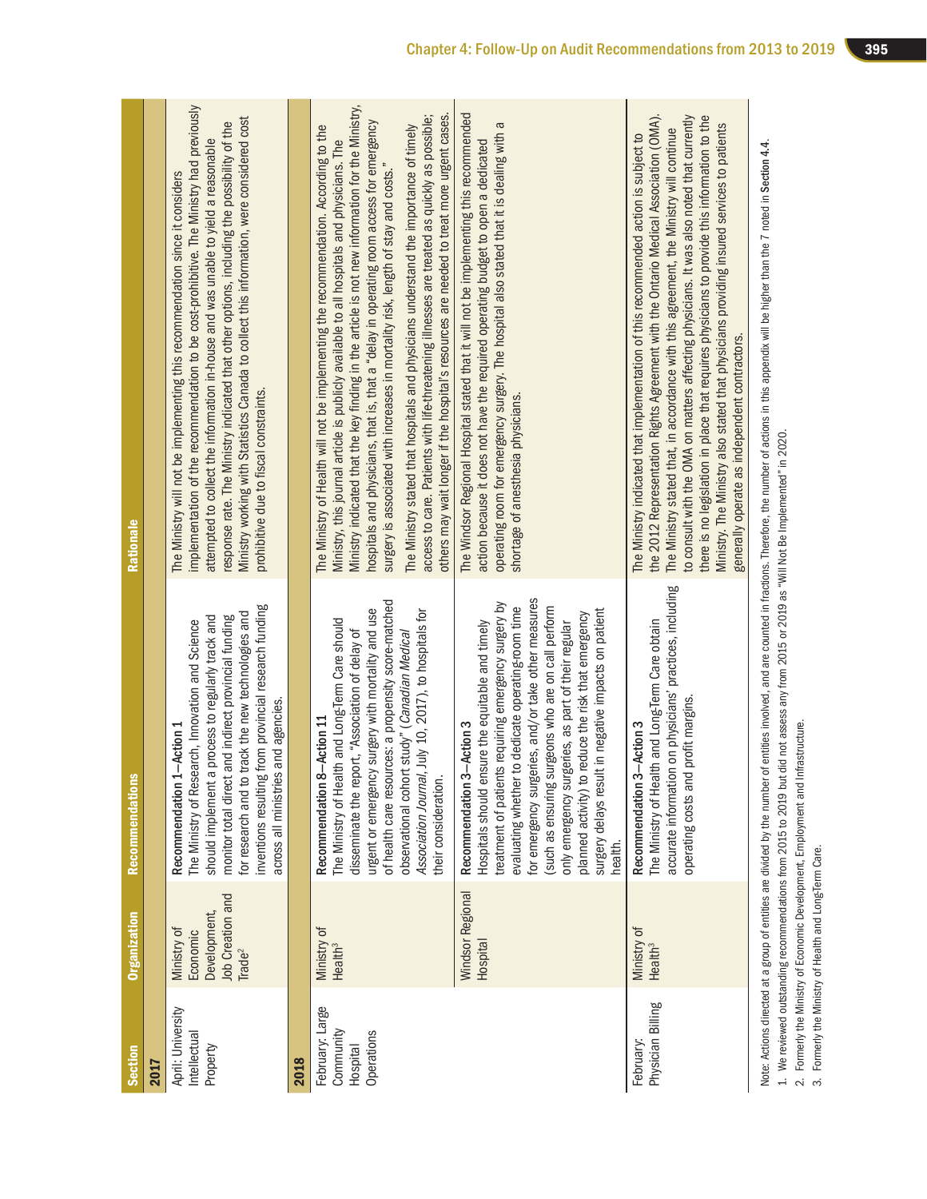| Section | Organization | Recommendations | Rationale |
|---|---|---|---|
| **2017** | | | |
| April: University Intellectual Property | Ministry of Economic Development, Job Creation and Trade[2] | Recommendation 1—Action 1<br>The Ministry of Research, Innovation and Science should implement a process to regularly track and monitor total direct and indirect provincial funding for research and to track the new technologies and inventions resulting from provincial research funding across all ministries and agencies. | The Ministry will not be implementing this recommendation since it considers implementation of the recommendation to be cost-prohibitive. The Ministry had previously attempted to collect the information in-house and was unable to yield a reasonable response rate. The Ministry indicated that other options, including the possibility of the Ministry working with Statistics Canada to collect this information, were considered cost prohibitive due to fiscal constraints. |
| **2018** | | | |
| February: Large Community Hospital Operations | Ministry of Health[3] | Recommendation 8—Action 11<br>The Ministry of Health and Long-Term Care should disseminate the report, "Association of delay of urgent or emergency surgery with mortality and use of health care resources: a propensity score-matched observational cohort study" (*Canadian Medical Association Journal*, July 10, 2017), to hospitals for their consideration. | The Ministry of Health will not be implementing the recommendation. According to the Ministry, this journal article is publicly available to all hospitals and physicians. The Ministry indicated that the key finding in the article is not new information for the Ministry, hospitals and physicians, that is, that a "delay in operating room access for emergency surgery is associated with increases in mortality risk, length of stay and costs."<br>The Ministry stated that hospitals and physicians understand the importance of timely access to care. Patients with life-threatening illnesses are treated as quickly as possible; others may wait longer if the hospital's resources are needed to treat more urgent cases. |
| | Windsor Regional Hospital | Recommendation 3—Action 3<br>Hospitals should ensure the equitable and timely treatment of patients requiring emergency surgery by evaluating whether to dedicate operating-room time for emergency surgeries, and/or take other measures (such as ensuring surgeons who are on call perform only emergency surgeries, as part of their regular planned activity) to reduce the risk that emergency surgery delays result in negative impacts on patient health. | The Windsor Regional Hospital stated that it will not be implementing this recommended action because it does not have the required operating budget to open a dedicated operating room for emergency surgery. The hospital also stated that it is dealing with a shortage of anesthesia physicians. |
| February: Physician Billing | Ministry of Health[3] | Recommendation 3—Action 3<br>The Ministry of Health and Long-Term Care obtain accurate information on physicians' practices, including operating costs and profit margins. | The Ministry indicated that implementation of this recommended action is subject to the 2012 Representation Rights Agreement with the Ontario Medical Association (OMA). The Ministry stated that, in accordance with this agreement, the Ministry will continue to consult with the OMA on matters affecting physicians. It was also noted that currently there is no legislation in place that requires physicians to provide this information to the Ministry. The Ministry also stated that physicians providing insured services to patients generally operate as independent contractors. |

Note: Actions directed at a group of entities are divided by the number of entities involved, and are counted in fractions. Therefore, the number of actions in this appendix will be higher than the 7 noted in **Section 4.4**.

1. We reviewed outstanding recommendations from 2015 to 2019 but did not assess any from 2015 or 2019 as "Will Not Be Implemented" in 2020.
2. Formerly the Ministry of Economic Development, Employment and Infrastructure.
3. Formerly the Ministry of Health and Long-Term Care.